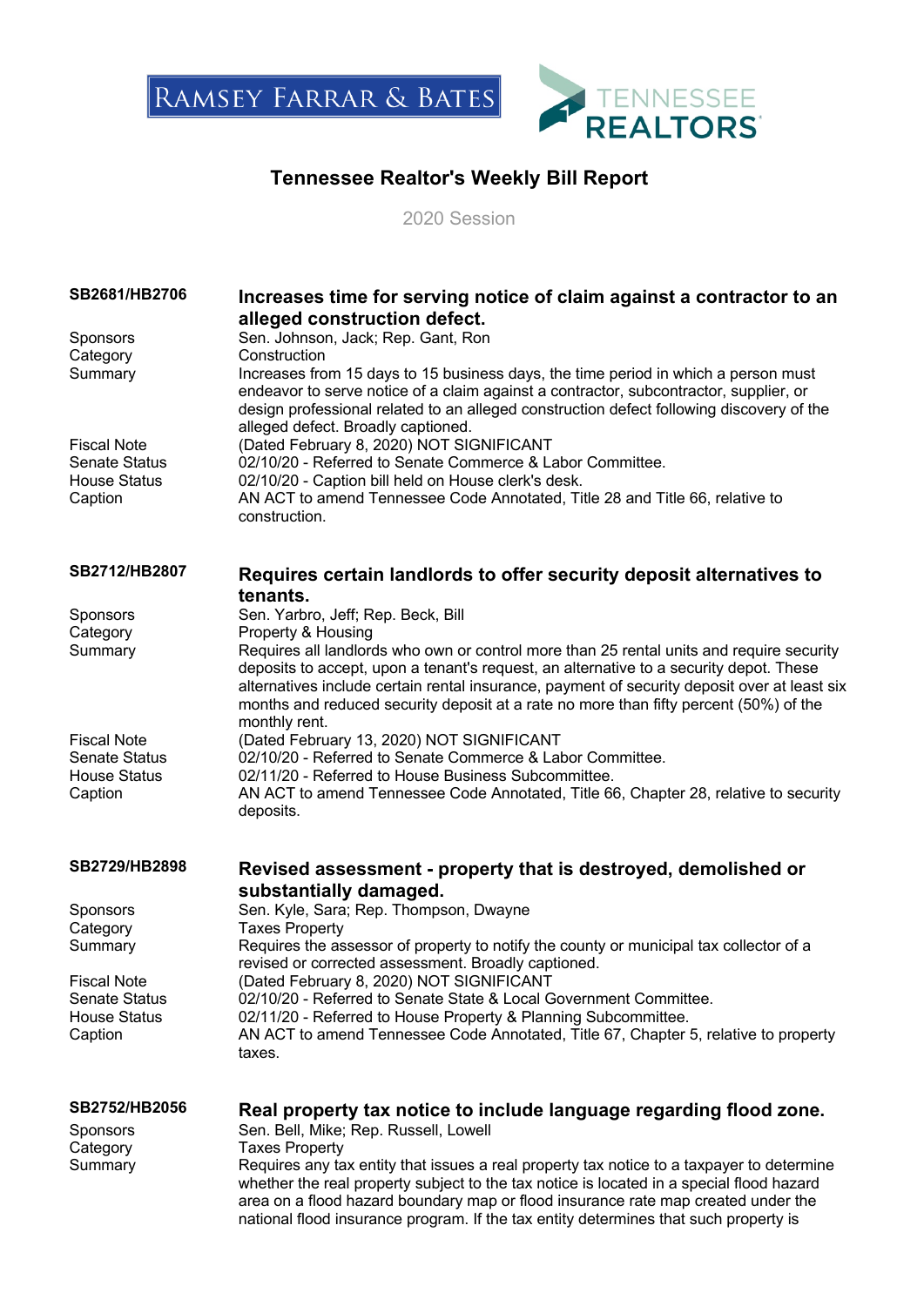RAMSEY FARRAR & BATES

TENNESSEE REALTORS

# Tennessee Realtor's Weekly Bill Report

2020 Session

## SB2681/HB2706 — Increases time for serving notice of claim against a contractor to an alleged construction defect.

| | |
|---|---|
| Sponsors | Sen. Johnson, Jack; Rep. Gant, Ron |
| Category | Construction |
| Summary | Increases from 15 days to 15 business days, the time period in which a person must endeavor to serve notice of a claim against a contractor, subcontractor, supplier, or design professional related to an alleged construction defect following discovery of the alleged defect. Broadly captioned. |
| Fiscal Note | (Dated February 8, 2020) NOT SIGNIFICANT |
| Senate Status | 02/10/20 - Referred to Senate Commerce & Labor Committee. |
| House Status | 02/10/20 - Caption bill held on House clerk's desk. |
| Caption | AN ACT to amend Tennessee Code Annotated, Title 28 and Title 66, relative to construction. |

## SB2712/HB2807 — Requires certain landlords to offer security deposit alternatives to tenants.

| | |
|---|---|
| Sponsors | Sen. Yarbro, Jeff; Rep. Beck, Bill |
| Category | Property & Housing |
| Summary | Requires all landlords who own or control more than 25 rental units and require security deposits to accept, upon a tenant's request, an alternative to a security depot. These alternatives include certain rental insurance, payment of security deposit over at least six months and reduced security deposit at a rate no more than fifty percent (50%) of the monthly rent. |
| Fiscal Note | (Dated February 13, 2020) NOT SIGNIFICANT |
| Senate Status | 02/10/20 - Referred to Senate Commerce & Labor Committee. |
| House Status | 02/11/20 - Referred to House Business Subcommittee. |
| Caption | AN ACT to amend Tennessee Code Annotated, Title 66, Chapter 28, relative to security deposits. |

## SB2729/HB2898 — Revised assessment - property that is destroyed, demolished or substantially damaged.

| | |
|---|---|
| Sponsors | Sen. Kyle, Sara; Rep. Thompson, Dwayne |
| Category | Taxes Property |
| Summary | Requires the assessor of property to notify the county or municipal tax collector of a revised or corrected assessment. Broadly captioned. |
| Fiscal Note | (Dated February 8, 2020) NOT SIGNIFICANT |
| Senate Status | 02/10/20 - Referred to Senate State & Local Government Committee. |
| House Status | 02/11/20 - Referred to House Property & Planning Subcommittee. |
| Caption | AN ACT to amend Tennessee Code Annotated, Title 67, Chapter 5, relative to property taxes. |

## SB2752/HB2056 — Real property tax notice to include language regarding flood zone.

| | |
|---|---|
| Sponsors | Sen. Bell, Mike; Rep. Russell, Lowell |
| Category | Taxes Property |
| Summary | Requires any tax entity that issues a real property tax notice to a taxpayer to determine whether the real property subject to the tax notice is located in a special flood hazard area on a flood hazard boundary map or flood insurance rate map created under the national flood insurance program. If the tax entity determines that such property is |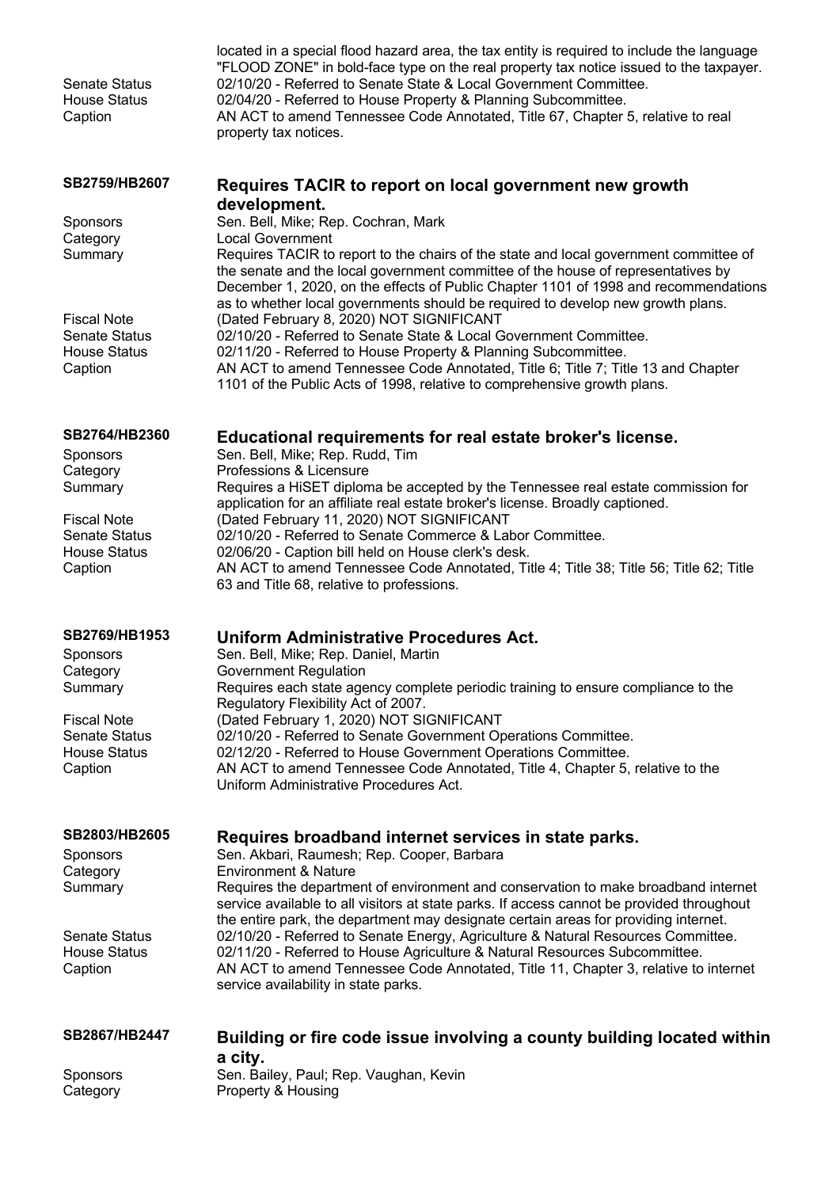located in a special flood hazard area, the tax entity is required to include the language "FLOOD ZONE" in bold-face type on the real property tax notice issued to the taxpayer.

Senate Status: 02/10/20 - Referred to Senate State & Local Government Committee.
House Status: 02/04/20 - Referred to House Property & Planning Subcommittee.
Caption: AN ACT to amend Tennessee Code Annotated, Title 67, Chapter 5, relative to real property tax notices.

## SB2759/HB2607 — Requires TACIR to report on local government new growth development.

Sponsors: Sen. Bell, Mike; Rep. Cochran, Mark
Category: Local Government
Summary: Requires TACIR to report to the chairs of the state and local government committee of the senate and the local government committee of the house of representatives by December 1, 2020, on the effects of Public Chapter 1101 of 1998 and recommendations as to whether local governments should be required to develop new growth plans.
Fiscal Note: (Dated February 8, 2020) NOT SIGNIFICANT
Senate Status: 02/10/20 - Referred to Senate State & Local Government Committee.
House Status: 02/11/20 - Referred to House Property & Planning Subcommittee.
Caption: AN ACT to amend Tennessee Code Annotated, Title 6; Title 7; Title 13 and Chapter 1101 of the Public Acts of 1998, relative to comprehensive growth plans.

## SB2764/HB2360 — Educational requirements for real estate broker's license.

Sponsors: Sen. Bell, Mike; Rep. Rudd, Tim
Category: Professions & Licensure
Summary: Requires a HiSET diploma be accepted by the Tennessee real estate commission for application for an affiliate real estate broker's license. Broadly captioned.
Fiscal Note: (Dated February 11, 2020) NOT SIGNIFICANT
Senate Status: 02/10/20 - Referred to Senate Commerce & Labor Committee.
House Status: 02/06/20 - Caption bill held on House clerk's desk.
Caption: AN ACT to amend Tennessee Code Annotated, Title 4; Title 38; Title 56; Title 62; Title 63 and Title 68, relative to professions.

## SB2769/HB1953 — Uniform Administrative Procedures Act.

Sponsors: Sen. Bell, Mike; Rep. Daniel, Martin
Category: Government Regulation
Summary: Requires each state agency complete periodic training to ensure compliance to the Regulatory Flexibility Act of 2007.
Fiscal Note: (Dated February 1, 2020) NOT SIGNIFICANT
Senate Status: 02/10/20 - Referred to Senate Government Operations Committee.
House Status: 02/12/20 - Referred to House Government Operations Committee.
Caption: AN ACT to amend Tennessee Code Annotated, Title 4, Chapter 5, relative to the Uniform Administrative Procedures Act.

## SB2803/HB2605 — Requires broadband internet services in state parks.

Sponsors: Sen. Akbari, Raumesh; Rep. Cooper, Barbara
Category: Environment & Nature
Summary: Requires the department of environment and conservation to make broadband internet service available to all visitors at state parks. If access cannot be provided throughout the entire park, the department may designate certain areas for providing internet.
Senate Status: 02/10/20 - Referred to Senate Energy, Agriculture & Natural Resources Committee.
House Status: 02/11/20 - Referred to House Agriculture & Natural Resources Subcommittee.
Caption: AN ACT to amend Tennessee Code Annotated, Title 11, Chapter 3, relative to internet service availability in state parks.

## SB2867/HB2447 — Building or fire code issue involving a county building located within a city.

Sponsors: Sen. Bailey, Paul; Rep. Vaughan, Kevin
Category: Property & Housing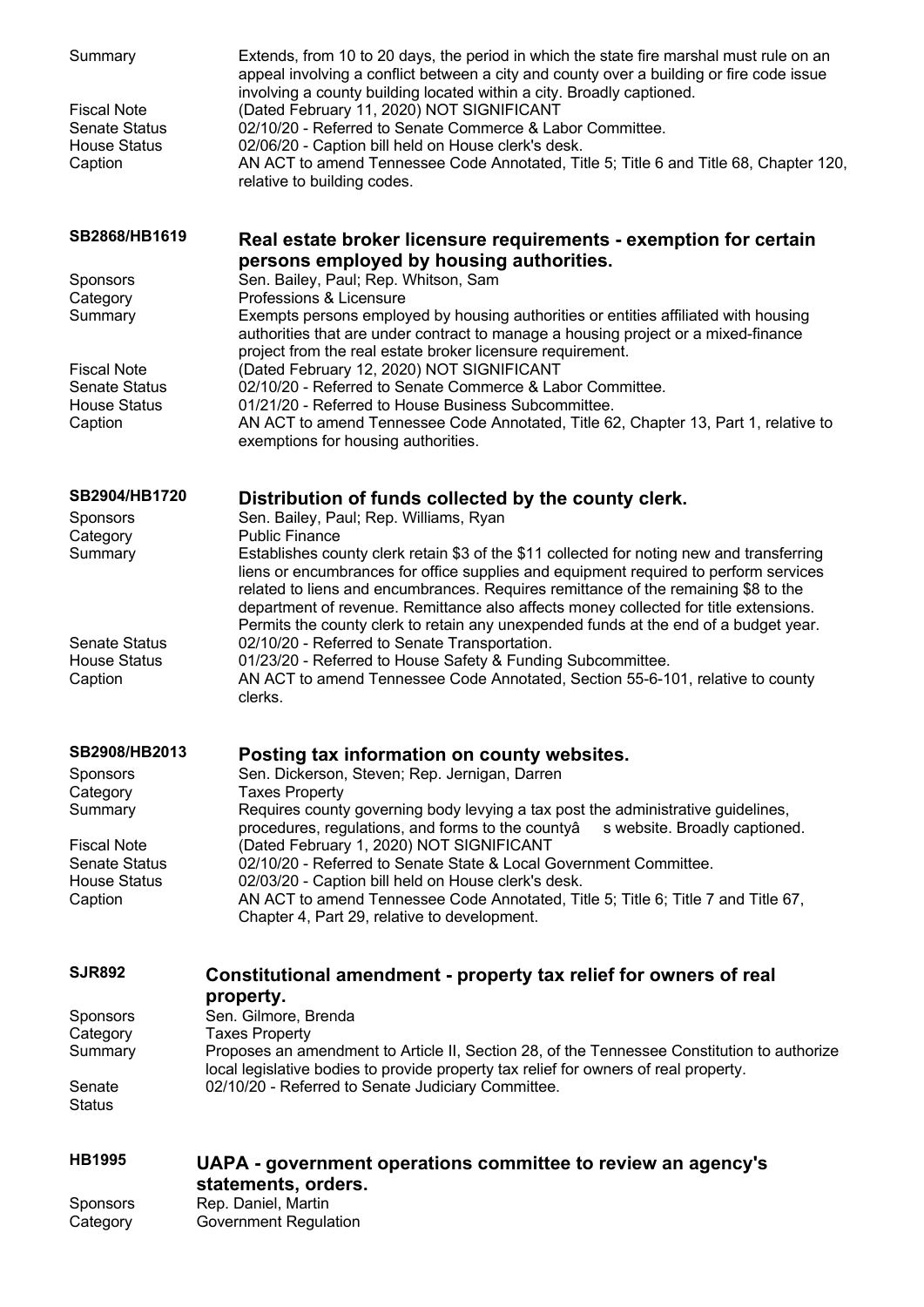| | |
|---|---|
| Summary | Extends, from 10 to 20 days, the period in which the state fire marshal must rule on an appeal involving a conflict between a city and county over a building or fire code issue involving a county building located within a city. Broadly captioned. |
| Fiscal Note | (Dated February 11, 2020) NOT SIGNIFICANT |
| Senate Status | 02/10/20 - Referred to Senate Commerce & Labor Committee. |
| House Status | 02/06/20 - Caption bill held on House clerk's desk. |
| Caption | AN ACT to amend Tennessee Code Annotated, Title 5; Title 6 and Title 68, Chapter 120, relative to building codes. |

### SB2868/HB1619 — Real estate broker licensure requirements - exemption for certain persons employed by housing authorities.

| | |
|---|---|
| Sponsors | Sen. Bailey, Paul; Rep. Whitson, Sam |
| Category | Professions & Licensure |
| Summary | Exempts persons employed by housing authorities or entities affiliated with housing authorities that are under contract to manage a housing project or a mixed-finance project from the real estate broker licensure requirement. |
| Fiscal Note | (Dated February 12, 2020) NOT SIGNIFICANT |
| Senate Status | 02/10/20 - Referred to Senate Commerce & Labor Committee. |
| House Status | 01/21/20 - Referred to House Business Subcommittee. |
| Caption | AN ACT to amend Tennessee Code Annotated, Title 62, Chapter 13, Part 1, relative to exemptions for housing authorities. |

### SB2904/HB1720 — Distribution of funds collected by the county clerk.

| | |
|---|---|
| Sponsors | Sen. Bailey, Paul; Rep. Williams, Ryan |
| Category | Public Finance |
| Summary | Establishes county clerk retain $3 of the $11 collected for noting new and transferring liens or encumbrances for office supplies and equipment required to perform services related to liens and encumbrances. Requires remittance of the remaining $8 to the department of revenue. Remittance also affects money collected for title extensions. Permits the county clerk to retain any unexpended funds at the end of a budget year. |
| Senate Status | 02/10/20 - Referred to Senate Transportation. |
| House Status | 01/23/20 - Referred to House Safety & Funding Subcommittee. |
| Caption | AN ACT to amend Tennessee Code Annotated, Section 55-6-101, relative to county clerks. |

### SB2908/HB2013 — Posting tax information on county websites.

| | |
|---|---|
| Sponsors | Sen. Dickerson, Steven; Rep. Jernigan, Darren |
| Category | Taxes Property |
| Summary | Requires county governing body levying a tax post the administrative guidelines, procedures, regulations, and forms to the countyâ s website. Broadly captioned. |
| Fiscal Note | (Dated February 1, 2020) NOT SIGNIFICANT |
| Senate Status | 02/10/20 - Referred to Senate State & Local Government Committee. |
| House Status | 02/03/20 - Caption bill held on House clerk's desk. |
| Caption | AN ACT to amend Tennessee Code Annotated, Title 5; Title 6; Title 7 and Title 67, Chapter 4, Part 29, relative to development. |

### SJR892 — Constitutional amendment - property tax relief for owners of real property.

| | |
|---|---|
| Sponsors | Sen. Gilmore, Brenda |
| Category | Taxes Property |
| Summary | Proposes an amendment to Article II, Section 28, of the Tennessee Constitution to authorize local legislative bodies to provide property tax relief for owners of real property. |
| Senate Status | 02/10/20 - Referred to Senate Judiciary Committee. |

### HB1995 — UAPA - government operations committee to review an agency's statements, orders.

| | |
|---|---|
| Sponsors | Rep. Daniel, Martin |
| Category | Government Regulation |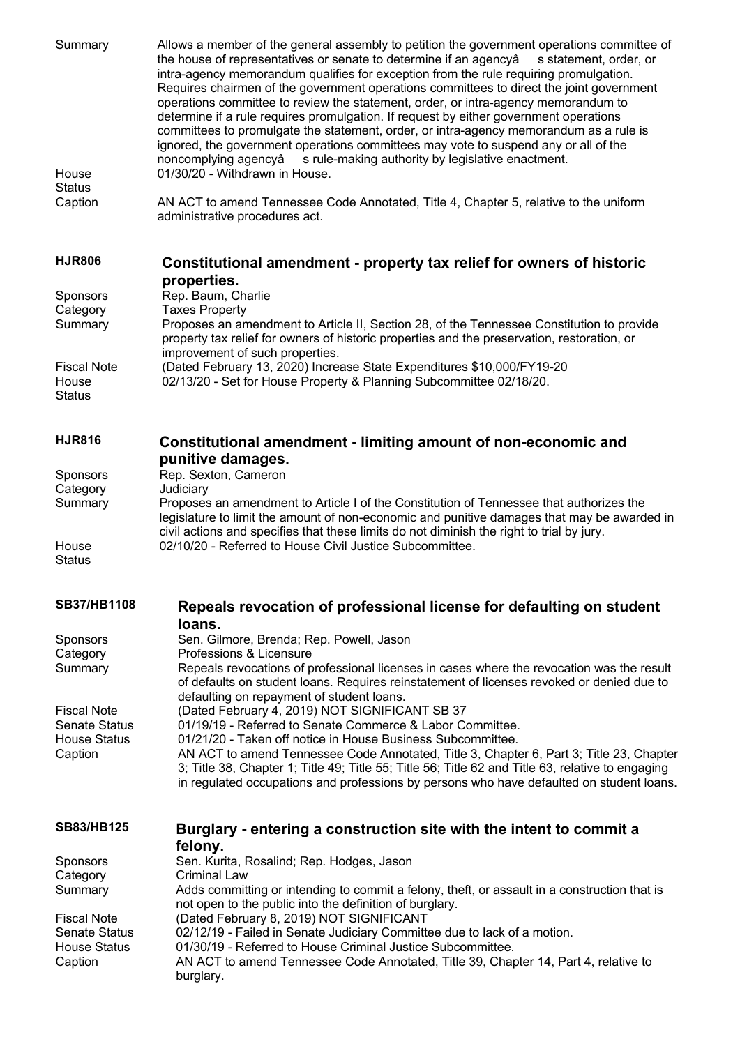| | |
|---|---|
| Summary | Allows a member of the general assembly to petition the government operations committee of the house of representatives or senate to determine if an agencyâ s statement, order, or intra-agency memorandum qualifies for exception from the rule requiring promulgation. Requires chairmen of the government operations committees to direct the joint government operations committee to review the statement, order, or intra-agency memorandum to determine if a rule requires promulgation. If request by either government operations committees to promulgate the statement, order, or intra-agency memorandum as a rule is ignored, the government operations committees may vote to suspend any or all of the noncomplying agencyâ s rule-making authority by legislative enactment. |
| House Status | 01/30/20 - Withdrawn in House. |
| Caption | AN ACT to amend Tennessee Code Annotated, Title 4, Chapter 5, relative to the uniform administrative procedures act. |

## HJR806 Constitutional amendment - property tax relief for owners of historic properties.

| | |
|---|---|
| Sponsors | Rep. Baum, Charlie |
| Category | Taxes Property |
| Summary | Proposes an amendment to Article II, Section 28, of the Tennessee Constitution to provide property tax relief for owners of historic properties and the preservation, restoration, or improvement of such properties. |
| Fiscal Note | (Dated February 13, 2020) Increase State Expenditures $10,000/FY19-20 |
| House Status | 02/13/20 - Set for House Property & Planning Subcommittee 02/18/20. |

## HJR816 Constitutional amendment - limiting amount of non-economic and punitive damages.

| | |
|---|---|
| Sponsors | Rep. Sexton, Cameron |
| Category | Judiciary |
| Summary | Proposes an amendment to Article I of the Constitution of Tennessee that authorizes the legislature to limit the amount of non-economic and punitive damages that may be awarded in civil actions and specifies that these limits do not diminish the right to trial by jury. |
| House Status | 02/10/20 - Referred to House Civil Justice Subcommittee. |

## SB37/HB1108 Repeals revocation of professional license for defaulting on student loans.

| | |
|---|---|
| Sponsors | Sen. Gilmore, Brenda; Rep. Powell, Jason |
| Category | Professions & Licensure |
| Summary | Repeals revocations of professional licenses in cases where the revocation was the result of defaults on student loans. Requires reinstatement of licenses revoked or denied due to defaulting on repayment of student loans. |
| Fiscal Note | (Dated February 4, 2019) NOT SIGNIFICANT SB 37 |
| Senate Status | 01/19/19 - Referred to Senate Commerce & Labor Committee. |
| House Status | 01/21/20 - Taken off notice in House Business Subcommittee. |
| Caption | AN ACT to amend Tennessee Code Annotated, Title 3, Chapter 6, Part 3; Title 23, Chapter 3; Title 38, Chapter 1; Title 49; Title 55; Title 56; Title 62 and Title 63, relative to engaging in regulated occupations and professions by persons who have defaulted on student loans. |

## SB83/HB125 Burglary - entering a construction site with the intent to commit a felony.

| | |
|---|---|
| Sponsors | Sen. Kurita, Rosalind; Rep. Hodges, Jason |
| Category | Criminal Law |
| Summary | Adds committing or intending to commit a felony, theft, or assault in a construction that is not open to the public into the definition of burglary. |
| Fiscal Note | (Dated February 8, 2019) NOT SIGNIFICANT |
| Senate Status | 02/12/19 - Failed in Senate Judiciary Committee due to lack of a motion. |
| House Status | 01/30/19 - Referred to House Criminal Justice Subcommittee. |
| Caption | AN ACT to amend Tennessee Code Annotated, Title 39, Chapter 14, Part 4, relative to burglary. |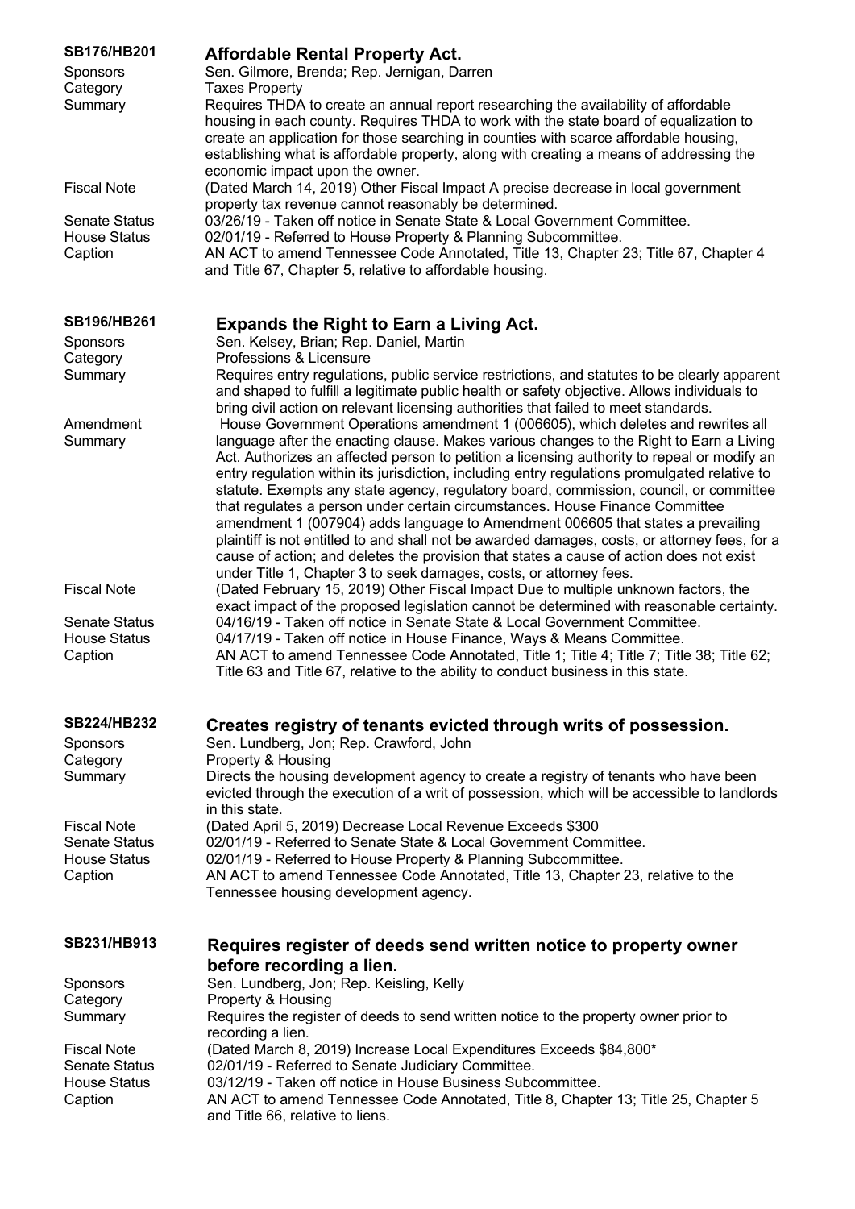## SB176/HB201 Affordable Rental Property Act.

**Sponsors** Sen. Gilmore, Brenda; Rep. Jernigan, Darren

**Category** Taxes Property

**Summary** Requires THDA to create an annual report researching the availability of affordable housing in each county. Requires THDA to work with the state board of equalization to create an application for those searching in counties with scarce affordable housing, establishing what is affordable property, along with creating a means of addressing the economic impact upon the owner.

**Fiscal Note** (Dated March 14, 2019) Other Fiscal Impact A precise decrease in local government property tax revenue cannot reasonably be determined.

**Senate Status** 03/26/19 - Taken off notice in Senate State & Local Government Committee.

**House Status** 02/01/19 - Referred to House Property & Planning Subcommittee.

**Caption** AN ACT to amend Tennessee Code Annotated, Title 13, Chapter 23; Title 67, Chapter 4 and Title 67, Chapter 5, relative to affordable housing.

## SB196/HB261 Expands the Right to Earn a Living Act.

**Sponsors** Sen. Kelsey, Brian; Rep. Daniel, Martin

**Category** Professions & Licensure

**Summary** Requires entry regulations, public service restrictions, and statutes to be clearly apparent and shaped to fulfill a legitimate public health or safety objective. Allows individuals to bring civil action on relevant licensing authorities that failed to meet standards.

**Amendment Summary** House Government Operations amendment 1 (006605), which deletes and rewrites all language after the enacting clause. Makes various changes to the Right to Earn a Living Act. Authorizes an affected person to petition a licensing authority to repeal or modify an entry regulation within its jurisdiction, including entry regulations promulgated relative to statute. Exempts any state agency, regulatory board, commission, council, or committee that regulates a person under certain circumstances. House Finance Committee amendment 1 (007904) adds language to Amendment 006605 that states a prevailing plaintiff is not entitled to and shall not be awarded damages, costs, or attorney fees, for a cause of action; and deletes the provision that states a cause of action does not exist under Title 1, Chapter 3 to seek damages, costs, or attorney fees.

**Fiscal Note** (Dated February 15, 2019) Other Fiscal Impact Due to multiple unknown factors, the exact impact of the proposed legislation cannot be determined with reasonable certainty.

**Senate Status** 04/16/19 - Taken off notice in Senate State & Local Government Committee.

**House Status** 04/17/19 - Taken off notice in House Finance, Ways & Means Committee.

**Caption** AN ACT to amend Tennessee Code Annotated, Title 1; Title 4; Title 7; Title 38; Title 62; Title 63 and Title 67, relative to the ability to conduct business in this state.

## SB224/HB232 Creates registry of tenants evicted through writs of possession.

**Sponsors** Sen. Lundberg, Jon; Rep. Crawford, John

**Category** Property & Housing

**Summary** Directs the housing development agency to create a registry of tenants who have been evicted through the execution of a writ of possession, which will be accessible to landlords in this state.

**Fiscal Note** (Dated April 5, 2019) Decrease Local Revenue Exceeds $300

**Senate Status** 02/01/19 - Referred to Senate State & Local Government Committee.

**House Status** 02/01/19 - Referred to House Property & Planning Subcommittee.

**Caption** AN ACT to amend Tennessee Code Annotated, Title 13, Chapter 23, relative to the Tennessee housing development agency.

## SB231/HB913 Requires register of deeds send written notice to property owner before recording a lien.

**Sponsors** Sen. Lundberg, Jon; Rep. Keisling, Kelly

**Category** Property & Housing

**Summary** Requires the register of deeds to send written notice to the property owner prior to recording a lien.

**Fiscal Note** (Dated March 8, 2019) Increase Local Expenditures Exceeds $84,800*

**Senate Status** 02/01/19 - Referred to Senate Judiciary Committee.

**House Status** 03/12/19 - Taken off notice in House Business Subcommittee.

**Caption** AN ACT to amend Tennessee Code Annotated, Title 8, Chapter 13; Title 25, Chapter 5 and Title 66, relative to liens.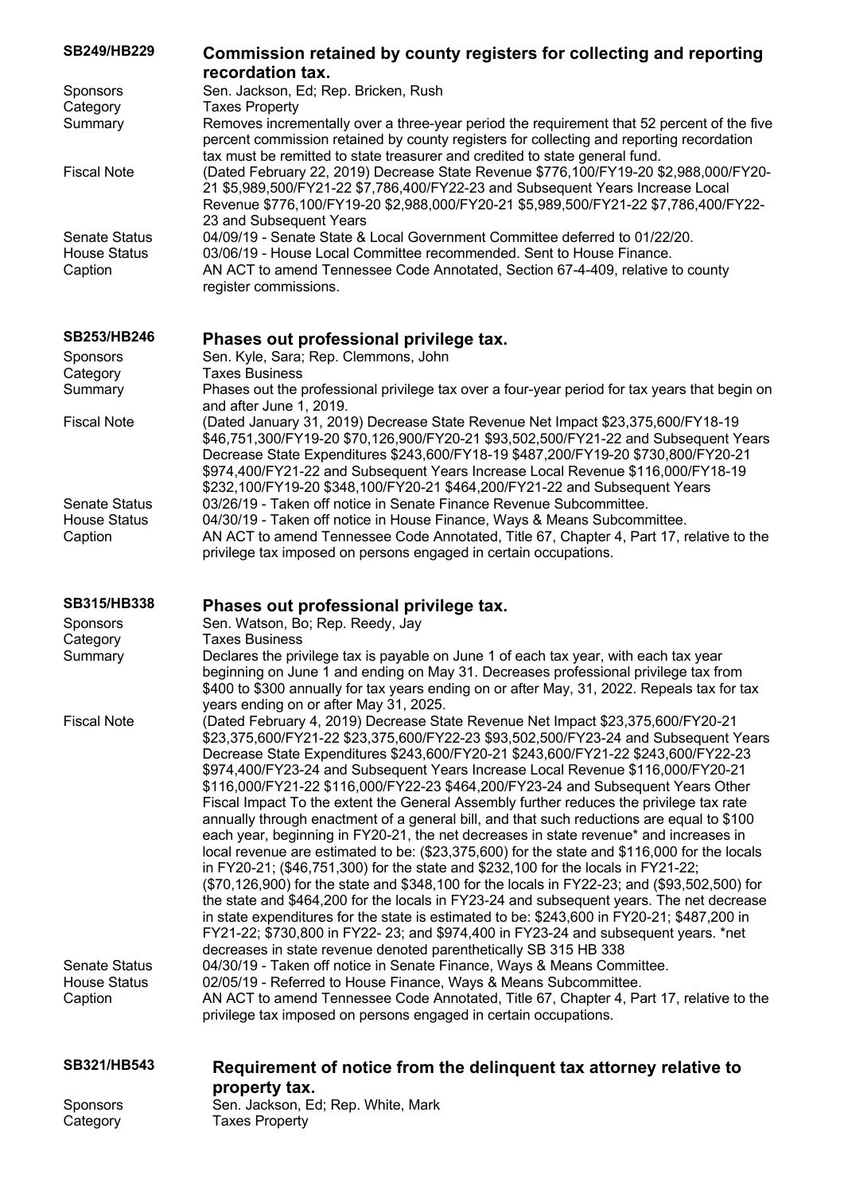**SB249/HB229** **Commission retained by county registers for collecting and reporting recordation tax.**

Sponsors: Sen. Jackson, Ed; Rep. Bricken, Rush

Category: Taxes Property

Summary: Removes incrementally over a three-year period the requirement that 52 percent of the five percent commission retained by county registers for collecting and reporting recordation tax must be remitted to state treasurer and credited to state general fund.

Fiscal Note: (Dated February 22, 2019) Decrease State Revenue $776,100/FY19-20 $2,988,000/FY20-21 $5,989,500/FY21-22 $7,786,400/FY22-23 and Subsequent Years Increase Local Revenue $776,100/FY19-20 $2,988,000/FY20-21 $5,989,500/FY21-22 $7,786,400/FY22-23 and Subsequent Years

Senate Status: 04/09/19 - Senate State & Local Government Committee deferred to 01/22/20.

House Status: 03/06/19 - House Local Committee recommended. Sent to House Finance.

Caption: AN ACT to amend Tennessee Code Annotated, Section 67-4-409, relative to county register commissions.

**SB253/HB246** **Phases out professional privilege tax.**

Sponsors: Sen. Kyle, Sara; Rep. Clemmons, John

Category: Taxes Business

Summary: Phases out the professional privilege tax over a four-year period for tax years that begin on and after June 1, 2019.

Fiscal Note: (Dated January 31, 2019) Decrease State Revenue Net Impact $23,375,600/FY18-19 $46,751,300/FY19-20 $70,126,900/FY20-21 $93,502,500/FY21-22 and Subsequent Years Decrease State Expenditures $243,600/FY18-19 $487,200/FY19-20 $730,800/FY20-21 $974,400/FY21-22 and Subsequent Years Increase Local Revenue $116,000/FY18-19 $232,100/FY19-20 $348,100/FY20-21 $464,200/FY21-22 and Subsequent Years

Senate Status: 03/26/19 - Taken off notice in Senate Finance Revenue Subcommittee.

House Status: 04/30/19 - Taken off notice in House Finance, Ways & Means Subcommittee.

Caption: AN ACT to amend Tennessee Code Annotated, Title 67, Chapter 4, Part 17, relative to the privilege tax imposed on persons engaged in certain occupations.

**SB315/HB338** **Phases out professional privilege tax.**

Sponsors: Sen. Watson, Bo; Rep. Reedy, Jay

Category: Taxes Business

Summary: Declares the privilege tax is payable on June 1 of each tax year, with each tax year beginning on June 1 and ending on May 31. Decreases professional privilege tax from $400 to $300 annually for tax years ending on or after May, 31, 2022. Repeals tax for tax years ending on or after May 31, 2025.

Fiscal Note: (Dated February 4, 2019) Decrease State Revenue Net Impact $23,375,600/FY20-21 $23,375,600/FY21-22 $23,375,600/FY22-23 $93,502,500/FY23-24 and Subsequent Years Decrease State Expenditures $243,600/FY20-21 $243,600/FY21-22 $243,600/FY22-23 $974,400/FY23-24 and Subsequent Years Increase Local Revenue $116,000/FY20-21 $116,000/FY21-22 $116,000/FY22-23 $464,200/FY23-24 and Subsequent Years Other Fiscal Impact To the extent the General Assembly further reduces the privilege tax rate annually through enactment of a general bill, and that such reductions are equal to $100 each year, beginning in FY20-21, the net decreases in state revenue* and increases in local revenue are estimated to be: ($23,375,600) for the state and $116,000 for the locals in FY20-21; ($46,751,300) for the state and $232,100 for the locals in FY21-22; ($70,126,900) for the state and $348,100 for the locals in FY22-23; and ($93,502,500) for the state and $464,200 for the locals in FY23-24 and subsequent years. The net decrease in state expenditures for the state is estimated to be: $243,600 in FY20-21; $487,200 in FY21-22; $730,800 in FY22- 23; and $974,400 in FY23-24 and subsequent years. *net decreases in state revenue denoted parenthetically SB 315 HB 338

Senate Status: 04/30/19 - Taken off notice in Senate Finance, Ways & Means Committee.

House Status: 02/05/19 - Referred to House Finance, Ways & Means Subcommittee.

Caption: AN ACT to amend Tennessee Code Annotated, Title 67, Chapter 4, Part 17, relative to the privilege tax imposed on persons engaged in certain occupations.

**SB321/HB543** **Requirement of notice from the delinquent tax attorney relative to property tax.**

Sponsors: Sen. Jackson, Ed; Rep. White, Mark

Category: Taxes Property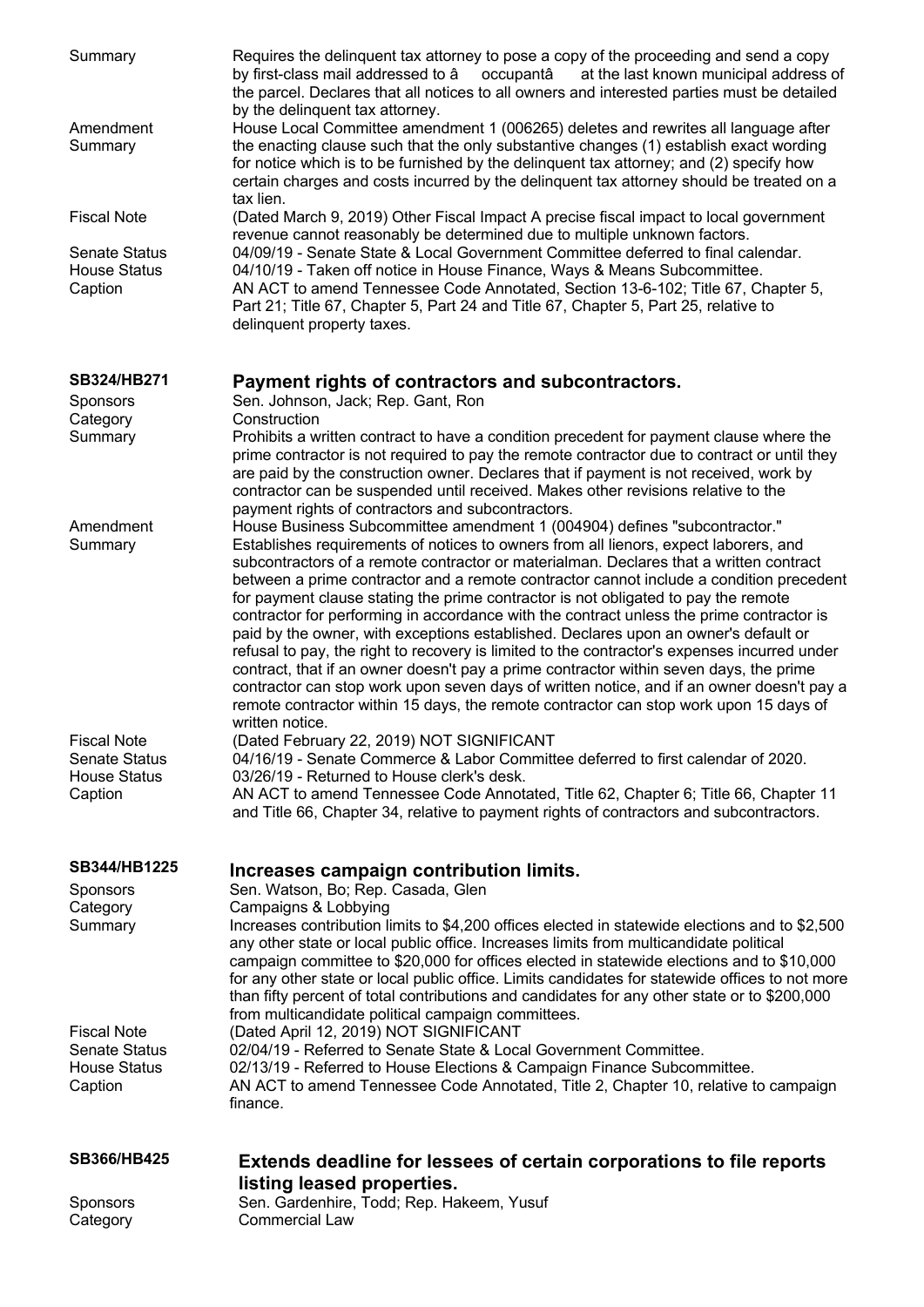Summary | Requires the delinquent tax attorney to pose a copy of the proceeding and send a copy by first-class mail addressed to â occupantâ at the last known municipal address of the parcel. Declares that all notices to all owners and interested parties must be detailed by the delinquent tax attorney.
---|---
Amendment Summary | House Local Committee amendment 1 (006265) deletes and rewrites all language after the enacting clause such that the only substantive changes (1) establish exact wording for notice which is to be furnished by the delinquent tax attorney; and (2) specify how certain charges and costs incurred by the delinquent tax attorney should be treated on a tax lien.
Fiscal Note | (Dated March 9, 2019) Other Fiscal Impact A precise fiscal impact to local government revenue cannot reasonably be determined due to multiple unknown factors.
Senate Status | 04/09/19 - Senate State & Local Government Committee deferred to final calendar.
House Status | 04/10/19 - Taken off notice in House Finance, Ways & Means Subcommittee.
Caption | AN ACT to amend Tennessee Code Annotated, Section 13-6-102; Title 67, Chapter 5, Part 21; Title 67, Chapter 5, Part 24 and Title 67, Chapter 5, Part 25, relative to delinquent property taxes.

## SB324/HB271 — Payment rights of contractors and subcontractors.

Sponsors | Sen. Johnson, Jack; Rep. Gant, Ron
---|---
Category | Construction
Summary | Prohibits a written contract to have a condition precedent for payment clause where the prime contractor is not required to pay the remote contractor due to contract or until they are paid by the construction owner. Declares that if payment is not received, work by contractor can be suspended until received. Makes other revisions relative to the payment rights of contractors and subcontractors.
Amendment Summary | House Business Subcommittee amendment 1 (004904) defines "subcontractor." Establishes requirements of notices to owners from all lienors, expect laborers, and subcontractors of a remote contractor or materialman. Declares that a written contract between a prime contractor and a remote contractor cannot include a condition precedent for payment clause stating the prime contractor is not obligated to pay the remote contractor for performing in accordance with the contract unless the prime contractor is paid by the owner, with exceptions established. Declares upon an owner's default or refusal to pay, the right to recovery is limited to the contractor's expenses incurred under contract, that if an owner doesn't pay a prime contractor within seven days, the prime contractor can stop work upon seven days of written notice, and if an owner doesn't pay a remote contractor within 15 days, the remote contractor can stop work upon 15 days of written notice.
Fiscal Note | (Dated February 22, 2019) NOT SIGNIFICANT
Senate Status | 04/16/19 - Senate Commerce & Labor Committee deferred to first calendar of 2020.
House Status | 03/26/19 - Returned to House clerk's desk.
Caption | AN ACT to amend Tennessee Code Annotated, Title 62, Chapter 6; Title 66, Chapter 11 and Title 66, Chapter 34, relative to payment rights of contractors and subcontractors.

## SB344/HB1225 — Increases campaign contribution limits.

Sponsors | Sen. Watson, Bo; Rep. Casada, Glen
---|---
Category | Campaigns & Lobbying
Summary | Increases contribution limits to $4,200 offices elected in statewide elections and to $2,500 any other state or local public office. Increases limits from multicandidate political campaign committee to $20,000 for offices elected in statewide elections and to $10,000 for any other state or local public office. Limits candidates for statewide offices to not more than fifty percent of total contributions and candidates for any other state or to $200,000 from multicandidate political campaign committees.
Fiscal Note | (Dated April 12, 2019) NOT SIGNIFICANT
Senate Status | 02/04/19 - Referred to Senate State & Local Government Committee.
House Status | 02/13/19 - Referred to House Elections & Campaign Finance Subcommittee.
Caption | AN ACT to amend Tennessee Code Annotated, Title 2, Chapter 10, relative to campaign finance.

## SB366/HB425 — Extends deadline for lessees of certain corporations to file reports listing leased properties.

Sponsors | Sen. Gardenhire, Todd; Rep. Hakeem, Yusuf
---|---
Category | Commercial Law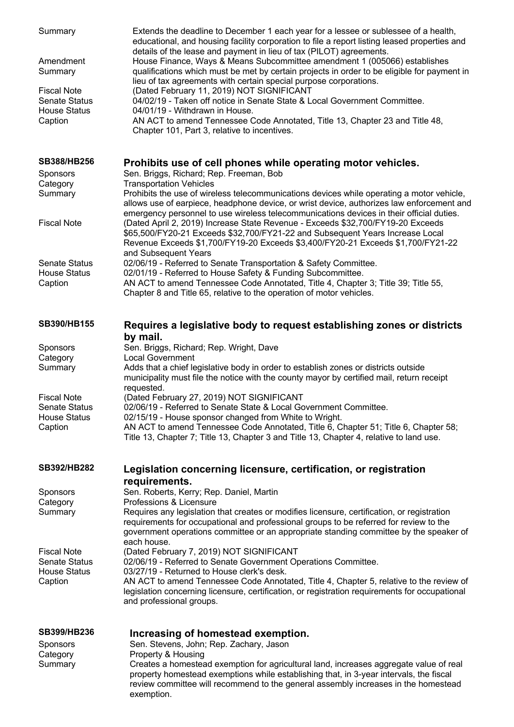| | |
|---|---|
| Summary | Extends the deadline to December 1 each year for a lessee or sublessee of a health, educational, and housing facility corporation to file a report listing leased properties and details of the lease and payment in lieu of tax (PILOT) agreements. |
| Amendment Summary | House Finance, Ways & Means Subcommittee amendment 1 (005066) establishes qualifications which must be met by certain projects in order to be eligible for payment in lieu of tax agreements with certain special purpose corporations. |
| Fiscal Note | (Dated February 11, 2019) NOT SIGNIFICANT |
| Senate Status | 04/02/19 - Taken off notice in Senate State & Local Government Committee. |
| House Status | 04/01/19 - Withdrawn in House. |
| Caption | AN ACT to amend Tennessee Code Annotated, Title 13, Chapter 23 and Title 48, Chapter 101, Part 3, relative to incentives. |

## SB388/HB256 — Prohibits use of cell phones while operating motor vehicles.

| | |
|---|---|
| Sponsors | Sen. Briggs, Richard; Rep. Freeman, Bob |
| Category | Transportation Vehicles |
| Summary | Prohibits the use of wireless telecommunications devices while operating a motor vehicle, allows use of earpiece, headphone device, or wrist device, authorizes law enforcement and emergency personnel to use wireless telecommunications devices in their official duties. |
| Fiscal Note | (Dated April 2, 2019) Increase State Revenue - Exceeds $32,700/FY19-20 Exceeds $65,500/FY20-21 Exceeds $32,700/FY21-22 and Subsequent Years Increase Local Revenue Exceeds $1,700/FY19-20 Exceeds $3,400/FY20-21 Exceeds $1,700/FY21-22 and Subsequent Years |
| Senate Status | 02/06/19 - Referred to Senate Transportation & Safety Committee. |
| House Status | 02/01/19 - Referred to House Safety & Funding Subcommittee. |
| Caption | AN ACT to amend Tennessee Code Annotated, Title 4, Chapter 3; Title 39; Title 55, Chapter 8 and Title 65, relative to the operation of motor vehicles. |

## SB390/HB155 — Requires a legislative body to request establishing zones or districts by mail.

| | |
|---|---|
| Sponsors | Sen. Briggs, Richard; Rep. Wright, Dave |
| Category | Local Government |
| Summary | Adds that a chief legislative body in order to establish zones or districts outside municipality must file the notice with the county mayor by certified mail, return receipt requested. |
| Fiscal Note | (Dated February 27, 2019) NOT SIGNIFICANT |
| Senate Status | 02/06/19 - Referred to Senate State & Local Government Committee. |
| House Status | 02/15/19 - House sponsor changed from White to Wright. |
| Caption | AN ACT to amend Tennessee Code Annotated, Title 6, Chapter 51; Title 6, Chapter 58; Title 13, Chapter 7; Title 13, Chapter 3 and Title 13, Chapter 4, relative to land use. |

## SB392/HB282 — Legislation concerning licensure, certification, or registration requirements.

| | |
|---|---|
| Sponsors | Sen. Roberts, Kerry; Rep. Daniel, Martin |
| Category | Professions & Licensure |
| Summary | Requires any legislation that creates or modifies licensure, certification, or registration requirements for occupational and professional groups to be referred for review to the government operations committee or an appropriate standing committee by the speaker of each house. |
| Fiscal Note | (Dated February 7, 2019) NOT SIGNIFICANT |
| Senate Status | 02/06/19 - Referred to Senate Government Operations Committee. |
| House Status | 03/27/19 - Returned to House clerk's desk. |
| Caption | AN ACT to amend Tennessee Code Annotated, Title 4, Chapter 5, relative to the review of legislation concerning licensure, certification, or registration requirements for occupational and professional groups. |

## SB399/HB236 — Increasing of homestead exemption.

| | |
|---|---|
| Sponsors | Sen. Stevens, John; Rep. Zachary, Jason |
| Category | Property & Housing |
| Summary | Creates a homestead exemption for agricultural land, increases aggregate value of real property homestead exemptions while establishing that, in 3-year intervals, the fiscal review committee will recommend to the general assembly increases in the homestead exemption. |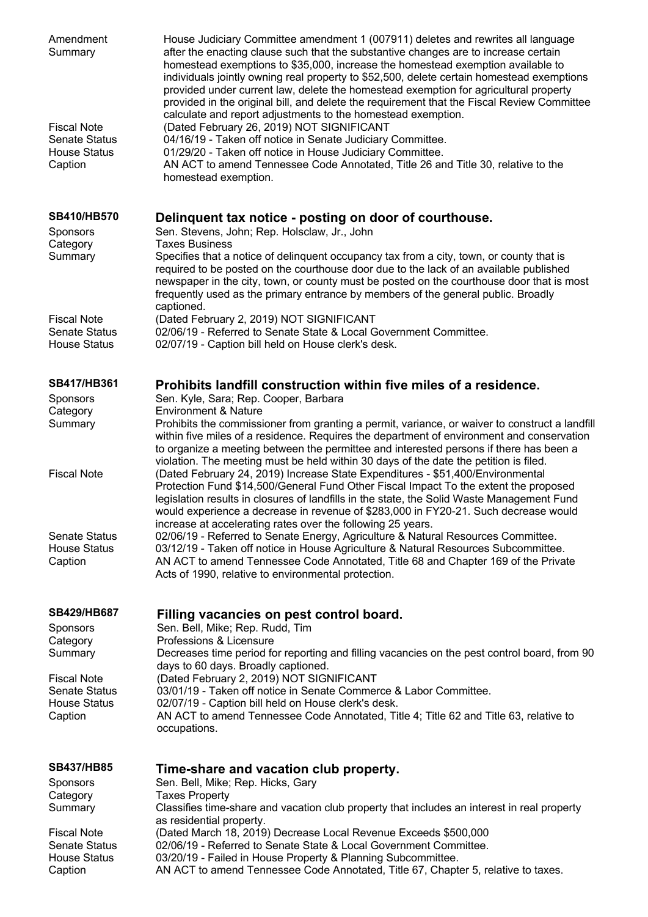Amendment Summary — House Judiciary Committee amendment 1 (007911) deletes and rewrites all language after the enacting clause such that the substantive changes are to increase certain homestead exemptions to $35,000, increase the homestead exemption available to individuals jointly owning real property to $52,500, delete certain homestead exemptions provided under current law, delete the homestead exemption for agricultural property provided in the original bill, and delete the requirement that the Fiscal Review Committee calculate and report adjustments to the homestead exemption.

Fiscal Note — (Dated February 26, 2019) NOT SIGNIFICANT

Senate Status — 04/16/19 - Taken off notice in Senate Judiciary Committee.

House Status — 01/29/20 - Taken off notice in House Judiciary Committee.

Caption — AN ACT to amend Tennessee Code Annotated, Title 26 and Title 30, relative to the homestead exemption.

## SB410/HB570 Delinquent tax notice - posting on door of courthouse.

Sponsors — Sen. Stevens, John; Rep. Holsclaw, Jr., John

Category — Taxes Business

Summary — Specifies that a notice of delinquent occupancy tax from a city, town, or county that is required to be posted on the courthouse door due to the lack of an available published newspaper in the city, town, or county must be posted on the courthouse door that is most frequently used as the primary entrance by members of the general public. Broadly captioned.

Fiscal Note — (Dated February 2, 2019) NOT SIGNIFICANT

Senate Status — 02/06/19 - Referred to Senate State & Local Government Committee.

House Status — 02/07/19 - Caption bill held on House clerk's desk.

## SB417/HB361 Prohibits landfill construction within five miles of a residence.

Sponsors — Sen. Kyle, Sara; Rep. Cooper, Barbara

Category — Environment & Nature

Summary — Prohibits the commissioner from granting a permit, variance, or waiver to construct a landfill within five miles of a residence. Requires the department of environment and conservation to organize a meeting between the permittee and interested persons if there has been a violation. The meeting must be held within 30 days of the date the petition is filed.

Fiscal Note — (Dated February 24, 2019) Increase State Expenditures - $51,400/Environmental Protection Fund $14,500/General Fund Other Fiscal Impact To the extent the proposed legislation results in closures of landfills in the state, the Solid Waste Management Fund would experience a decrease in revenue of $283,000 in FY20-21. Such decrease would increase at accelerating rates over the following 25 years.

Senate Status — 02/06/19 - Referred to Senate Energy, Agriculture & Natural Resources Committee.

House Status — 03/12/19 - Taken off notice in House Agriculture & Natural Resources Subcommittee.

Caption — AN ACT to amend Tennessee Code Annotated, Title 68 and Chapter 169 of the Private Acts of 1990, relative to environmental protection.

## SB429/HB687 Filling vacancies on pest control board.

Sponsors — Sen. Bell, Mike; Rep. Rudd, Tim

Category — Professions & Licensure

Summary — Decreases time period for reporting and filling vacancies on the pest control board, from 90 days to 60 days. Broadly captioned.

Fiscal Note — (Dated February 2, 2019) NOT SIGNIFICANT

Senate Status — 03/01/19 - Taken off notice in Senate Commerce & Labor Committee.

House Status — 02/07/19 - Caption bill held on House clerk's desk.

Caption — AN ACT to amend Tennessee Code Annotated, Title 4; Title 62 and Title 63, relative to occupations.

## SB437/HB85 Time-share and vacation club property.

Sponsors — Sen. Bell, Mike; Rep. Hicks, Gary

Category — Taxes Property

Summary — Classifies time-share and vacation club property that includes an interest in real property as residential property.

Fiscal Note — (Dated March 18, 2019) Decrease Local Revenue Exceeds $500,000

Senate Status — 02/06/19 - Referred to Senate State & Local Government Committee.

House Status — 03/20/19 - Failed in House Property & Planning Subcommittee.

Caption — AN ACT to amend Tennessee Code Annotated, Title 67, Chapter 5, relative to taxes.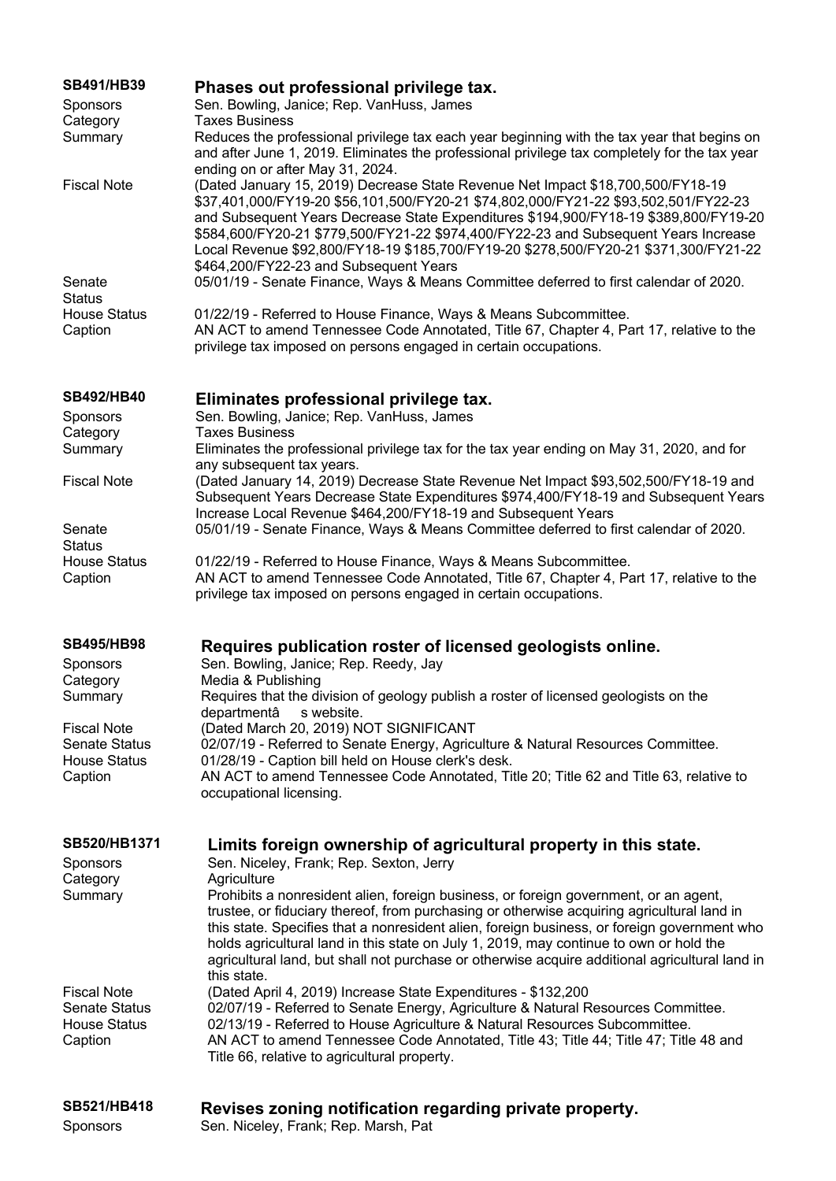**SB491/HB39** **Phases out professional privilege tax.**

| | |
|---|---|
| Sponsors | Sen. Bowling, Janice; Rep. VanHuss, James |
| Category | Taxes Business |
| Summary | Reduces the professional privilege tax each year beginning with the tax year that begins on and after June 1, 2019. Eliminates the professional privilege tax completely for the tax year ending on or after May 31, 2024. |
| Fiscal Note | (Dated January 15, 2019) Decrease State Revenue Net Impact $18,700,500/FY18-19 $37,401,000/FY19-20 $56,101,500/FY20-21 $74,802,000/FY21-22 $93,502,501/FY22-23 and Subsequent Years Decrease State Expenditures $194,900/FY18-19 $389,800/FY19-20 $584,600/FY20-21 $779,500/FY21-22 $974,400/FY22-23 and Subsequent Years Increase Local Revenue $92,800/FY18-19 $185,700/FY19-20 $278,500/FY20-21 $371,300/FY21-22 $464,200/FY22-23 and Subsequent Years |
| Senate Status | 05/01/19 - Senate Finance, Ways & Means Committee deferred to first calendar of 2020. |
| House Status | 01/22/19 - Referred to House Finance, Ways & Means Subcommittee. |
| Caption | AN ACT to amend Tennessee Code Annotated, Title 67, Chapter 4, Part 17, relative to the privilege tax imposed on persons engaged in certain occupations. |

**SB492/HB40** **Eliminates professional privilege tax.**

| | |
|---|---|
| Sponsors | Sen. Bowling, Janice; Rep. VanHuss, James |
| Category | Taxes Business |
| Summary | Eliminates the professional privilege tax for the tax year ending on May 31, 2020, and for any subsequent tax years. |
| Fiscal Note | (Dated January 14, 2019) Decrease State Revenue Net Impact $93,502,500/FY18-19 and Subsequent Years Decrease State Expenditures $974,400/FY18-19 and Subsequent Years Increase Local Revenue $464,200/FY18-19 and Subsequent Years |
| Senate Status | 05/01/19 - Senate Finance, Ways & Means Committee deferred to first calendar of 2020. |
| House Status | 01/22/19 - Referred to House Finance, Ways & Means Subcommittee. |
| Caption | AN ACT to amend Tennessee Code Annotated, Title 67, Chapter 4, Part 17, relative to the privilege tax imposed on persons engaged in certain occupations. |

**SB495/HB98** **Requires publication roster of licensed geologists online.**

| | |
|---|---|
| Sponsors | Sen. Bowling, Janice; Rep. Reedy, Jay |
| Category | Media & Publishing |
| Summary | Requires that the division of geology publish a roster of licensed geologists on the departmentâ s website. |
| Fiscal Note | (Dated March 20, 2019) NOT SIGNIFICANT |
| Senate Status | 02/07/19 - Referred to Senate Energy, Agriculture & Natural Resources Committee. |
| House Status | 01/28/19 - Caption bill held on House clerk's desk. |
| Caption | AN ACT to amend Tennessee Code Annotated, Title 20; Title 62 and Title 63, relative to occupational licensing. |

**SB520/HB1371** **Limits foreign ownership of agricultural property in this state.**

| | |
|---|---|
| Sponsors | Sen. Niceley, Frank; Rep. Sexton, Jerry |
| Category | Agriculture |
| Summary | Prohibits a nonresident alien, foreign business, or foreign government, or an agent, trustee, or fiduciary thereof, from purchasing or otherwise acquiring agricultural land in this state. Specifies that a nonresident alien, foreign business, or foreign government who holds agricultural land in this state on July 1, 2019, may continue to own or hold the agricultural land, but shall not purchase or otherwise acquire additional agricultural land in this state. |
| Fiscal Note | (Dated April 4, 2019) Increase State Expenditures - $132,200 |
| Senate Status | 02/07/19 - Referred to Senate Energy, Agriculture & Natural Resources Committee. |
| House Status | 02/13/19 - Referred to House Agriculture & Natural Resources Subcommittee. |
| Caption | AN ACT to amend Tennessee Code Annotated, Title 43; Title 44; Title 47; Title 48 and Title 66, relative to agricultural property. |

**SB521/HB418** **Revises zoning notification regarding private property.**

| | |
|---|---|
| Sponsors | Sen. Niceley, Frank; Rep. Marsh, Pat |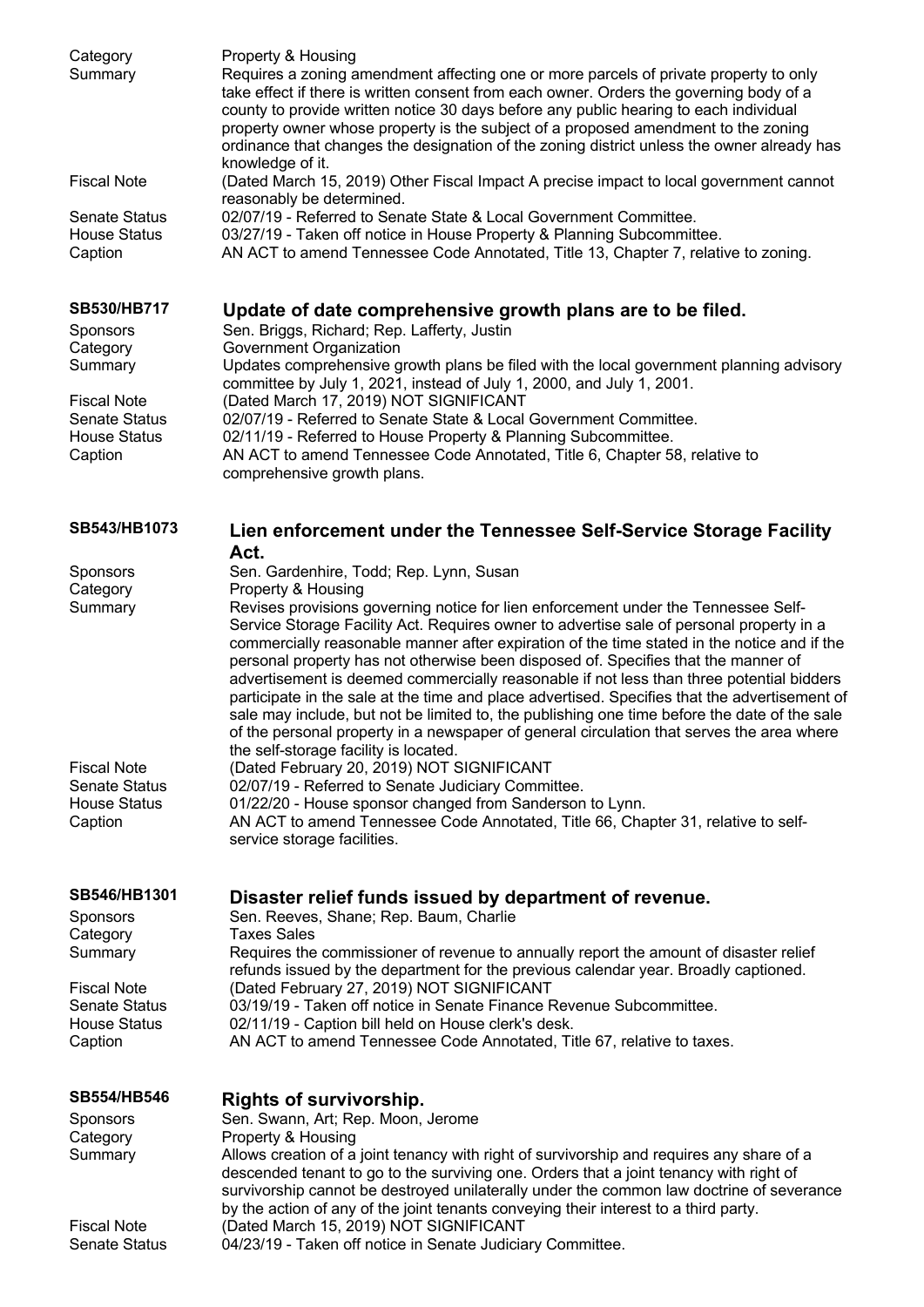| | |
|---|---|
| Category | Property & Housing |
| Summary | Requires a zoning amendment affecting one or more parcels of private property to only take effect if there is written consent from each owner. Orders the governing body of a county to provide written notice 30 days before any public hearing to each individual property owner whose property is the subject of a proposed amendment to the zoning ordinance that changes the designation of the zoning district unless the owner already has knowledge of it. |
| Fiscal Note | (Dated March 15, 2019) Other Fiscal Impact A precise impact to local government cannot reasonably be determined. |
| Senate Status | 02/07/19 - Referred to Senate State & Local Government Committee. |
| House Status | 03/27/19 - Taken off notice in House Property & Planning Subcommittee. |
| Caption | AN ACT to amend Tennessee Code Annotated, Title 13, Chapter 7, relative to zoning. |

## SB530/HB717 — Update of date comprehensive growth plans are to be filed.

| | |
|---|---|
| Sponsors | Sen. Briggs, Richard; Rep. Lafferty, Justin |
| Category | Government Organization |
| Summary | Updates comprehensive growth plans be filed with the local government planning advisory committee by July 1, 2021, instead of July 1, 2000, and July 1, 2001. |
| Fiscal Note | (Dated March 17, 2019) NOT SIGNIFICANT |
| Senate Status | 02/07/19 - Referred to Senate State & Local Government Committee. |
| House Status | 02/11/19 - Referred to House Property & Planning Subcommittee. |
| Caption | AN ACT to amend Tennessee Code Annotated, Title 6, Chapter 58, relative to comprehensive growth plans. |

## SB543/HB1073 — Lien enforcement under the Tennessee Self-Service Storage Facility Act.

| | |
|---|---|
| Sponsors | Sen. Gardenhire, Todd; Rep. Lynn, Susan |
| Category | Property & Housing |
| Summary | Revises provisions governing notice for lien enforcement under the Tennessee Self-Service Storage Facility Act. Requires owner to advertise sale of personal property in a commercially reasonable manner after expiration of the time stated in the notice and if the personal property has not otherwise been disposed of. Specifies that the manner of advertisement is deemed commercially reasonable if not less than three potential bidders participate in the sale at the time and place advertised. Specifies that the advertisement of sale may include, but not be limited to, the publishing one time before the date of the sale of the personal property in a newspaper of general circulation that serves the area where the self-storage facility is located. |
| Fiscal Note | (Dated February 20, 2019) NOT SIGNIFICANT |
| Senate Status | 02/07/19 - Referred to Senate Judiciary Committee. |
| House Status | 01/22/20 - House sponsor changed from Sanderson to Lynn. |
| Caption | AN ACT to amend Tennessee Code Annotated, Title 66, Chapter 31, relative to self-service storage facilities. |

## SB546/HB1301 — Disaster relief funds issued by department of revenue.

| | |
|---|---|
| Sponsors | Sen. Reeves, Shane; Rep. Baum, Charlie |
| Category | Taxes Sales |
| Summary | Requires the commissioner of revenue to annually report the amount of disaster relief refunds issued by the department for the previous calendar year. Broadly captioned. |
| Fiscal Note | (Dated February 27, 2019) NOT SIGNIFICANT |
| Senate Status | 03/19/19 - Taken off notice in Senate Finance Revenue Subcommittee. |
| House Status | 02/11/19 - Caption bill held on House clerk's desk. |
| Caption | AN ACT to amend Tennessee Code Annotated, Title 67, relative to taxes. |

## SB554/HB546 — Rights of survivorship.

| | |
|---|---|
| Sponsors | Sen. Swann, Art; Rep. Moon, Jerome |
| Category | Property & Housing |
| Summary | Allows creation of a joint tenancy with right of survivorship and requires any share of a descended tenant to go to the surviving one. Orders that a joint tenancy with right of survivorship cannot be destroyed unilaterally under the common law doctrine of severance by the action of any of the joint tenants conveying their interest to a third party. |
| Fiscal Note | (Dated March 15, 2019) NOT SIGNIFICANT |
| Senate Status | 04/23/19 - Taken off notice in Senate Judiciary Committee. |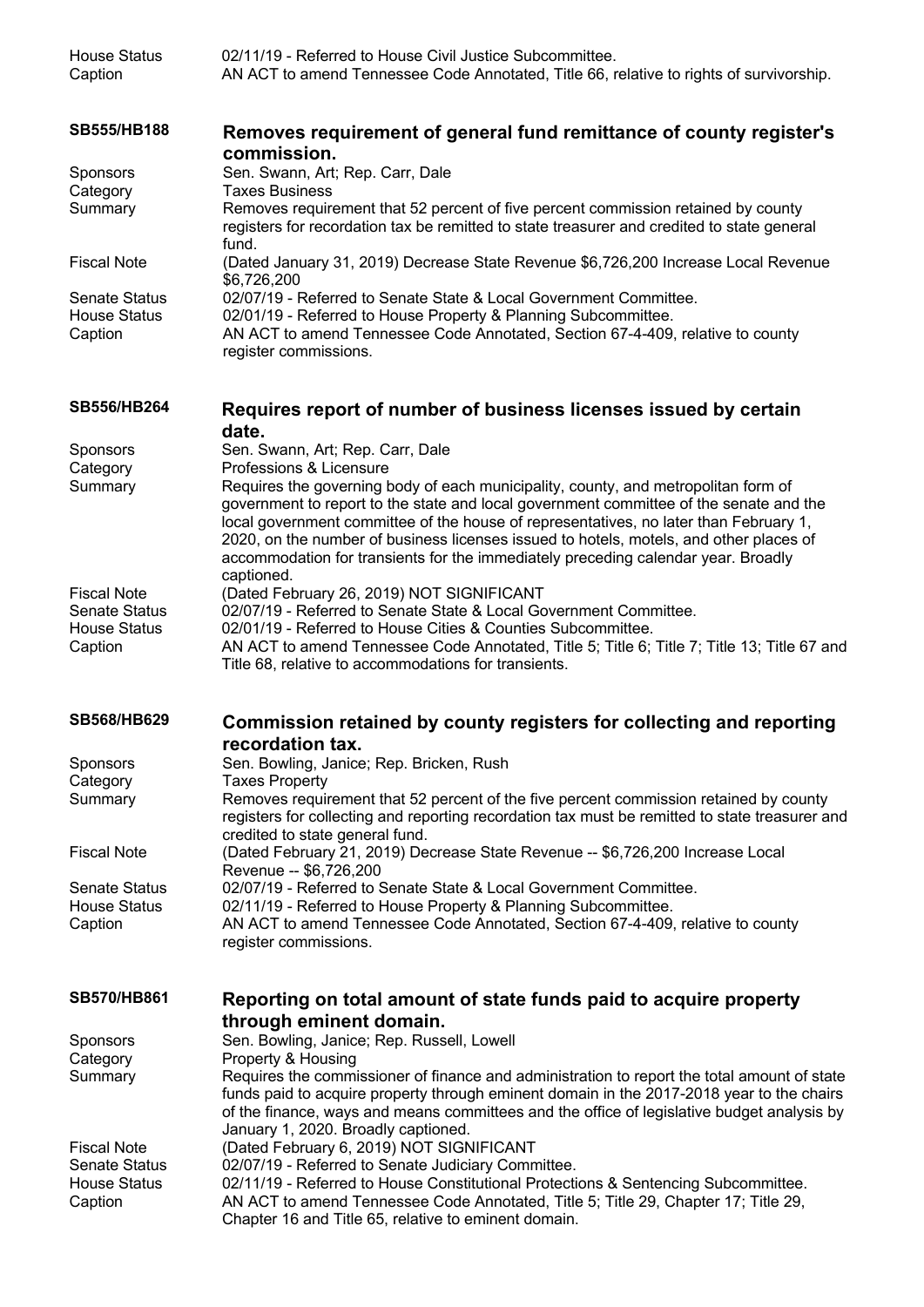| | |
|---|---|
| House Status | 02/11/19 - Referred to House Civil Justice Subcommittee. |
| Caption | AN ACT to amend Tennessee Code Annotated, Title 66, relative to rights of survivorship. |

## SB555/HB188 Removes requirement of general fund remittance of county register's commission.

| | |
|---|---|
| Sponsors | Sen. Swann, Art; Rep. Carr, Dale |
| Category | Taxes Business |
| Summary | Removes requirement that 52 percent of five percent commission retained by county registers for recordation tax be remitted to state treasurer and credited to state general fund. |
| Fiscal Note | (Dated January 31, 2019) Decrease State Revenue $6,726,200 Increase Local Revenue $6,726,200 |
| Senate Status | 02/07/19 - Referred to Senate State & Local Government Committee. |
| House Status | 02/01/19 - Referred to House Property & Planning Subcommittee. |
| Caption | AN ACT to amend Tennessee Code Annotated, Section 67-4-409, relative to county register commissions. |

## SB556/HB264 Requires report of number of business licenses issued by certain date.

| | |
|---|---|
| Sponsors | Sen. Swann, Art; Rep. Carr, Dale |
| Category | Professions & Licensure |
| Summary | Requires the governing body of each municipality, county, and metropolitan form of government to report to the state and local government committee of the senate and the local government committee of the house of representatives, no later than February 1, 2020, on the number of business licenses issued to hotels, motels, and other places of accommodation for transients for the immediately preceding calendar year. Broadly captioned. |
| Fiscal Note | (Dated February 26, 2019) NOT SIGNIFICANT |
| Senate Status | 02/07/19 - Referred to Senate State & Local Government Committee. |
| House Status | 02/01/19 - Referred to House Cities & Counties Subcommittee. |
| Caption | AN ACT to amend Tennessee Code Annotated, Title 5; Title 6; Title 7; Title 13; Title 67 and Title 68, relative to accommodations for transients. |

## SB568/HB629 Commission retained by county registers for collecting and reporting recordation tax.

| | |
|---|---|
| Sponsors | Sen. Bowling, Janice; Rep. Bricken, Rush |
| Category | Taxes Property |
| Summary | Removes requirement that 52 percent of the five percent commission retained by county registers for collecting and reporting recordation tax must be remitted to state treasurer and credited to state general fund. |
| Fiscal Note | (Dated February 21, 2019) Decrease State Revenue -- $6,726,200 Increase Local Revenue -- $6,726,200 |
| Senate Status | 02/07/19 - Referred to Senate State & Local Government Committee. |
| House Status | 02/11/19 - Referred to House Property & Planning Subcommittee. |
| Caption | AN ACT to amend Tennessee Code Annotated, Section 67-4-409, relative to county register commissions. |

## SB570/HB861 Reporting on total amount of state funds paid to acquire property through eminent domain.

| | |
|---|---|
| Sponsors | Sen. Bowling, Janice; Rep. Russell, Lowell |
| Category | Property & Housing |
| Summary | Requires the commissioner of finance and administration to report the total amount of state funds paid to acquire property through eminent domain in the 2017-2018 year to the chairs of the finance, ways and means committees and the office of legislative budget analysis by January 1, 2020. Broadly captioned. |
| Fiscal Note | (Dated February 6, 2019) NOT SIGNIFICANT |
| Senate Status | 02/07/19 - Referred to Senate Judiciary Committee. |
| House Status | 02/11/19 - Referred to House Constitutional Protections & Sentencing Subcommittee. |
| Caption | AN ACT to amend Tennessee Code Annotated, Title 5; Title 29, Chapter 17; Title 29, Chapter 16 and Title 65, relative to eminent domain. |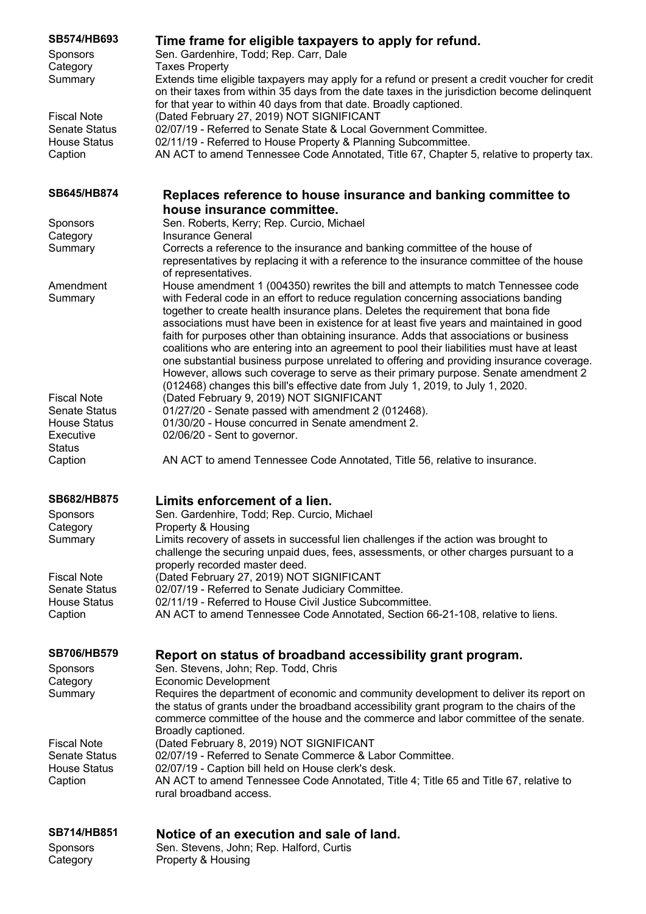**SB574/HB693** **Time frame for eligible taxpayers to apply for refund.**

Sponsors: Sen. Gardenhire, Todd; Rep. Carr, Dale
Category: Taxes Property
Summary: Extends time eligible taxpayers may apply for a refund or present a credit voucher for credit on their taxes from within 35 days from the date taxes in the jurisdiction become delinquent for that year to within 40 days from that date. Broadly captioned.
Fiscal Note: (Dated February 27, 2019) NOT SIGNIFICANT
Senate Status: 02/07/19 - Referred to Senate State & Local Government Committee.
House Status: 02/11/19 - Referred to House Property & Planning Subcommittee.
Caption: AN ACT to amend Tennessee Code Annotated, Title 67, Chapter 5, relative to property tax.

**SB645/HB874** **Replaces reference to house insurance and banking committee to house insurance committee.**

Sponsors: Sen. Roberts, Kerry; Rep. Curcio, Michael
Category: Insurance General
Summary: Corrects a reference to the insurance and banking committee of the house of representatives by replacing it with a reference to the insurance committee of the house of representatives.
Amendment Summary: House amendment 1 (004350) rewrites the bill and attempts to match Tennessee code with Federal code in an effort to reduce regulation concerning associations banding together to create health insurance plans. Deletes the requirement that bona fide associations must have been in existence for at least five years and maintained in good faith for purposes other than obtaining insurance. Adds that associations or business coalitions who are entering into an agreement to pool their liabilities must have at least one substantial business purpose unrelated to offering and providing insurance coverage. However, allows such coverage to serve as their primary purpose. Senate amendment 2 (012468) changes this bill's effective date from July 1, 2019, to July 1, 2020.
Fiscal Note: (Dated February 9, 2019) NOT SIGNIFICANT
Senate Status: 01/27/20 - Senate passed with amendment 2 (012468).
House Status: 01/30/20 - House concurred in Senate amendment 2.
Executive Status: 02/06/20 - Sent to governor.
Caption: AN ACT to amend Tennessee Code Annotated, Title 56, relative to insurance.

**SB682/HB875** **Limits enforcement of a lien.**

Sponsors: Sen. Gardenhire, Todd; Rep. Curcio, Michael
Category: Property & Housing
Summary: Limits recovery of assets in successful lien challenges if the action was brought to challenge the securing unpaid dues, fees, assessments, or other charges pursuant to a properly recorded master deed.
Fiscal Note: (Dated February 27, 2019) NOT SIGNIFICANT
Senate Status: 02/07/19 - Referred to Senate Judiciary Committee.
House Status: 02/11/19 - Referred to House Civil Justice Subcommittee.
Caption: AN ACT to amend Tennessee Code Annotated, Section 66-21-108, relative to liens.

**SB706/HB579** **Report on status of broadband accessibility grant program.**

Sponsors: Sen. Stevens, John; Rep. Todd, Chris
Category: Economic Development
Summary: Requires the department of economic and community development to deliver its report on the status of grants under the broadband accessibility grant program to the chairs of the commerce committee of the house and the commerce and labor committee of the senate. Broadly captioned.
Fiscal Note: (Dated February 8, 2019) NOT SIGNIFICANT
Senate Status: 02/07/19 - Referred to Senate Commerce & Labor Committee.
House Status: 02/07/19 - Caption bill held on House clerk's desk.
Caption: AN ACT to amend Tennessee Code Annotated, Title 4; Title 65 and Title 67, relative to rural broadband access.

**SB714/HB851** **Notice of an execution and sale of land.**

Sponsors: Sen. Stevens, John; Rep. Halford, Curtis
Category: Property & Housing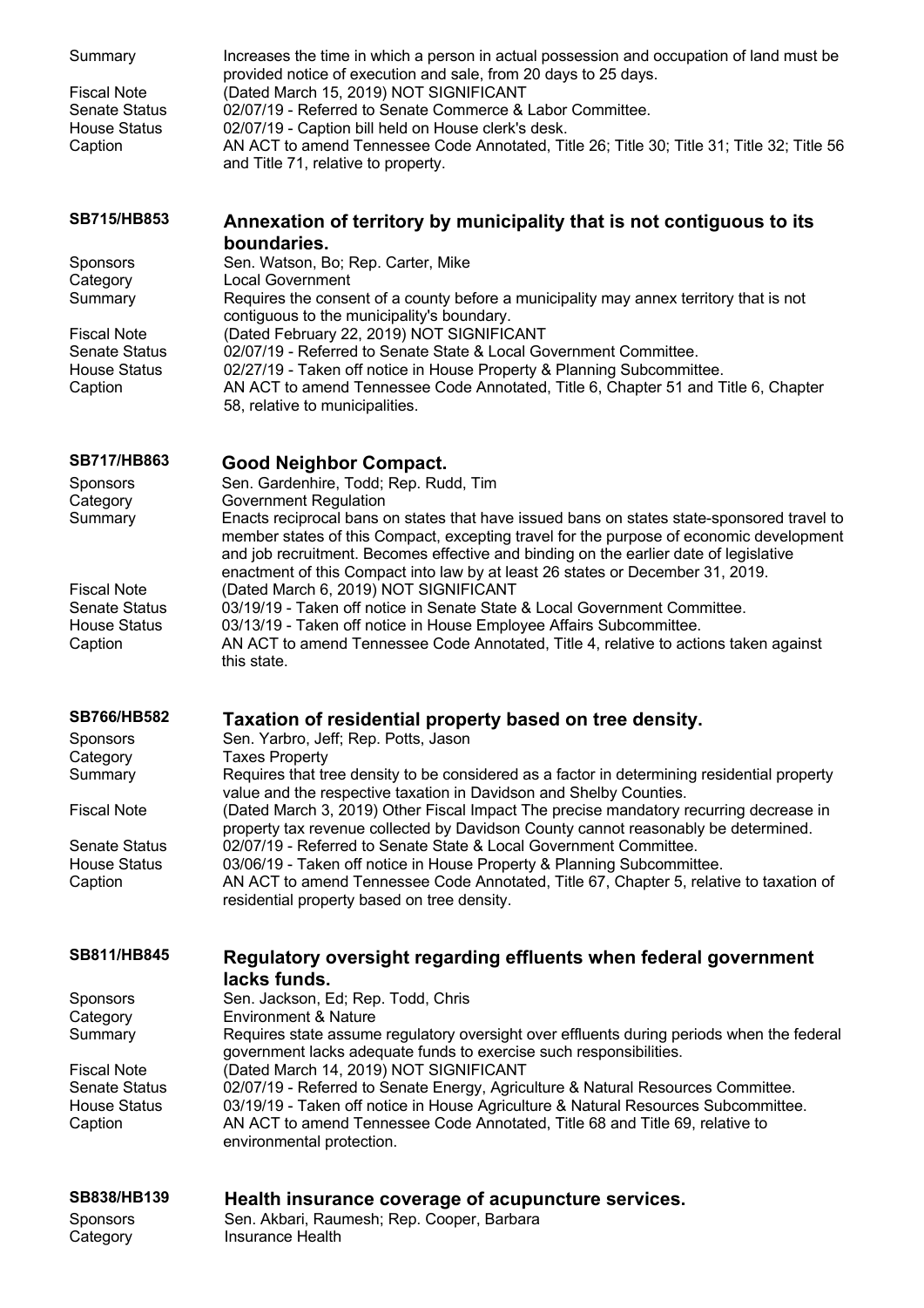| | |
|---|---|
| Summary | Increases the time in which a person in actual possession and occupation of land must be provided notice of execution and sale, from 20 days to 25 days. |
| Fiscal Note | (Dated March 15, 2019) NOT SIGNIFICANT |
| Senate Status | 02/07/19 - Referred to Senate Commerce & Labor Committee. |
| House Status | 02/07/19 - Caption bill held on House clerk's desk. |
| Caption | AN ACT to amend Tennessee Code Annotated, Title 26; Title 30; Title 31; Title 32; Title 56 and Title 71, relative to property. |

### SB715/HB853 Annexation of territory by municipality that is not contiguous to its boundaries.

| | |
|---|---|
| Sponsors | Sen. Watson, Bo; Rep. Carter, Mike |
| Category | Local Government |
| Summary | Requires the consent of a county before a municipality may annex territory that is not contiguous to the municipality's boundary. |
| Fiscal Note | (Dated February 22, 2019) NOT SIGNIFICANT |
| Senate Status | 02/07/19 - Referred to Senate State & Local Government Committee. |
| House Status | 02/27/19 - Taken off notice in House Property & Planning Subcommittee. |
| Caption | AN ACT to amend Tennessee Code Annotated, Title 6, Chapter 51 and Title 6, Chapter 58, relative to municipalities. |

### SB717/HB863 Good Neighbor Compact.

| | |
|---|---|
| Sponsors | Sen. Gardenhire, Todd; Rep. Rudd, Tim |
| Category | Government Regulation |
| Summary | Enacts reciprocal bans on states that have issued bans on states state-sponsored travel to member states of this Compact, excepting travel for the purpose of economic development and job recruitment. Becomes effective and binding on the earlier date of legislative enactment of this Compact into law by at least 26 states or December 31, 2019. |
| Fiscal Note | (Dated March 6, 2019) NOT SIGNIFICANT |
| Senate Status | 03/19/19 - Taken off notice in Senate State & Local Government Committee. |
| House Status | 03/13/19 - Taken off notice in House Employee Affairs Subcommittee. |
| Caption | AN ACT to amend Tennessee Code Annotated, Title 4, relative to actions taken against this state. |

### SB766/HB582 Taxation of residential property based on tree density.

| | |
|---|---|
| Sponsors | Sen. Yarbro, Jeff; Rep. Potts, Jason |
| Category | Taxes Property |
| Summary | Requires that tree density to be considered as a factor in determining residential property value and the respective taxation in Davidson and Shelby Counties. |
| Fiscal Note | (Dated March 3, 2019) Other Fiscal Impact The precise mandatory recurring decrease in property tax revenue collected by Davidson County cannot reasonably be determined. |
| Senate Status | 02/07/19 - Referred to Senate State & Local Government Committee. |
| House Status | 03/06/19 - Taken off notice in House Property & Planning Subcommittee. |
| Caption | AN ACT to amend Tennessee Code Annotated, Title 67, Chapter 5, relative to taxation of residential property based on tree density. |

### SB811/HB845 Regulatory oversight regarding effluents when federal government lacks funds.

| | |
|---|---|
| Sponsors | Sen. Jackson, Ed; Rep. Todd, Chris |
| Category | Environment & Nature |
| Summary | Requires state assume regulatory oversight over effluents during periods when the federal government lacks adequate funds to exercise such responsibilities. |
| Fiscal Note | (Dated March 14, 2019) NOT SIGNIFICANT |
| Senate Status | 02/07/19 - Referred to Senate Energy, Agriculture & Natural Resources Committee. |
| House Status | 03/19/19 - Taken off notice in House Agriculture & Natural Resources Subcommittee. |
| Caption | AN ACT to amend Tennessee Code Annotated, Title 68 and Title 69, relative to environmental protection. |

### SB838/HB139 Health insurance coverage of acupuncture services.

| | |
|---|---|
| Sponsors | Sen. Akbari, Raumesh; Rep. Cooper, Barbara |
| Category | Insurance Health |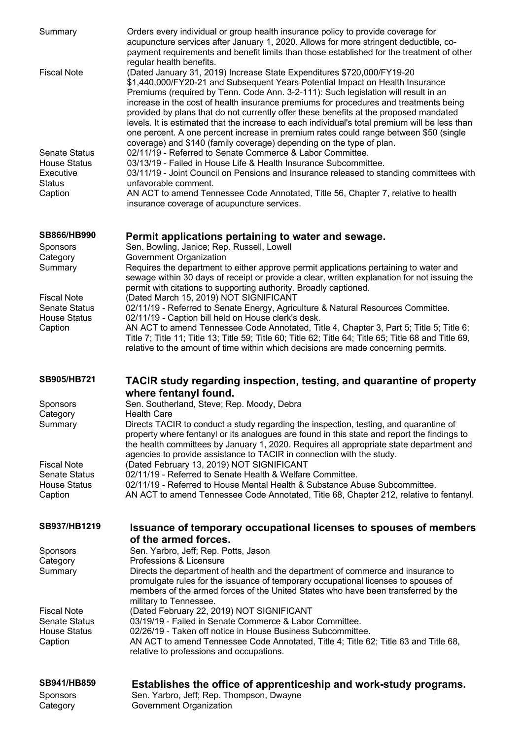| | |
|---|---|
| Summary | Orders every individual or group health insurance policy to provide coverage for acupuncture services after January 1, 2020. Allows for more stringent deductible, co-payment requirements and benefit limits than those established for the treatment of other regular health benefits. |
| Fiscal Note | (Dated January 31, 2019) Increase State Expenditures $720,000/FY19-20 $1,440,000/FY20-21 and Subsequent Years Potential Impact on Health Insurance Premiums (required by Tenn. Code Ann. 3-2-111): Such legislation will result in an increase in the cost of health insurance premiums for procedures and treatments being provided by plans that do not currently offer these benefits at the proposed mandated levels. It is estimated that the increase to each individual's total premium will be less than one percent. A one percent increase in premium rates could range between $50 (single coverage) and $140 (family coverage) depending on the type of plan. |
| Senate Status | 02/11/19 - Referred to Senate Commerce & Labor Committee. |
| House Status | 03/13/19 - Failed in House Life & Health Insurance Subcommittee. |
| Executive Status | 03/11/19 - Joint Council on Pensions and Insurance released to standing committees with unfavorable comment. |
| Caption | AN ACT to amend Tennessee Code Annotated, Title 56, Chapter 7, relative to health insurance coverage of acupuncture services. |

## SB866/HB990 Permit applications pertaining to water and sewage.

| | |
|---|---|
| Sponsors | Sen. Bowling, Janice; Rep. Russell, Lowell |
| Category | Government Organization |
| Summary | Requires the department to either approve permit applications pertaining to water and sewage within 30 days of receipt or provide a clear, written explanation for not issuing the permit with citations to supporting authority. Broadly captioned. |
| Fiscal Note | (Dated March 15, 2019) NOT SIGNIFICANT |
| Senate Status | 02/11/19 - Referred to Senate Energy, Agriculture & Natural Resources Committee. |
| House Status | 02/11/19 - Caption bill held on House clerk's desk. |
| Caption | AN ACT to amend Tennessee Code Annotated, Title 4, Chapter 3, Part 5; Title 5; Title 6; Title 7; Title 11; Title 13; Title 59; Title 60; Title 62; Title 64; Title 65; Title 68 and Title 69, relative to the amount of time within which decisions are made concerning permits. |

## SB905/HB721 TACIR study regarding inspection, testing, and quarantine of property where fentanyl found.

| | |
|---|---|
| Sponsors | Sen. Southerland, Steve; Rep. Moody, Debra |
| Category | Health Care |
| Summary | Directs TACIR to conduct a study regarding the inspection, testing, and quarantine of property where fentanyl or its analogues are found in this state and report the findings to the health committees by January 1, 2020. Requires all appropriate state department and agencies to provide assistance to TACIR in connection with the study. |
| Fiscal Note | (Dated February 13, 2019) NOT SIGNIFICANT |
| Senate Status | 02/11/19 - Referred to Senate Health & Welfare Committee. |
| House Status | 02/11/19 - Referred to House Mental Health & Substance Abuse Subcommittee. |
| Caption | AN ACT to amend Tennessee Code Annotated, Title 68, Chapter 212, relative to fentanyl. |

## SB937/HB1219 Issuance of temporary occupational licenses to spouses of members of the armed forces.

| | |
|---|---|
| Sponsors | Sen. Yarbro, Jeff; Rep. Potts, Jason |
| Category | Professions & Licensure |
| Summary | Directs the department of health and the department of commerce and insurance to promulgate rules for the issuance of temporary occupational licenses to spouses of members of the armed forces of the United States who have been transferred by the military to Tennessee. |
| Fiscal Note | (Dated February 22, 2019) NOT SIGNIFICANT |
| Senate Status | 03/19/19 - Failed in Senate Commerce & Labor Committee. |
| House Status | 02/26/19 - Taken off notice in House Business Subcommittee. |
| Caption | AN ACT to amend Tennessee Code Annotated, Title 4; Title 62; Title 63 and Title 68, relative to professions and occupations. |

## SB941/HB859 Establishes the office of apprenticeship and work-study programs.

| | |
|---|---|
| Sponsors | Sen. Yarbro, Jeff; Rep. Thompson, Dwayne |
| Category | Government Organization |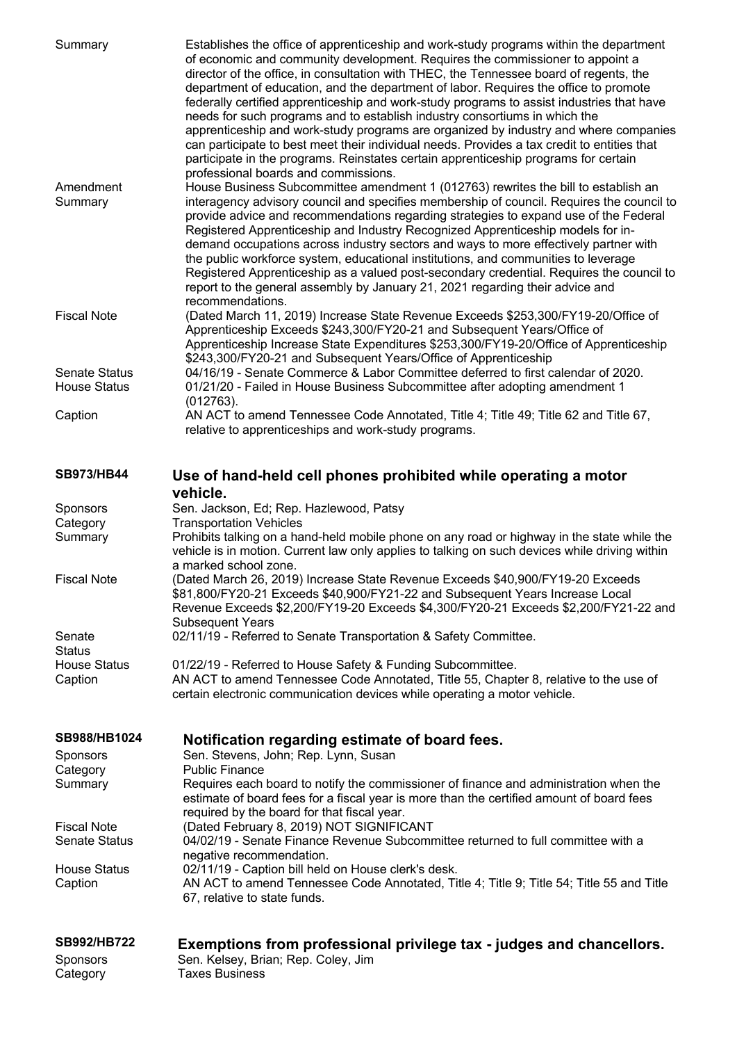| | |
|---|---|
| Summary | Establishes the office of apprenticeship and work-study programs within the department of economic and community development. Requires the commissioner to appoint a director of the office, in consultation with THEC, the Tennessee board of regents, the department of education, and the department of labor. Requires the office to promote federally certified apprenticeship and work-study programs to assist industries that have needs for such programs and to establish industry consortiums in which the apprenticeship and work-study programs are organized by industry and where companies can participate to best meet their individual needs. Provides a tax credit to entities that participate in the programs. Reinstates certain apprenticeship programs for certain professional boards and commissions. |
| Amendment Summary | House Business Subcommittee amendment 1 (012763) rewrites the bill to establish an interagency advisory council and specifies membership of council. Requires the council to provide advice and recommendations regarding strategies to expand use of the Federal Registered Apprenticeship and Industry Recognized Apprenticeship models for in-demand occupations across industry sectors and ways to more effectively partner with the public workforce system, educational institutions, and communities to leverage Registered Apprenticeship as a valued post-secondary credential. Requires the council to report to the general assembly by January 21, 2021 regarding their advice and recommendations. |
| Fiscal Note | (Dated March 11, 2019) Increase State Revenue Exceeds \$253,300/FY19-20/Office of Apprenticeship Exceeds \$243,300/FY20-21 and Subsequent Years/Office of Apprenticeship Increase State Expenditures \$253,300/FY19-20/Office of Apprenticeship \$243,300/FY20-21 and Subsequent Years/Office of Apprenticeship |
| Senate Status | 04/16/19 - Senate Commerce & Labor Committee deferred to first calendar of 2020. |
| House Status | 01/21/20 - Failed in House Business Subcommittee after adopting amendment 1 (012763). |
| Caption | AN ACT to amend Tennessee Code Annotated, Title 4; Title 49; Title 62 and Title 67, relative to apprenticeships and work-study programs. |

## SB973/HB44 Use of hand-held cell phones prohibited while operating a motor vehicle.

| | |
|---|---|
| Sponsors | Sen. Jackson, Ed; Rep. Hazlewood, Patsy |
| Category | Transportation Vehicles |
| Summary | Prohibits talking on a hand-held mobile phone on any road or highway in the state while the vehicle is in motion. Current law only applies to talking on such devices while driving within a marked school zone. |
| Fiscal Note | (Dated March 26, 2019) Increase State Revenue Exceeds \$40,900/FY19-20 Exceeds \$81,800/FY20-21 Exceeds \$40,900/FY21-22 and Subsequent Years Increase Local Revenue Exceeds \$2,200/FY19-20 Exceeds \$4,300/FY20-21 Exceeds \$2,200/FY21-22 and Subsequent Years |
| Senate Status | 02/11/19 - Referred to Senate Transportation & Safety Committee. |
| House Status | 01/22/19 - Referred to House Safety & Funding Subcommittee. |
| Caption | AN ACT to amend Tennessee Code Annotated, Title 55, Chapter 8, relative to the use of certain electronic communication devices while operating a motor vehicle. |

## SB988/HB1024 Notification regarding estimate of board fees.

| | |
|---|---|
| Sponsors | Sen. Stevens, John; Rep. Lynn, Susan |
| Category | Public Finance |
| Summary | Requires each board to notify the commissioner of finance and administration when the estimate of board fees for a fiscal year is more than the certified amount of board fees required by the board for that fiscal year. |
| Fiscal Note | (Dated February 8, 2019) NOT SIGNIFICANT |
| Senate Status | 04/02/19 - Senate Finance Revenue Subcommittee returned to full committee with a negative recommendation. |
| House Status | 02/11/19 - Caption bill held on House clerk's desk. |
| Caption | AN ACT to amend Tennessee Code Annotated, Title 4; Title 9; Title 54; Title 55 and Title 67, relative to state funds. |

## SB992/HB722 Exemptions from professional privilege tax - judges and chancellors.

| | |
|---|---|
| Sponsors | Sen. Kelsey, Brian; Rep. Coley, Jim |
| Category | Taxes Business |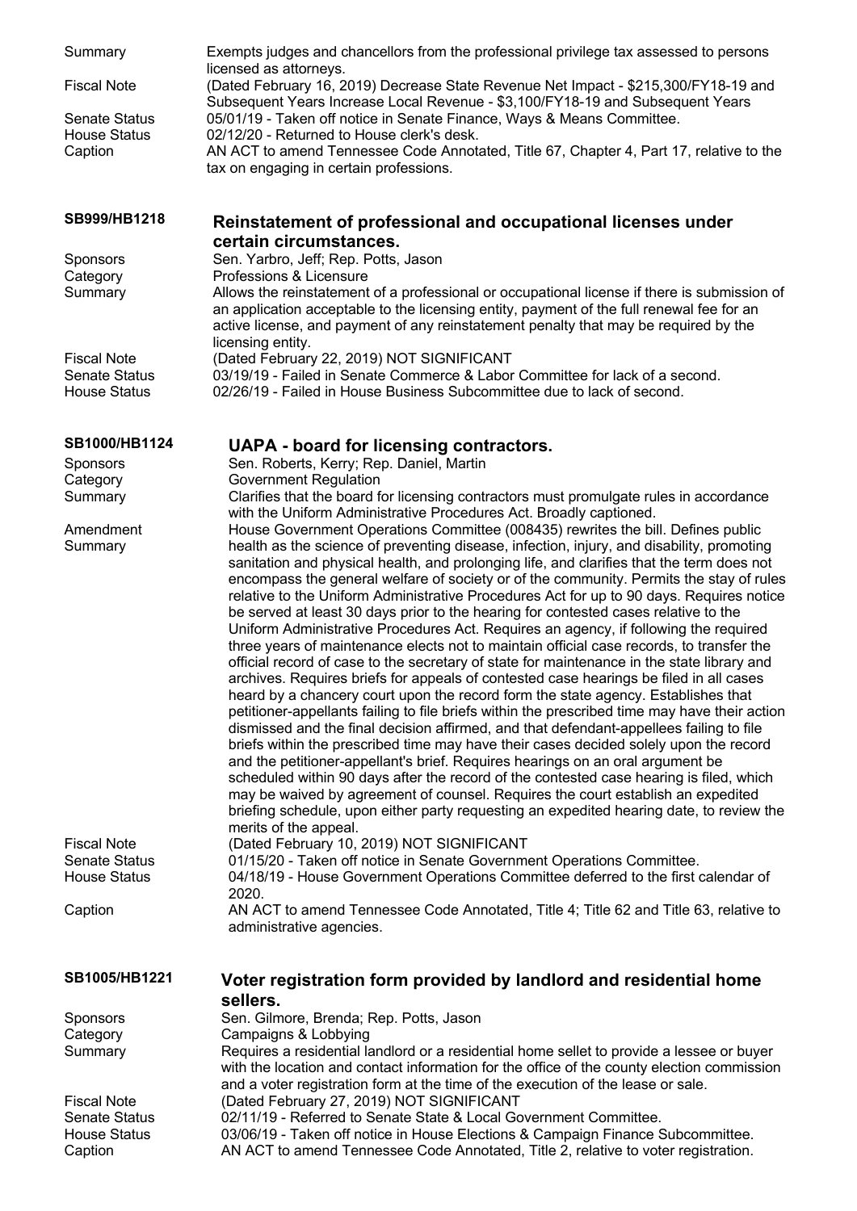**Summary** Exempts judges and chancellors from the professional privilege tax assessed to persons licensed as attorneys.

**Fiscal Note** (Dated February 16, 2019) Decrease State Revenue Net Impact - $215,300/FY18-19 and Subsequent Years Increase Local Revenue - $3,100/FY18-19 and Subsequent Years

**Senate Status** 05/01/19 - Taken off notice in Senate Finance, Ways & Means Committee.

**House Status** 02/12/20 - Returned to House clerk's desk.

**Caption** AN ACT to amend Tennessee Code Annotated, Title 67, Chapter 4, Part 17, relative to the tax on engaging in certain professions.

## SB999/HB1218 Reinstatement of professional and occupational licenses under certain circumstances.

**Sponsors** Sen. Yarbro, Jeff; Rep. Potts, Jason

**Category** Professions & Licensure

**Summary** Allows the reinstatement of a professional or occupational license if there is submission of an application acceptable to the licensing entity, payment of the full renewal fee for an active license, and payment of any reinstatement penalty that may be required by the licensing entity.

**Fiscal Note** (Dated February 22, 2019) NOT SIGNIFICANT

**Senate Status** 03/19/19 - Failed in Senate Commerce & Labor Committee for lack of a second.

**House Status** 02/26/19 - Failed in House Business Subcommittee due to lack of second.

## SB1000/HB1124 UAPA - board for licensing contractors.

**Sponsors** Sen. Roberts, Kerry; Rep. Daniel, Martin

**Category** Government Regulation

**Summary** Clarifies that the board for licensing contractors must promulgate rules in accordance with the Uniform Administrative Procedures Act. Broadly captioned.

**Amendment Summary** House Government Operations Committee (008435) rewrites the bill. Defines public health as the science of preventing disease, infection, injury, and disability, promoting sanitation and physical health, and prolonging life, and clarifies that the term does not encompass the general welfare of society or of the community. Permits the stay of rules relative to the Uniform Administrative Procedures Act for up to 90 days. Requires notice be served at least 30 days prior to the hearing for contested cases relative to the Uniform Administrative Procedures Act. Requires an agency, if following the required three years of maintenance elects not to maintain official case records, to transfer the official record of case to the secretary of state for maintenance in the state library and archives. Requires briefs for appeals of contested case hearings be filed in all cases heard by a chancery court upon the record form the state agency. Establishes that petitioner-appellants failing to file briefs within the prescribed time may have their action dismissed and the final decision affirmed, and that defendant-appellees failing to file briefs within the prescribed time may have their cases decided solely upon the record and the petitioner-appellant's brief. Requires hearings on an oral argument be scheduled within 90 days after the record of the contested case hearing is filed, which may be waived by agreement of counsel. Requires the court establish an expedited briefing schedule, upon either party requesting an expedited hearing date, to review the merits of the appeal.

**Fiscal Note** (Dated February 10, 2019) NOT SIGNIFICANT

**Senate Status** 01/15/20 - Taken off notice in Senate Government Operations Committee.

**House Status** 04/18/19 - House Government Operations Committee deferred to the first calendar of 2020.

**Caption** AN ACT to amend Tennessee Code Annotated, Title 4; Title 62 and Title 63, relative to administrative agencies.

## SB1005/HB1221 Voter registration form provided by landlord and residential home sellers.

**Sponsors** Sen. Gilmore, Brenda; Rep. Potts, Jason

**Category** Campaigns & Lobbying

**Summary** Requires a residential landlord or a residential home sellet to provide a lessee or buyer with the location and contact information for the office of the county election commission and a voter registration form at the time of the execution of the lease or sale.

**Fiscal Note** (Dated February 27, 2019) NOT SIGNIFICANT

**Senate Status** 02/11/19 - Referred to Senate State & Local Government Committee.

**House Status** 03/06/19 - Taken off notice in House Elections & Campaign Finance Subcommittee.

**Caption** AN ACT to amend Tennessee Code Annotated, Title 2, relative to voter registration.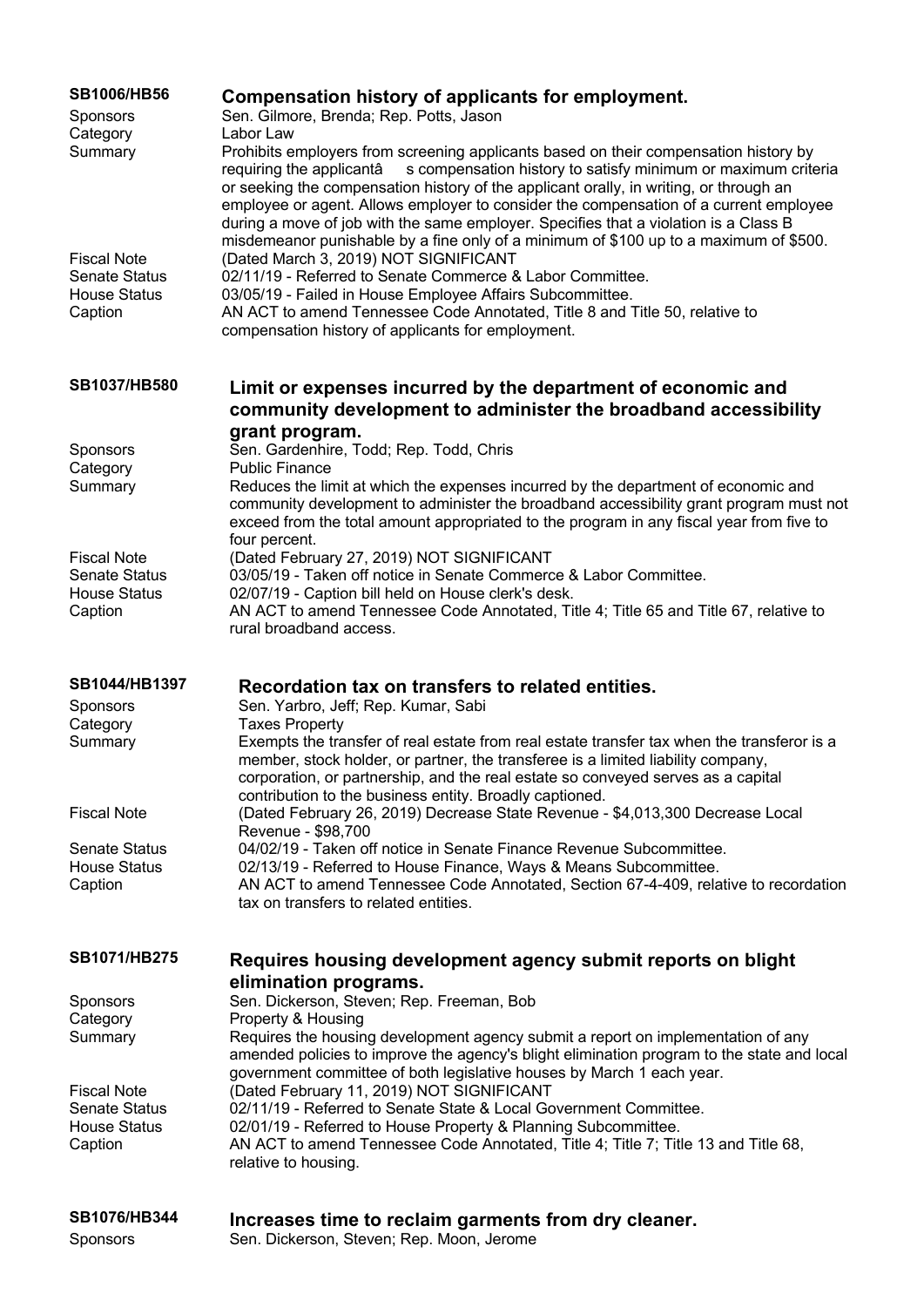## SB1006/HB56 — Compensation history of applicants for employment.

| | |
|---|---|
| Sponsors | Sen. Gilmore, Brenda; Rep. Potts, Jason |
| Category | Labor Law |
| Summary | Prohibits employers from screening applicants based on their compensation history by requiring the applicantâ s compensation history to satisfy minimum or maximum criteria or seeking the compensation history of the applicant orally, in writing, or through an employee or agent. Allows employer to consider the compensation of a current employee during a move of job with the same employer. Specifies that a violation is a Class B misdemeanor punishable by a fine only of a minimum of $100 up to a maximum of $500. |
| Fiscal Note | (Dated March 3, 2019) NOT SIGNIFICANT |
| Senate Status | 02/11/19 - Referred to Senate Commerce & Labor Committee. |
| House Status | 03/05/19 - Failed in House Employee Affairs Subcommittee. |
| Caption | AN ACT to amend Tennessee Code Annotated, Title 8 and Title 50, relative to compensation history of applicants for employment. |

## SB1037/HB580 — Limit or expenses incurred by the department of economic and community development to administer the broadband accessibility grant program.

| | |
|---|---|
| Sponsors | Sen. Gardenhire, Todd; Rep. Todd, Chris |
| Category | Public Finance |
| Summary | Reduces the limit at which the expenses incurred by the department of economic and community development to administer the broadband accessibility grant program must not exceed from the total amount appropriated to the program in any fiscal year from five to four percent. |
| Fiscal Note | (Dated February 27, 2019) NOT SIGNIFICANT |
| Senate Status | 03/05/19 - Taken off notice in Senate Commerce & Labor Committee. |
| House Status | 02/07/19 - Caption bill held on House clerk's desk. |
| Caption | AN ACT to amend Tennessee Code Annotated, Title 4; Title 65 and Title 67, relative to rural broadband access. |

## SB1044/HB1397 — Recordation tax on transfers to related entities.

| | |
|---|---|
| Sponsors | Sen. Yarbro, Jeff; Rep. Kumar, Sabi |
| Category | Taxes Property |
| Summary | Exempts the transfer of real estate from real estate transfer tax when the transferor is a member, stock holder, or partner, the transferee is a limited liability company, corporation, or partnership, and the real estate so conveyed serves as a capital contribution to the business entity. Broadly captioned. |
| Fiscal Note | (Dated February 26, 2019) Decrease State Revenue - $4,013,300 Decrease Local Revenue - $98,700 |
| Senate Status | 04/02/19 - Taken off notice in Senate Finance Revenue Subcommittee. |
| House Status | 02/13/19 - Referred to House Finance, Ways & Means Subcommittee. |
| Caption | AN ACT to amend Tennessee Code Annotated, Section 67-4-409, relative to recordation tax on transfers to related entities. |

## SB1071/HB275 — Requires housing development agency submit reports on blight elimination programs.

| | |
|---|---|
| Sponsors | Sen. Dickerson, Steven; Rep. Freeman, Bob |
| Category | Property & Housing |
| Summary | Requires the housing development agency submit a report on implementation of any amended policies to improve the agency's blight elimination program to the state and local government committee of both legislative houses by March 1 each year. |
| Fiscal Note | (Dated February 11, 2019) NOT SIGNIFICANT |
| Senate Status | 02/11/19 - Referred to Senate State & Local Government Committee. |
| House Status | 02/01/19 - Referred to House Property & Planning Subcommittee. |
| Caption | AN ACT to amend Tennessee Code Annotated, Title 4; Title 7; Title 13 and Title 68, relative to housing. |

## SB1076/HB344 — Increases time to reclaim garments from dry cleaner.

| | |
|---|---|
| Sponsors | Sen. Dickerson, Steven; Rep. Moon, Jerome |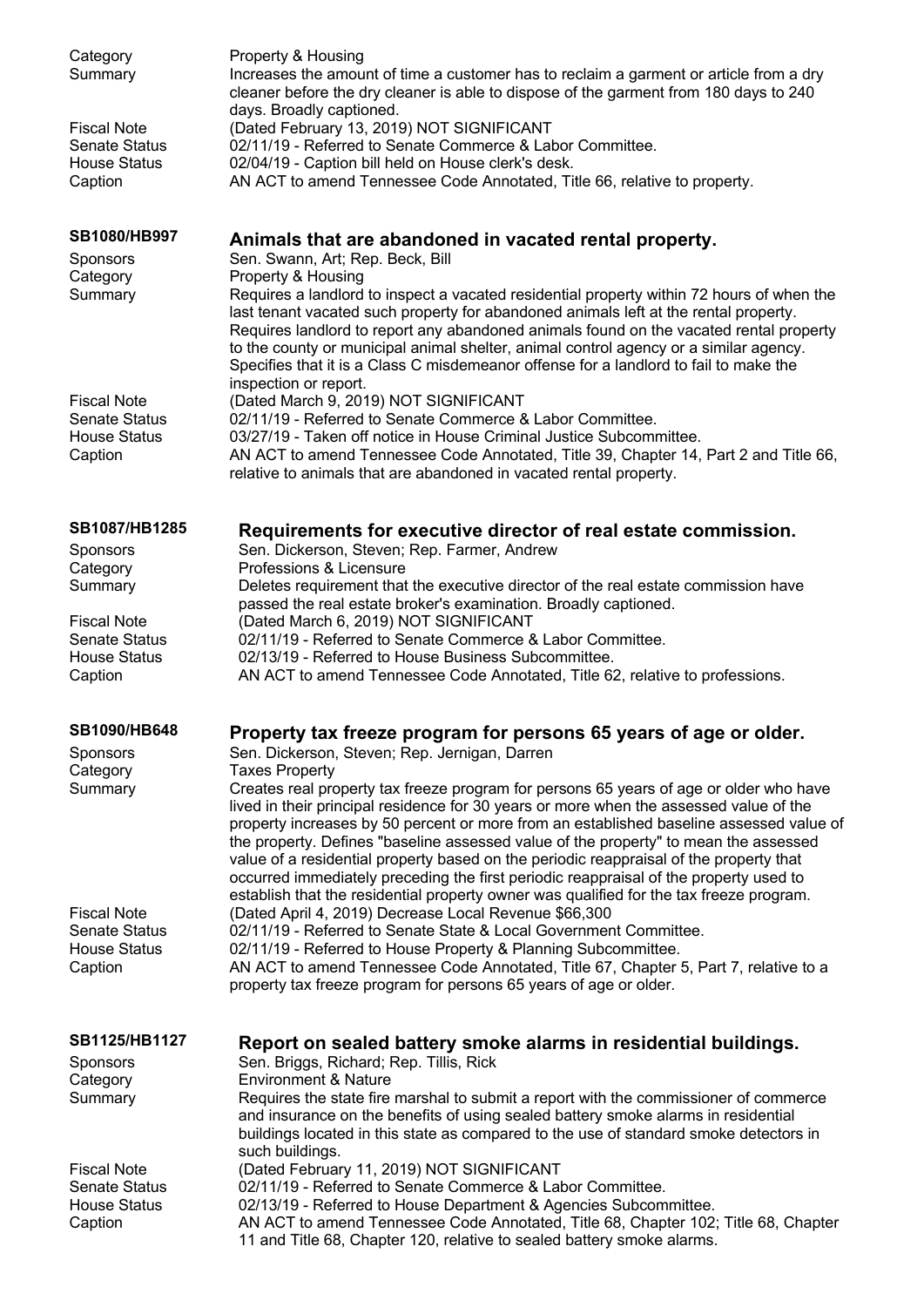Category Property & Housing

Summary Increases the amount of time a customer has to reclaim a garment or article from a dry cleaner before the dry cleaner is able to dispose of the garment from 180 days to 240 days. Broadly captioned.

Fiscal Note (Dated February 13, 2019) NOT SIGNIFICANT

Senate Status 02/11/19 - Referred to Senate Commerce & Labor Committee.

House Status 02/04/19 - Caption bill held on House clerk's desk.

Caption AN ACT to amend Tennessee Code Annotated, Title 66, relative to property.

### SB1080/HB997 Animals that are abandoned in vacated rental property.

Sponsors Sen. Swann, Art; Rep. Beck, Bill

Category Property & Housing

Summary Requires a landlord to inspect a vacated residential property within 72 hours of when the last tenant vacated such property for abandoned animals left at the rental property. Requires landlord to report any abandoned animals found on the vacated rental property to the county or municipal animal shelter, animal control agency or a similar agency. Specifies that it is a Class C misdemeanor offense for a landlord to fail to make the inspection or report.

Fiscal Note (Dated March 9, 2019) NOT SIGNIFICANT

Senate Status 02/11/19 - Referred to Senate Commerce & Labor Committee.

House Status 03/27/19 - Taken off notice in House Criminal Justice Subcommittee.

Caption AN ACT to amend Tennessee Code Annotated, Title 39, Chapter 14, Part 2 and Title 66, relative to animals that are abandoned in vacated rental property.

### SB1087/HB1285 Requirements for executive director of real estate commission.

Sponsors Sen. Dickerson, Steven; Rep. Farmer, Andrew

Category Professions & Licensure

Summary Deletes requirement that the executive director of the real estate commission have passed the real estate broker's examination. Broadly captioned.

Fiscal Note (Dated March 6, 2019) NOT SIGNIFICANT

Senate Status 02/11/19 - Referred to Senate Commerce & Labor Committee.

House Status 02/13/19 - Referred to House Business Subcommittee.

Caption AN ACT to amend Tennessee Code Annotated, Title 62, relative to professions.

### SB1090/HB648 Property tax freeze program for persons 65 years of age or older.

Sponsors Sen. Dickerson, Steven; Rep. Jernigan, Darren

Category Taxes Property

Summary Creates real property tax freeze program for persons 65 years of age or older who have lived in their principal residence for 30 years or more when the assessed value of the property increases by 50 percent or more from an established baseline assessed value of the property. Defines "baseline assessed value of the property" to mean the assessed value of a residential property based on the periodic reappraisal of the property that occurred immediately preceding the first periodic reappraisal of the property used to establish that the residential property owner was qualified for the tax freeze program.

Fiscal Note (Dated April 4, 2019) Decrease Local Revenue $66,300

Senate Status 02/11/19 - Referred to Senate State & Local Government Committee.

House Status 02/11/19 - Referred to House Property & Planning Subcommittee.

Caption AN ACT to amend Tennessee Code Annotated, Title 67, Chapter 5, Part 7, relative to a property tax freeze program for persons 65 years of age or older.

### SB1125/HB1127 Report on sealed battery smoke alarms in residential buildings.

Sponsors Sen. Briggs, Richard; Rep. Tillis, Rick

Category Environment & Nature

Summary Requires the state fire marshal to submit a report with the commissioner of commerce and insurance on the benefits of using sealed battery smoke alarms in residential buildings located in this state as compared to the use of standard smoke detectors in such buildings.

Fiscal Note (Dated February 11, 2019) NOT SIGNIFICANT

Senate Status 02/11/19 - Referred to Senate Commerce & Labor Committee.

House Status 02/13/19 - Referred to House Department & Agencies Subcommittee.

Caption AN ACT to amend Tennessee Code Annotated, Title 68, Chapter 102; Title 68, Chapter 11 and Title 68, Chapter 120, relative to sealed battery smoke alarms.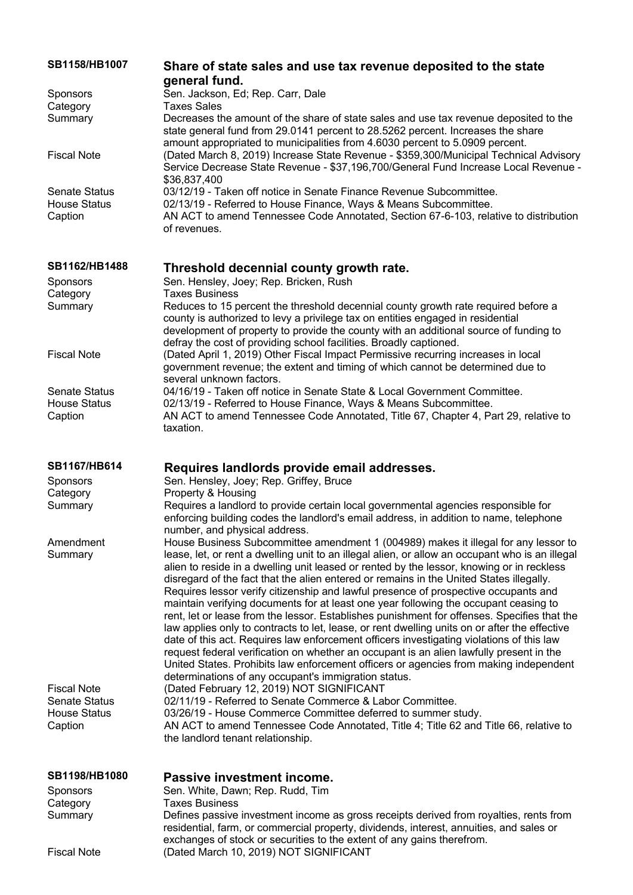**SB1158/HB1007** **Share of state sales and use tax revenue deposited to the state general fund.**

Sponsors: Sen. Jackson, Ed; Rep. Carr, Dale

Category: Taxes Sales

Summary: Decreases the amount of the share of state sales and use tax revenue deposited to the state general fund from 29.0141 percent to 28.5262 percent. Increases the share amount appropriated to municipalities from 4.6030 percent to 5.0909 percent.

Fiscal Note: (Dated March 8, 2019) Increase State Revenue - $359,300/Municipal Technical Advisory Service Decrease State Revenue - $37,196,700/General Fund Increase Local Revenue - $36,837,400

Senate Status: 03/12/19 - Taken off notice in Senate Finance Revenue Subcommittee.

House Status: 02/13/19 - Referred to House Finance, Ways & Means Subcommittee.

Caption: AN ACT to amend Tennessee Code Annotated, Section 67-6-103, relative to distribution of revenues.

**SB1162/HB1488** **Threshold decennial county growth rate.**

Sponsors: Sen. Hensley, Joey; Rep. Bricken, Rush

Category: Taxes Business

Summary: Reduces to 15 percent the threshold decennial county growth rate required before a county is authorized to levy a privilege tax on entities engaged in residential development of property to provide the county with an additional source of funding to defray the cost of providing school facilities. Broadly captioned.

Fiscal Note: (Dated April 1, 2019) Other Fiscal Impact Permissive recurring increases in local government revenue; the extent and timing of which cannot be determined due to several unknown factors.

Senate Status: 04/16/19 - Taken off notice in Senate State & Local Government Committee.

House Status: 02/13/19 - Referred to House Finance, Ways & Means Subcommittee.

Caption: AN ACT to amend Tennessee Code Annotated, Title 67, Chapter 4, Part 29, relative to taxation.

**SB1167/HB614** **Requires landlords provide email addresses.**

Sponsors: Sen. Hensley, Joey; Rep. Griffey, Bruce

Category: Property & Housing

Summary: Requires a landlord to provide certain local governmental agencies responsible for enforcing building codes the landlord's email address, in addition to name, telephone number, and physical address.

Amendment Summary: House Business Subcommittee amendment 1 (004989) makes it illegal for any lessor to lease, let, or rent a dwelling unit to an illegal alien, or allow an occupant who is an illegal alien to reside in a dwelling unit leased or rented by the lessor, knowing or in reckless disregard of the fact that the alien entered or remains in the United States illegally. Requires lessor verify citizenship and lawful presence of prospective occupants and maintain verifying documents for at least one year following the occupant ceasing to rent, let or lease from the lessor. Establishes punishment for offenses. Specifies that the law applies only to contracts to let, lease, or rent dwelling units on or after the effective date of this act. Requires law enforcement officers investigating violations of this law request federal verification on whether an occupant is an alien lawfully present in the United States. Prohibits law enforcement officers or agencies from making independent determinations of any occupant's immigration status.

Fiscal Note: (Dated February 12, 2019) NOT SIGNIFICANT

Senate Status: 02/11/19 - Referred to Senate Commerce & Labor Committee.

House Status: 03/26/19 - House Commerce Committee deferred to summer study.

Caption: AN ACT to amend Tennessee Code Annotated, Title 4; Title 62 and Title 66, relative to the landlord tenant relationship.

**SB1198/HB1080** **Passive investment income.**

Sponsors: Sen. White, Dawn; Rep. Rudd, Tim

Category: Taxes Business

Summary: Defines passive investment income as gross receipts derived from royalties, rents from residential, farm, or commercial property, dividends, interest, annuities, and sales or exchanges of stock or securities to the extent of any gains therefrom.

Fiscal Note: (Dated March 10, 2019) NOT SIGNIFICANT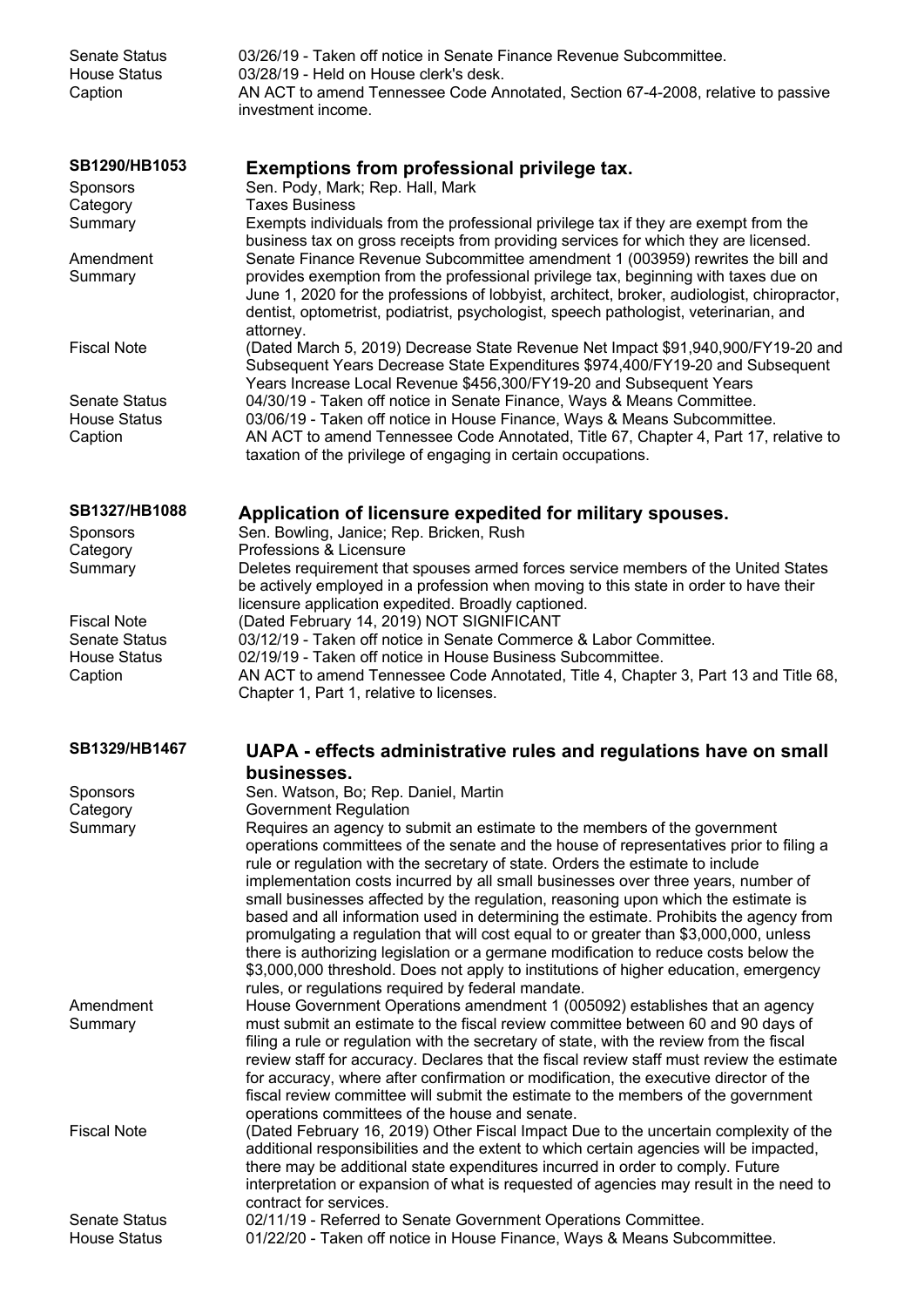| | |
|---|---|
| Senate Status | 03/26/19 - Taken off notice in Senate Finance Revenue Subcommittee. |
| House Status | 03/28/19 - Held on House clerk's desk. |
| Caption | AN ACT to amend Tennessee Code Annotated, Section 67-4-2008, relative to passive investment income. |

## SB1290/HB1053 — Exemptions from professional privilege tax.

| | |
|---|---|
| Sponsors | Sen. Pody, Mark; Rep. Hall, Mark |
| Category | Taxes Business |
| Summary | Exempts individuals from the professional privilege tax if they are exempt from the business tax on gross receipts from providing services for which they are licensed. |
| Amendment Summary | Senate Finance Revenue Subcommittee amendment 1 (003959) rewrites the bill and provides exemption from the professional privilege tax, beginning with taxes due on June 1, 2020 for the professions of lobbyist, architect, broker, audiologist, chiropractor, dentist, optometrist, podiatrist, psychologist, speech pathologist, veterinarian, and attorney. |
| Fiscal Note | (Dated March 5, 2019) Decrease State Revenue Net Impact $91,940,900/FY19-20 and Subsequent Years Decrease State Expenditures $974,400/FY19-20 and Subsequent Years Increase Local Revenue $456,300/FY19-20 and Subsequent Years |
| Senate Status | 04/30/19 - Taken off notice in Senate Finance, Ways & Means Committee. |
| House Status | 03/06/19 - Taken off notice in House Finance, Ways & Means Subcommittee. |
| Caption | AN ACT to amend Tennessee Code Annotated, Title 67, Chapter 4, Part 17, relative to taxation of the privilege of engaging in certain occupations. |

## SB1327/HB1088 — Application of licensure expedited for military spouses.

| | |
|---|---|
| Sponsors | Sen. Bowling, Janice; Rep. Bricken, Rush |
| Category | Professions & Licensure |
| Summary | Deletes requirement that spouses armed forces service members of the United States be actively employed in a profession when moving to this state in order to have their licensure application expedited. Broadly captioned. |
| Fiscal Note | (Dated February 14, 2019) NOT SIGNIFICANT |
| Senate Status | 03/12/19 - Taken off notice in Senate Commerce & Labor Committee. |
| House Status | 02/19/19 - Taken off notice in House Business Subcommittee. |
| Caption | AN ACT to amend Tennessee Code Annotated, Title 4, Chapter 3, Part 13 and Title 68, Chapter 1, Part 1, relative to licenses. |

## SB1329/HB1467 — UAPA - effects administrative rules and regulations have on small businesses.

| | |
|---|---|
| Sponsors | Sen. Watson, Bo; Rep. Daniel, Martin |
| Category | Government Regulation |
| Summary | Requires an agency to submit an estimate to the members of the government operations committees of the senate and the house of representatives prior to filing a rule or regulation with the secretary of state. Orders the estimate to include implementation costs incurred by all small businesses over three years, number of small businesses affected by the regulation, reasoning upon which the estimate is based and all information used in determining the estimate. Prohibits the agency from promulgating a regulation that will cost equal to or greater than $3,000,000, unless there is authorizing legislation or a germane modification to reduce costs below the $3,000,000 threshold. Does not apply to institutions of higher education, emergency rules, or regulations required by federal mandate. |
| Amendment Summary | House Government Operations amendment 1 (005092) establishes that an agency must submit an estimate to the fiscal review committee between 60 and 90 days of filing a rule or regulation with the secretary of state, with the review from the fiscal review staff for accuracy. Declares that the fiscal review staff must review the estimate for accuracy, where after confirmation or modification, the executive director of the fiscal review committee will submit the estimate to the members of the government operations committees of the house and senate. |
| Fiscal Note | (Dated February 16, 2019) Other Fiscal Impact Due to the uncertain complexity of the additional responsibilities and the extent to which certain agencies will be impacted, there may be additional state expenditures incurred in order to comply. Future interpretation or expansion of what is requested of agencies may result in the need to contract for services. |
| Senate Status | 02/11/19 - Referred to Senate Government Operations Committee. |
| House Status | 01/22/20 - Taken off notice in House Finance, Ways & Means Subcommittee. |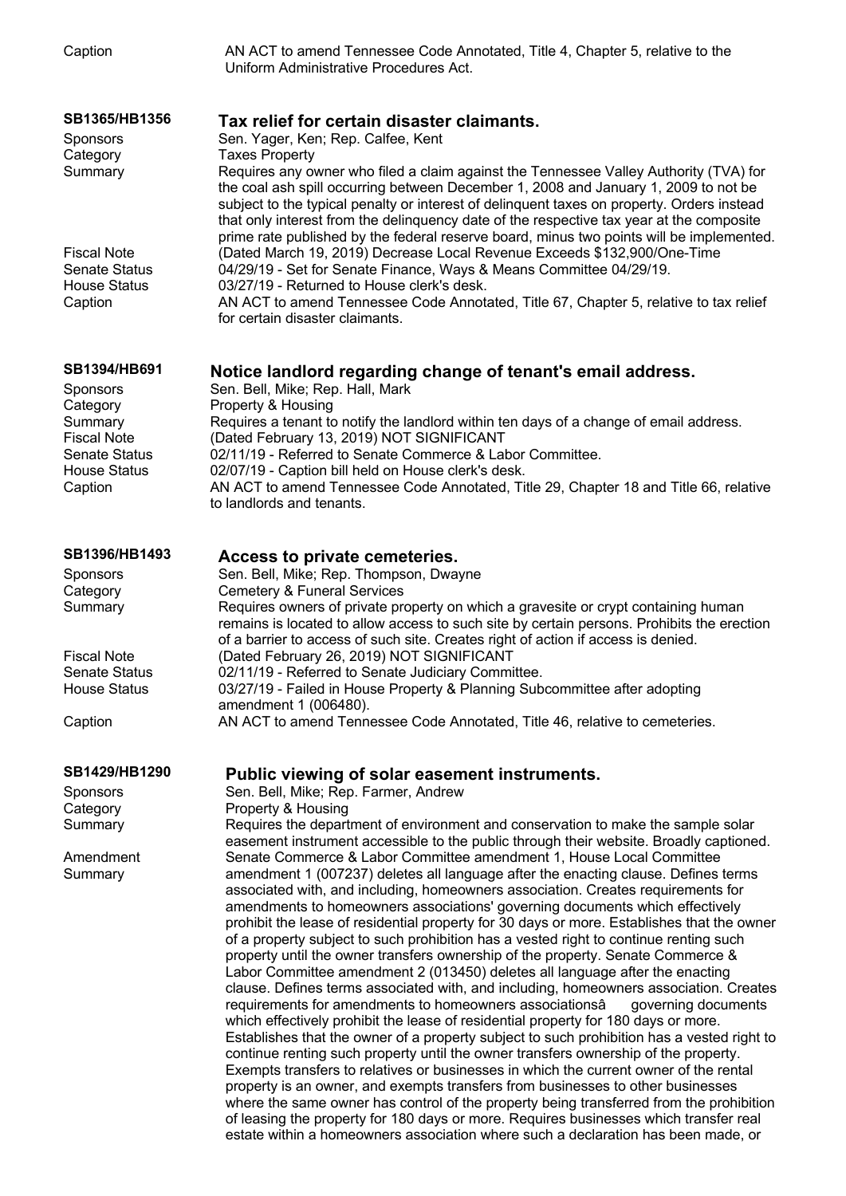Caption AN ACT to amend Tennessee Code Annotated, Title 4, Chapter 5, relative to the Uniform Administrative Procedures Act.

## SB1365/HB1356 — Tax relief for certain disaster claimants.

**Sponsors** Sen. Yager, Ken; Rep. Calfee, Kent
**Category** Taxes Property
**Summary** Requires any owner who filed a claim against the Tennessee Valley Authority (TVA) for the coal ash spill occurring between December 1, 2008 and January 1, 2009 to not be subject to the typical penalty or interest of delinquent taxes on property. Orders instead that only interest from the delinquency date of the respective tax year at the composite prime rate published by the federal reserve board, minus two points will be implemented.
**Fiscal Note** (Dated March 19, 2019) Decrease Local Revenue Exceeds $132,900/One-Time
**Senate Status** 04/29/19 - Set for Senate Finance, Ways & Means Committee 04/29/19.
**House Status** 03/27/19 - Returned to House clerk's desk.
**Caption** AN ACT to amend Tennessee Code Annotated, Title 67, Chapter 5, relative to tax relief for certain disaster claimants.

## SB1394/HB691 — Notice landlord regarding change of tenant's email address.

**Sponsors** Sen. Bell, Mike; Rep. Hall, Mark
**Category** Property & Housing
**Summary** Requires a tenant to notify the landlord within ten days of a change of email address.
**Fiscal Note** (Dated February 13, 2019) NOT SIGNIFICANT
**Senate Status** 02/11/19 - Referred to Senate Commerce & Labor Committee.
**House Status** 02/07/19 - Caption bill held on House clerk's desk.
**Caption** AN ACT to amend Tennessee Code Annotated, Title 29, Chapter 18 and Title 66, relative to landlords and tenants.

## SB1396/HB1493 — Access to private cemeteries.

**Sponsors** Sen. Bell, Mike; Rep. Thompson, Dwayne
**Category** Cemetery & Funeral Services
**Summary** Requires owners of private property on which a gravesite or crypt containing human remains is located to allow access to such site by certain persons. Prohibits the erection of a barrier to access of such site. Creates right of action if access is denied.
**Fiscal Note** (Dated February 26, 2019) NOT SIGNIFICANT
**Senate Status** 02/11/19 - Referred to Senate Judiciary Committee.
**House Status** 03/27/19 - Failed in House Property & Planning Subcommittee after adopting amendment 1 (006480).
**Caption** AN ACT to amend Tennessee Code Annotated, Title 46, relative to cemeteries.

## SB1429/HB1290 — Public viewing of solar easement instruments.

**Sponsors** Sen. Bell, Mike; Rep. Farmer, Andrew
**Category** Property & Housing
**Summary** Requires the department of environment and conservation to make the sample solar easement instrument accessible to the public through their website. Broadly captioned.
**Amendment Summary** Senate Commerce & Labor Committee amendment 1, House Local Committee amendment 1 (007237) deletes all language after the enacting clause. Defines terms associated with, and including, homeowners association. Creates requirements for amendments to homeowners associations' governing documents which effectively prohibit the lease of residential property for 30 days or more. Establishes that the owner of a property subject to such prohibition has a vested right to continue renting such property until the owner transfers ownership of the property. Senate Commerce & Labor Committee amendment 2 (013450) deletes all language after the enacting clause. Defines terms associated with, and including, homeowners association. Creates requirements for amendments to homeowners associationsâ governing documents which effectively prohibit the lease of residential property for 180 days or more. Establishes that the owner of a property subject to such prohibition has a vested right to continue renting such property until the owner transfers ownership of the property. Exempts transfers to relatives or businesses in which the current owner of the rental property is an owner, and exempts transfers from businesses to other businesses where the same owner has control of the property being transferred from the prohibition of leasing the property for 180 days or more. Requires businesses which transfer real estate within a homeowners association where such a declaration has been made, or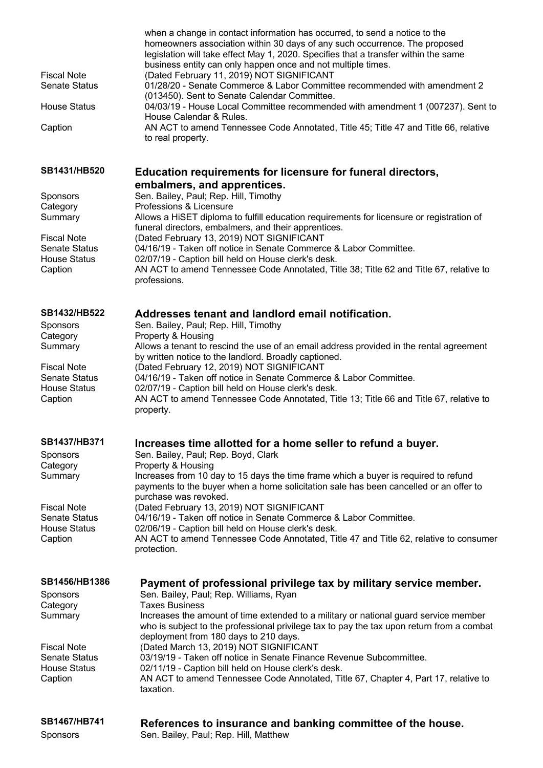| | |
|---|---|
| | when a change in contact information has occurred, to send a notice to the homeowners association within 30 days of any such occurrence. The proposed legislation will take effect May 1, 2020. Specifies that a transfer within the same business entity can only happen once and not multiple times. |
| Fiscal Note | (Dated February 11, 2019) NOT SIGNIFICANT |
| Senate Status | 01/28/20 - Senate Commerce & Labor Committee recommended with amendment 2 (013450). Sent to Senate Calendar Committee. |
| House Status | 04/03/19 - House Local Committee recommended with amendment 1 (007237). Sent to House Calendar & Rules. |
| Caption | AN ACT to amend Tennessee Code Annotated, Title 45; Title 47 and Title 66, relative to real property. |

### SB1431/HB520 — Education requirements for licensure for funeral directors, embalmers, and apprentices.

| | |
|---|---|
| Sponsors | Sen. Bailey, Paul; Rep. Hill, Timothy |
| Category | Professions & Licensure |
| Summary | Allows a HiSET diploma to fulfill education requirements for licensure or registration of funeral directors, embalmers, and their apprentices. |
| Fiscal Note | (Dated February 13, 2019) NOT SIGNIFICANT |
| Senate Status | 04/16/19 - Taken off notice in Senate Commerce & Labor Committee. |
| House Status | 02/07/19 - Caption bill held on House clerk's desk. |
| Caption | AN ACT to amend Tennessee Code Annotated, Title 38; Title 62 and Title 67, relative to professions. |

### SB1432/HB522 — Addresses tenant and landlord email notification.

| | |
|---|---|
| Sponsors | Sen. Bailey, Paul; Rep. Hill, Timothy |
| Category | Property & Housing |
| Summary | Allows a tenant to rescind the use of an email address provided in the rental agreement by written notice to the landlord. Broadly captioned. |
| Fiscal Note | (Dated February 12, 2019) NOT SIGNIFICANT |
| Senate Status | 04/16/19 - Taken off notice in Senate Commerce & Labor Committee. |
| House Status | 02/07/19 - Caption bill held on House clerk's desk. |
| Caption | AN ACT to amend Tennessee Code Annotated, Title 13; Title 66 and Title 67, relative to property. |

### SB1437/HB371 — Increases time allotted for a home seller to refund a buyer.

| | |
|---|---|
| Sponsors | Sen. Bailey, Paul; Rep. Boyd, Clark |
| Category | Property & Housing |
| Summary | Increases from 10 day to 15 days the time frame which a buyer is required to refund payments to the buyer when a home solicitation sale has been cancelled or an offer to purchase was revoked. |
| Fiscal Note | (Dated February 13, 2019) NOT SIGNIFICANT |
| Senate Status | 04/16/19 - Taken off notice in Senate Commerce & Labor Committee. |
| House Status | 02/06/19 - Caption bill held on House clerk's desk. |
| Caption | AN ACT to amend Tennessee Code Annotated, Title 47 and Title 62, relative to consumer protection. |

### SB1456/HB1386 — Payment of professional privilege tax by military service member.

| | |
|---|---|
| Sponsors | Sen. Bailey, Paul; Rep. Williams, Ryan |
| Category | Taxes Business |
| Summary | Increases the amount of time extended to a military or national guard service member who is subject to the professional privilege tax to pay the tax upon return from a combat deployment from 180 days to 210 days. |
| Fiscal Note | (Dated March 13, 2019) NOT SIGNIFICANT |
| Senate Status | 03/19/19 - Taken off notice in Senate Finance Revenue Subcommittee. |
| House Status | 02/11/19 - Caption bill held on House clerk's desk. |
| Caption | AN ACT to amend Tennessee Code Annotated, Title 67, Chapter 4, Part 17, relative to taxation. |

### SB1467/HB741 — References to insurance and banking committee of the house.

| | |
|---|---|
| Sponsors | Sen. Bailey, Paul; Rep. Hill, Matthew |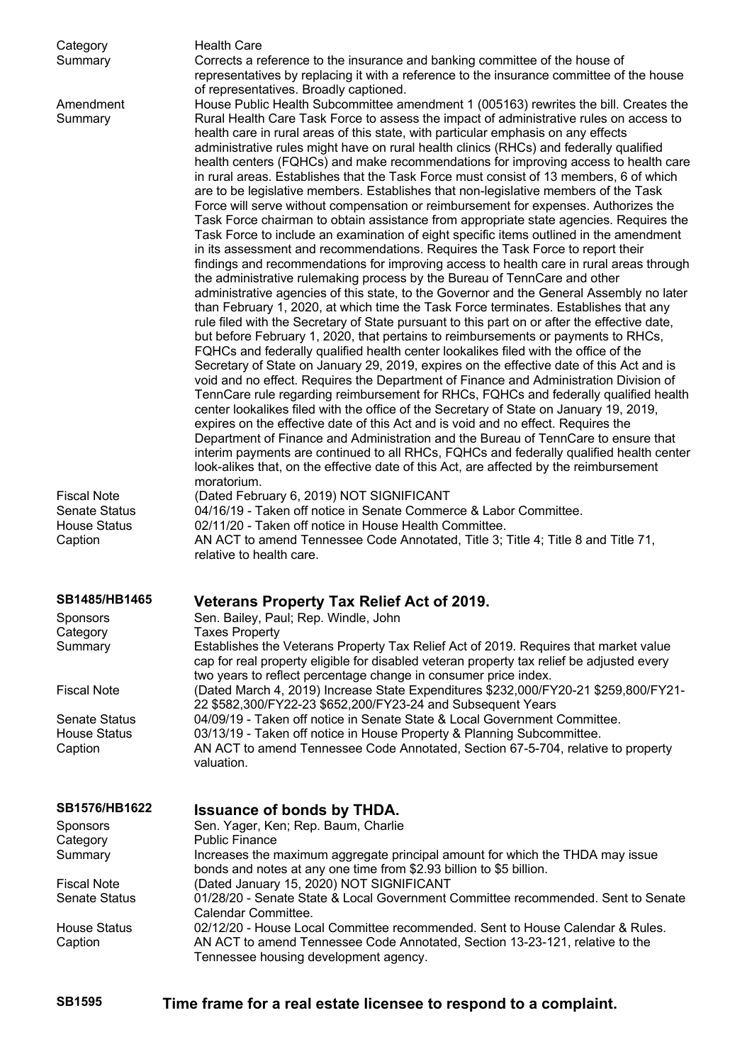Category: Health Care

Summary: Corrects a reference to the insurance and banking committee of the house of representatives by replacing it with a reference to the insurance committee of the house of representatives. Broadly captioned.

Amendment Summary: House Public Health Subcommittee amendment 1 (005163) rewrites the bill. Creates the Rural Health Care Task Force to assess the impact of administrative rules on access to health care in rural areas of this state, with particular emphasis on any effects administrative rules might have on rural health clinics (RHCs) and federally qualified health centers (FQHCs) and make recommendations for improving access to health care in rural areas. Establishes that the Task Force must consist of 13 members, 6 of which are to be legislative members. Establishes that non-legislative members of the Task Force will serve without compensation or reimbursement for expenses. Authorizes the Task Force chairman to obtain assistance from appropriate state agencies. Requires the Task Force to include an examination of eight specific items outlined in the amendment in its assessment and recommendations. Requires the Task Force to report their findings and recommendations for improving access to health care in rural areas through the administrative rulemaking process by the Bureau of TennCare and other administrative agencies of this state, to the Governor and the General Assembly no later than February 1, 2020, at which time the Task Force terminates. Establishes that any rule filed with the Secretary of State pursuant to this part on or after the effective date, but before February 1, 2020, that pertains to reimbursements or payments to RHCs, FQHCs and federally qualified health center lookalikes filed with the office of the Secretary of State on January 29, 2019, expires on the effective date of this Act and is void and no effect. Requires the Department of Finance and Administration Division of TennCare rule regarding reimbursement for RHCs, FQHCs and federally qualified health center lookalikes filed with the office of the Secretary of State on January 19, 2019, expires on the effective date of this Act and is void and no effect. Requires the Department of Finance and Administration and the Bureau of TennCare to ensure that interim payments are continued to all RHCs, FQHCs and federally qualified health center look-alikes that, on the effective date of this Act, are affected by the reimbursement moratorium.

Fiscal Note: (Dated February 6, 2019) NOT SIGNIFICANT

Senate Status: 04/16/19 - Taken off notice in Senate Commerce & Labor Committee.

House Status: 02/11/20 - Taken off notice in House Health Committee.

Caption: AN ACT to amend Tennessee Code Annotated, Title 3; Title 4; Title 8 and Title 71, relative to health care.

## SB1485/HB1465 Veterans Property Tax Relief Act of 2019.

Sponsors: Sen. Bailey, Paul; Rep. Windle, John

Category: Taxes Property

Summary: Establishes the Veterans Property Tax Relief Act of 2019. Requires that market value cap for real property eligible for disabled veteran property tax relief be adjusted every two years to reflect percentage change in consumer price index.

Fiscal Note: (Dated March 4, 2019) Increase State Expenditures $232,000/FY20-21 $259,800/FY21-22 $582,300/FY22-23 $652,200/FY23-24 and Subsequent Years

Senate Status: 04/09/19 - Taken off notice in Senate State & Local Government Committee.

House Status: 03/13/19 - Taken off notice in House Property & Planning Subcommittee.

Caption: AN ACT to amend Tennessee Code Annotated, Section 67-5-704, relative to property valuation.

## SB1576/HB1622 Issuance of bonds by THDA.

Sponsors: Sen. Yager, Ken; Rep. Baum, Charlie

Category: Public Finance

Summary: Increases the maximum aggregate principal amount for which the THDA may issue bonds and notes at any one time from $2.93 billion to $5 billion.

Fiscal Note: (Dated January 15, 2020) NOT SIGNIFICANT

Senate Status: 01/28/20 - Senate State & Local Government Committee recommended. Sent to Senate Calendar Committee.

House Status: 02/12/20 - House Local Committee recommended. Sent to House Calendar & Rules.

Caption: AN ACT to amend Tennessee Code Annotated, Section 13-23-121, relative to the Tennessee housing development agency.

## SB1595 Time frame for a real estate licensee to respond to a complaint.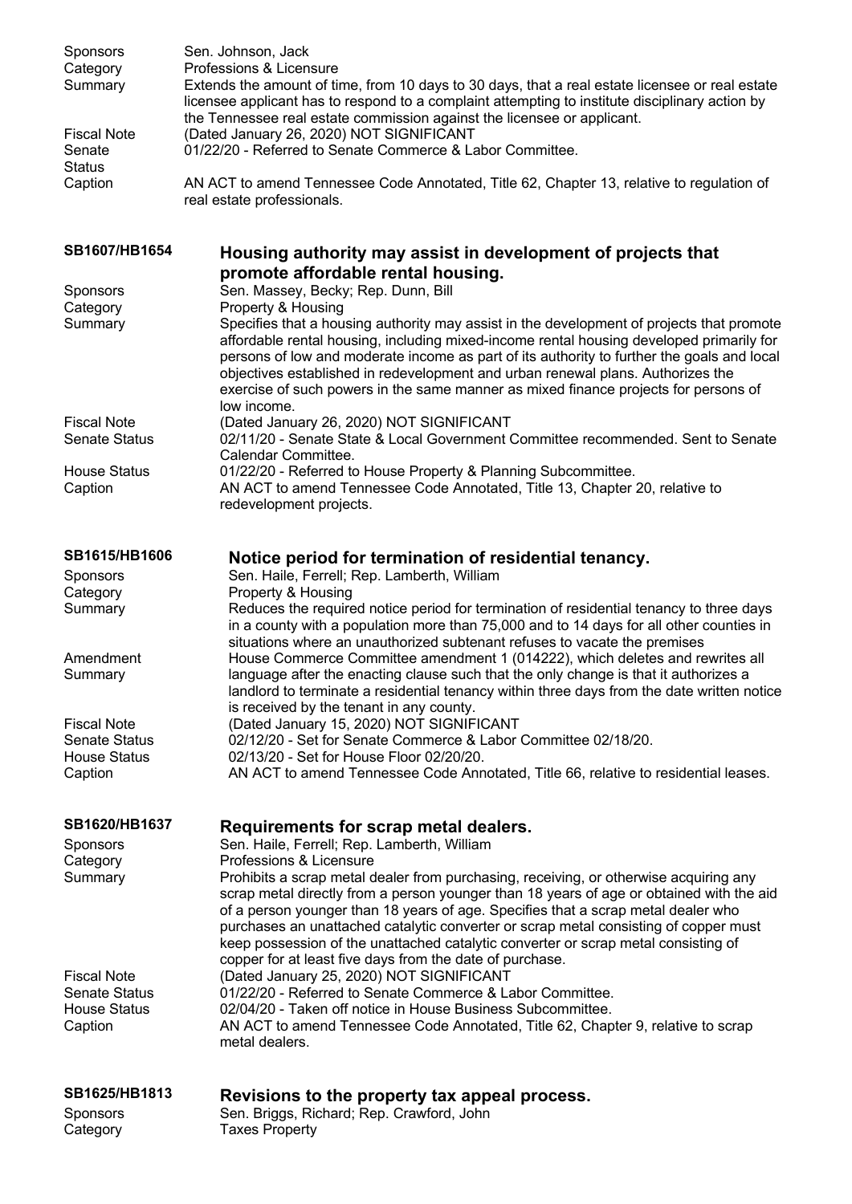Sponsors: Sen. Johnson, Jack

Category: Professions & Licensure

Summary: Extends the amount of time, from 10 days to 30 days, that a real estate licensee or real estate licensee applicant has to respond to a complaint attempting to institute disciplinary action by the Tennessee real estate commission against the licensee or applicant.

Fiscal Note: (Dated January 26, 2020) NOT SIGNIFICANT

Senate Status: 01/22/20 - Referred to Senate Commerce & Labor Committee.

Caption: AN ACT to amend Tennessee Code Annotated, Title 62, Chapter 13, relative to regulation of real estate professionals.

## SB1607/HB1654 Housing authority may assist in development of projects that promote affordable rental housing.

Sponsors: Sen. Massey, Becky; Rep. Dunn, Bill

Category: Property & Housing

Summary: Specifies that a housing authority may assist in the development of projects that promote affordable rental housing, including mixed-income rental housing developed primarily for persons of low and moderate income as part of its authority to further the goals and local objectives established in redevelopment and urban renewal plans. Authorizes the exercise of such powers in the same manner as mixed finance projects for persons of low income.

Fiscal Note: (Dated January 26, 2020) NOT SIGNIFICANT

Senate Status: 02/11/20 - Senate State & Local Government Committee recommended. Sent to Senate Calendar Committee.

House Status: 01/22/20 - Referred to House Property & Planning Subcommittee.

Caption: AN ACT to amend Tennessee Code Annotated, Title 13, Chapter 20, relative to redevelopment projects.

## SB1615/HB1606 Notice period for termination of residential tenancy.

Sponsors: Sen. Haile, Ferrell; Rep. Lamberth, William

Category: Property & Housing

Summary: Reduces the required notice period for termination of residential tenancy to three days in a county with a population more than 75,000 and to 14 days for all other counties in situations where an unauthorized subtenant refuses to vacate the premises

Amendment Summary: House Commerce Committee amendment 1 (014222), which deletes and rewrites all language after the enacting clause such that the only change is that it authorizes a landlord to terminate a residential tenancy within three days from the date written notice is received by the tenant in any county.

Fiscal Note: (Dated January 15, 2020) NOT SIGNIFICANT

Senate Status: 02/12/20 - Set for Senate Commerce & Labor Committee 02/18/20.

House Status: 02/13/20 - Set for House Floor 02/20/20.

Caption: AN ACT to amend Tennessee Code Annotated, Title 66, relative to residential leases.

## SB1620/HB1637 Requirements for scrap metal dealers.

Sponsors: Sen. Haile, Ferrell; Rep. Lamberth, William

Category: Professions & Licensure

Summary: Prohibits a scrap metal dealer from purchasing, receiving, or otherwise acquiring any scrap metal directly from a person younger than 18 years of age or obtained with the aid of a person younger than 18 years of age. Specifies that a scrap metal dealer who purchases an unattached catalytic converter or scrap metal consisting of copper must keep possession of the unattached catalytic converter or scrap metal consisting of copper for at least five days from the date of purchase.

Fiscal Note: (Dated January 25, 2020) NOT SIGNIFICANT

Senate Status: 01/22/20 - Referred to Senate Commerce & Labor Committee.

House Status: 02/04/20 - Taken off notice in House Business Subcommittee.

Caption: AN ACT to amend Tennessee Code Annotated, Title 62, Chapter 9, relative to scrap metal dealers.

## SB1625/HB1813 Revisions to the property tax appeal process.

Sponsors: Sen. Briggs, Richard; Rep. Crawford, John

Category: Taxes Property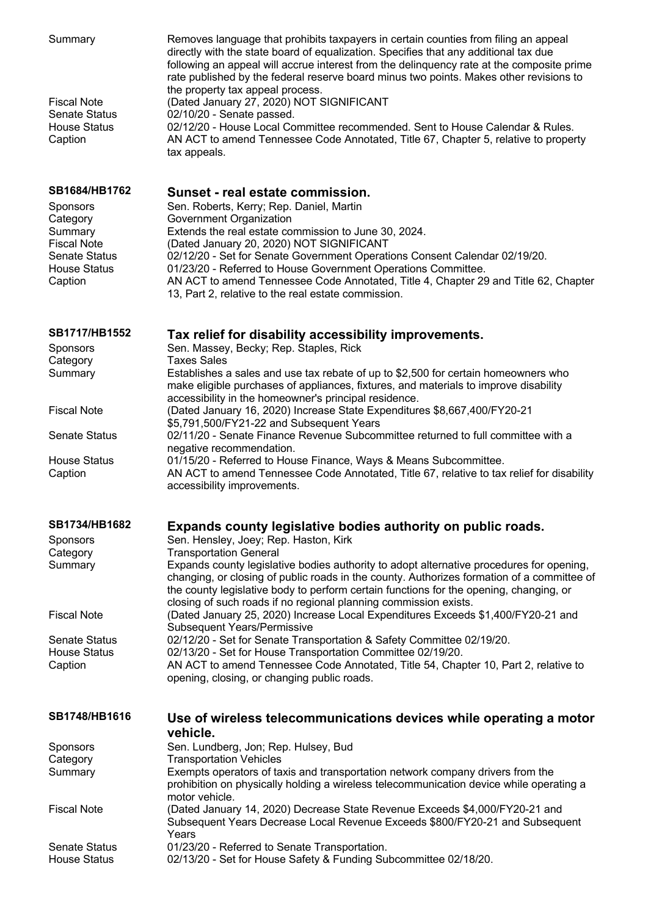| | |
|---|---|
| Summary | Removes language that prohibits taxpayers in certain counties from filing an appeal directly with the state board of equalization. Specifies that any additional tax due following an appeal will accrue interest from the delinquency rate at the composite prime rate published by the federal reserve board minus two points. Makes other revisions to the property tax appeal process. |
| Fiscal Note | (Dated January 27, 2020) NOT SIGNIFICANT |
| Senate Status | 02/10/20 - Senate passed. |
| House Status | 02/12/20 - House Local Committee recommended. Sent to House Calendar & Rules. |
| Caption | AN ACT to amend Tennessee Code Annotated, Title 67, Chapter 5, relative to property tax appeals. |

## SB1684/HB1762 — Sunset - real estate commission.

| | |
|---|---|
| Sponsors | Sen. Roberts, Kerry; Rep. Daniel, Martin |
| Category | Government Organization |
| Summary | Extends the real estate commission to June 30, 2024. |
| Fiscal Note | (Dated January 20, 2020) NOT SIGNIFICANT |
| Senate Status | 02/12/20 - Set for Senate Government Operations Consent Calendar 02/19/20. |
| House Status | 01/23/20 - Referred to House Government Operations Committee. |
| Caption | AN ACT to amend Tennessee Code Annotated, Title 4, Chapter 29 and Title 62, Chapter 13, Part 2, relative to the real estate commission. |

## SB1717/HB1552 — Tax relief for disability accessibility improvements.

| | |
|---|---|
| Sponsors | Sen. Massey, Becky; Rep. Staples, Rick |
| Category | Taxes Sales |
| Summary | Establishes a sales and use tax rebate of up to $2,500 for certain homeowners who make eligible purchases of appliances, fixtures, and materials to improve disability accessibility in the homeowner's principal residence. |
| Fiscal Note | (Dated January 16, 2020) Increase State Expenditures $8,667,400/FY20-21 $5,791,500/FY21-22 and Subsequent Years |
| Senate Status | 02/11/20 - Senate Finance Revenue Subcommittee returned to full committee with a negative recommendation. |
| House Status | 01/15/20 - Referred to House Finance, Ways & Means Subcommittee. |
| Caption | AN ACT to amend Tennessee Code Annotated, Title 67, relative to tax relief for disability accessibility improvements. |

## SB1734/HB1682 — Expands county legislative bodies authority on public roads.

| | |
|---|---|
| Sponsors | Sen. Hensley, Joey; Rep. Haston, Kirk |
| Category | Transportation General |
| Summary | Expands county legislative bodies authority to adopt alternative procedures for opening, changing, or closing of public roads in the county. Authorizes formation of a committee of the county legislative body to perform certain functions for the opening, changing, or closing of such roads if no regional planning commission exists. |
| Fiscal Note | (Dated January 25, 2020) Increase Local Expenditures Exceeds $1,400/FY20-21 and Subsequent Years/Permissive |
| Senate Status | 02/12/20 - Set for Senate Transportation & Safety Committee 02/19/20. |
| House Status | 02/13/20 - Set for House Transportation Committee 02/19/20. |
| Caption | AN ACT to amend Tennessee Code Annotated, Title 54, Chapter 10, Part 2, relative to opening, closing, or changing public roads. |

## SB1748/HB1616 — Use of wireless telecommunications devices while operating a motor vehicle.

| | |
|---|---|
| Sponsors | Sen. Lundberg, Jon; Rep. Hulsey, Bud |
| Category | Transportation Vehicles |
| Summary | Exempts operators of taxis and transportation network company drivers from the prohibition on physically holding a wireless telecommunication device while operating a motor vehicle. |
| Fiscal Note | (Dated January 14, 2020) Decrease State Revenue Exceeds $4,000/FY20-21 and Subsequent Years Decrease Local Revenue Exceeds $800/FY20-21 and Subsequent Years |
| Senate Status | 01/23/20 - Referred to Senate Transportation. |
| House Status | 02/13/20 - Set for House Safety & Funding Subcommittee 02/18/20. |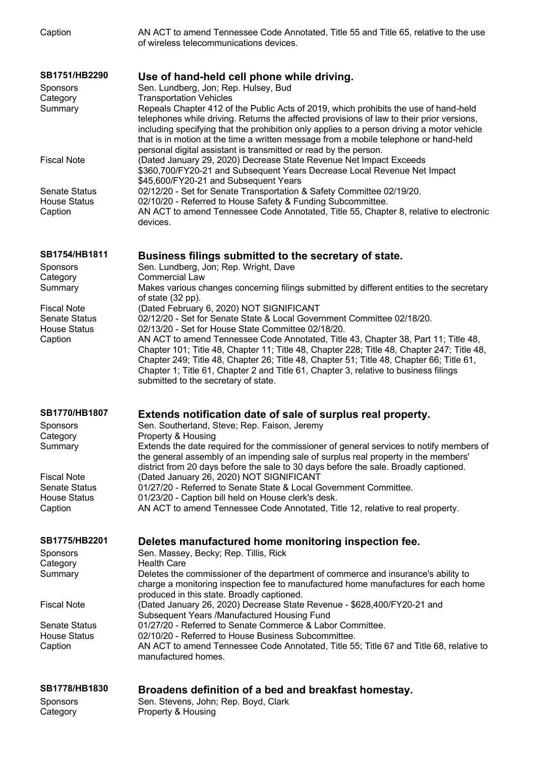| | |
|---|---|
| Caption | AN ACT to amend Tennessee Code Annotated, Title 55 and Title 65, relative to the use of wireless telecommunications devices. |

## SB1751/HB2290 — Use of hand-held cell phone while driving.

| | |
|---|---|
| Sponsors | Sen. Lundberg, Jon; Rep. Hulsey, Bud |
| Category | Transportation Vehicles |
| Summary | Repeals Chapter 412 of the Public Acts of 2019, which prohibits the use of hand-held telephones while driving. Returns the affected provisions of law to their prior versions, including specifying that the prohibition only applies to a person driving a motor vehicle that is in motion at the time a written message from a mobile telephone or hand-held personal digital assistant is transmitted or read by the person. |
| Fiscal Note | (Dated January 29, 2020) Decrease State Revenue Net Impact Exceeds $360,700/FY20-21 and Subsequent Years Decrease Local Revenue Net Impact $45,600/FY20-21 and Subsequent Years |
| Senate Status | 02/12/20 - Set for Senate Transportation & Safety Committee 02/19/20. |
| House Status | 02/10/20 - Referred to House Safety & Funding Subcommittee. |
| Caption | AN ACT to amend Tennessee Code Annotated, Title 55, Chapter 8, relative to electronic devices. |

## SB1754/HB1811 — Business filings submitted to the secretary of state.

| | |
|---|---|
| Sponsors | Sen. Lundberg, Jon; Rep. Wright, Dave |
| Category | Commercial Law |
| Summary | Makes various changes concerning filings submitted by different entities to the secretary of state (32 pp). |
| Fiscal Note | (Dated February 6, 2020) NOT SIGNIFICANT |
| Senate Status | 02/12/20 - Set for Senate State & Local Government Committee 02/18/20. |
| House Status | 02/13/20 - Set for House State Committee 02/18/20. |
| Caption | AN ACT to amend Tennessee Code Annotated, Title 43, Chapter 38, Part 11; Title 48, Chapter 101; Title 48, Chapter 11; Title 48, Chapter 228; Title 48, Chapter 247; Title 48, Chapter 249; Title 48, Chapter 26; Title 48, Chapter 51; Title 48, Chapter 66; Title 61, Chapter 1; Title 61, Chapter 2 and Title 61, Chapter 3, relative to business filings submitted to the secretary of state. |

## SB1770/HB1807 — Extends notification date of sale of surplus real property.

| | |
|---|---|
| Sponsors | Sen. Southerland, Steve; Rep. Faison, Jeremy |
| Category | Property & Housing |
| Summary | Extends the date required for the commissioner of general services to notify members of the general assembly of an impending sale of surplus real property in the members' district from 20 days before the sale to 30 days before the sale. Broadly captioned. |
| Fiscal Note | (Dated January 26, 2020) NOT SIGNIFICANT |
| Senate Status | 01/27/20 - Referred to Senate State & Local Government Committee. |
| House Status | 01/23/20 - Caption bill held on House clerk's desk. |
| Caption | AN ACT to amend Tennessee Code Annotated, Title 12, relative to real property. |

## SB1775/HB2201 — Deletes manufactured home monitoring inspection fee.

| | |
|---|---|
| Sponsors | Sen. Massey, Becky; Rep. Tillis, Rick |
| Category | Health Care |
| Summary | Deletes the commissioner of the department of commerce and insurance's ability to charge a monitoring inspection fee to manufactured home manufactures for each home produced in this state. Broadly captioned. |
| Fiscal Note | (Dated January 26, 2020) Decrease State Revenue - $628,400/FY20-21 and Subsequent Years /Manufactured Housing Fund |
| Senate Status | 01/27/20 - Referred to Senate Commerce & Labor Committee. |
| House Status | 02/10/20 - Referred to House Business Subcommittee. |
| Caption | AN ACT to amend Tennessee Code Annotated, Title 55; Title 67 and Title 68, relative to manufactured homes. |

## SB1778/HB1830 — Broadens definition of a bed and breakfast homestay.

| | |
|---|---|
| Sponsors | Sen. Stevens, John; Rep. Boyd, Clark |
| Category | Property & Housing |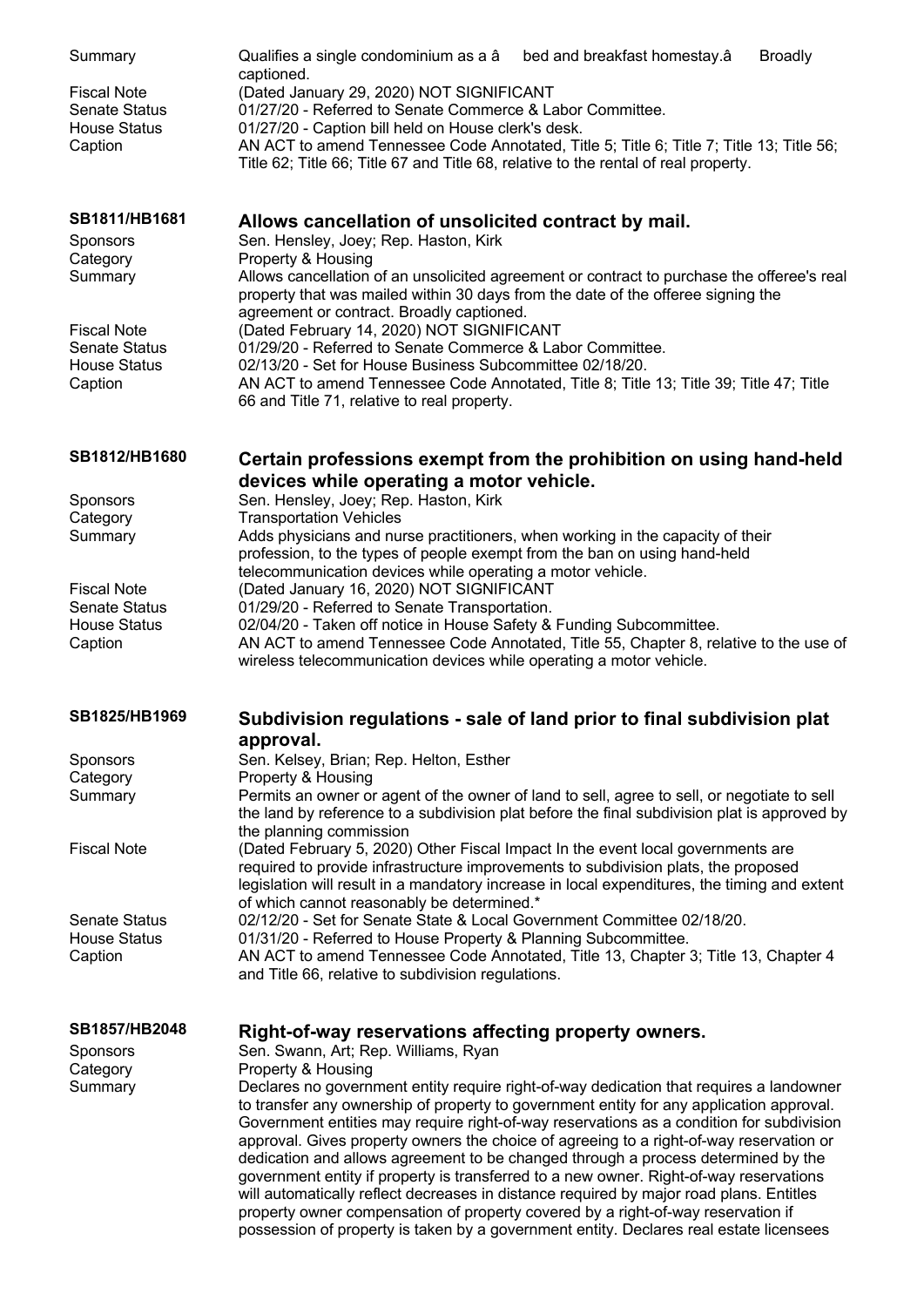| | |
|---|---|
| Summary | Qualifies a single condominium as a â bed and breakfast homestay.â Broadly captioned. |
| Fiscal Note | (Dated January 29, 2020) NOT SIGNIFICANT |
| Senate Status | 01/27/20 - Referred to Senate Commerce & Labor Committee. |
| House Status | 01/27/20 - Caption bill held on House clerk's desk. |
| Caption | AN ACT to amend Tennessee Code Annotated, Title 5; Title 6; Title 7; Title 13; Title 56; Title 62; Title 66; Title 67 and Title 68, relative to the rental of real property. |

## SB1811/HB1681 — Allows cancellation of unsolicited contract by mail.

| | |
|---|---|
| Sponsors | Sen. Hensley, Joey; Rep. Haston, Kirk |
| Category | Property & Housing |
| Summary | Allows cancellation of an unsolicited agreement or contract to purchase the offeree's real property that was mailed within 30 days from the date of the offeree signing the agreement or contract. Broadly captioned. |
| Fiscal Note | (Dated February 14, 2020) NOT SIGNIFICANT |
| Senate Status | 01/29/20 - Referred to Senate Commerce & Labor Committee. |
| House Status | 02/13/20 - Set for House Business Subcommittee 02/18/20. |
| Caption | AN ACT to amend Tennessee Code Annotated, Title 8; Title 13; Title 39; Title 47; Title 66 and Title 71, relative to real property. |

## SB1812/HB1680 — Certain professions exempt from the prohibition on using hand-held devices while operating a motor vehicle.

| | |
|---|---|
| Sponsors | Sen. Hensley, Joey; Rep. Haston, Kirk |
| Category | Transportation Vehicles |
| Summary | Adds physicians and nurse practitioners, when working in the capacity of their profession, to the types of people exempt from the ban on using hand-held telecommunication devices while operating a motor vehicle. |
| Fiscal Note | (Dated January 16, 2020) NOT SIGNIFICANT |
| Senate Status | 01/29/20 - Referred to Senate Transportation. |
| House Status | 02/04/20 - Taken off notice in House Safety & Funding Subcommittee. |
| Caption | AN ACT to amend Tennessee Code Annotated, Title 55, Chapter 8, relative to the use of wireless telecommunication devices while operating a motor vehicle. |

## SB1825/HB1969 — Subdivision regulations - sale of land prior to final subdivision plat approval.

| | |
|---|---|
| Sponsors | Sen. Kelsey, Brian; Rep. Helton, Esther |
| Category | Property & Housing |
| Summary | Permits an owner or agent of the owner of land to sell, agree to sell, or negotiate to sell the land by reference to a subdivision plat before the final subdivision plat is approved by the planning commission |
| Fiscal Note | (Dated February 5, 2020) Other Fiscal Impact In the event local governments are required to provide infrastructure improvements to subdivision plats, the proposed legislation will result in a mandatory increase in local expenditures, the timing and extent of which cannot reasonably be determined.* |
| Senate Status | 02/12/20 - Set for Senate State & Local Government Committee 02/18/20. |
| House Status | 01/31/20 - Referred to House Property & Planning Subcommittee. |
| Caption | AN ACT to amend Tennessee Code Annotated, Title 13, Chapter 3; Title 13, Chapter 4 and Title 66, relative to subdivision regulations. |

## SB1857/HB2048 — Right-of-way reservations affecting property owners.

| | |
|---|---|
| Sponsors | Sen. Swann, Art; Rep. Williams, Ryan |
| Category | Property & Housing |
| Summary | Declares no government entity require right-of-way dedication that requires a landowner to transfer any ownership of property to government entity for any application approval. Government entities may require right-of-way reservations as a condition for subdivision approval. Gives property owners the choice of agreeing to a right-of-way reservation or dedication and allows agreement to be changed through a process determined by the government entity if property is transferred to a new owner. Right-of-way reservations will automatically reflect decreases in distance required by major road plans. Entitles property owner compensation of property covered by a right-of-way reservation if possession of property is taken by a government entity. Declares real estate licensees |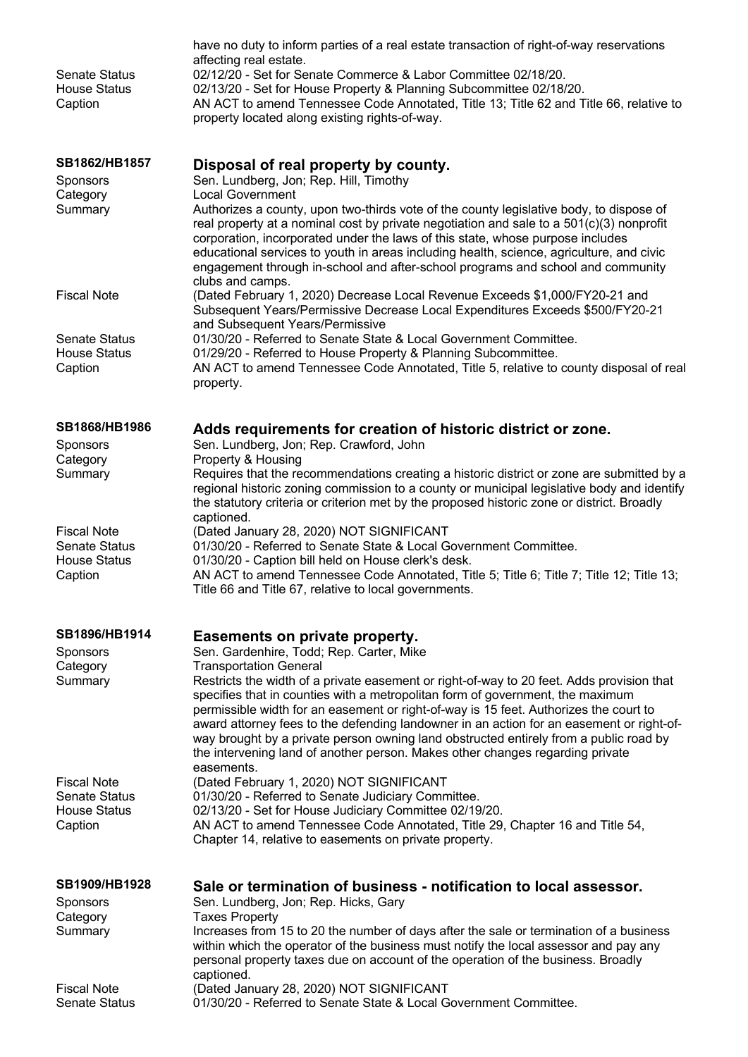| | |
|---|---|
| | have no duty to inform parties of a real estate transaction of right-of-way reservations affecting real estate. |
| Senate Status | 02/12/20 - Set for Senate Commerce & Labor Committee 02/18/20. |
| House Status | 02/13/20 - Set for House Property & Planning Subcommittee 02/18/20. |
| Caption | AN ACT to amend Tennessee Code Annotated, Title 13; Title 62 and Title 66, relative to property located along existing rights-of-way. |

### SB1862/HB1857 — Disposal of real property by county.

| | |
|---|---|
| Sponsors | Sen. Lundberg, Jon; Rep. Hill, Timothy |
| Category | Local Government |
| Summary | Authorizes a county, upon two-thirds vote of the county legislative body, to dispose of real property at a nominal cost by private negotiation and sale to a 501(c)(3) nonprofit corporation, incorporated under the laws of this state, whose purpose includes educational services to youth in areas including health, science, agriculture, and civic engagement through in-school and after-school programs and school and community clubs and camps. |
| Fiscal Note | (Dated February 1, 2020) Decrease Local Revenue Exceeds $1,000/FY20-21 and Subsequent Years/Permissive Decrease Local Expenditures Exceeds $500/FY20-21 and Subsequent Years/Permissive |
| Senate Status | 01/30/20 - Referred to Senate State & Local Government Committee. |
| House Status | 01/29/20 - Referred to House Property & Planning Subcommittee. |
| Caption | AN ACT to amend Tennessee Code Annotated, Title 5, relative to county disposal of real property. |

### SB1868/HB1986 — Adds requirements for creation of historic district or zone.

| | |
|---|---|
| Sponsors | Sen. Lundberg, Jon; Rep. Crawford, John |
| Category | Property & Housing |
| Summary | Requires that the recommendations creating a historic district or zone are submitted by a regional historic zoning commission to a county or municipal legislative body and identify the statutory criteria or criterion met by the proposed historic zone or district. Broadly captioned. |
| Fiscal Note | (Dated January 28, 2020) NOT SIGNIFICANT |
| Senate Status | 01/30/20 - Referred to Senate State & Local Government Committee. |
| House Status | 01/30/20 - Caption bill held on House clerk's desk. |
| Caption | AN ACT to amend Tennessee Code Annotated, Title 5; Title 6; Title 7; Title 12; Title 13; Title 66 and Title 67, relative to local governments. |

### SB1896/HB1914 — Easements on private property.

| | |
|---|---|
| Sponsors | Sen. Gardenhire, Todd; Rep. Carter, Mike |
| Category | Transportation General |
| Summary | Restricts the width of a private easement or right-of-way to 20 feet. Adds provision that specifies that in counties with a metropolitan form of government, the maximum permissible width for an easement or right-of-way is 15 feet. Authorizes the court to award attorney fees to the defending landowner in an action for an easement or right-of-way brought by a private person owning land obstructed entirely from a public road by the intervening land of another person. Makes other changes regarding private easements. |
| Fiscal Note | (Dated February 1, 2020) NOT SIGNIFICANT |
| Senate Status | 01/30/20 - Referred to Senate Judiciary Committee. |
| House Status | 02/13/20 - Set for House Judiciary Committee 02/19/20. |
| Caption | AN ACT to amend Tennessee Code Annotated, Title 29, Chapter 16 and Title 54, Chapter 14, relative to easements on private property. |

### SB1909/HB1928 — Sale or termination of business - notification to local assessor.

| | |
|---|---|
| Sponsors | Sen. Lundberg, Jon; Rep. Hicks, Gary |
| Category | Taxes Property |
| Summary | Increases from 15 to 20 the number of days after the sale or termination of a business within which the operator of the business must notify the local assessor and pay any personal property taxes due on account of the operation of the business. Broadly captioned. |
| Fiscal Note | (Dated January 28, 2020) NOT SIGNIFICANT |
| Senate Status | 01/30/20 - Referred to Senate State & Local Government Committee. |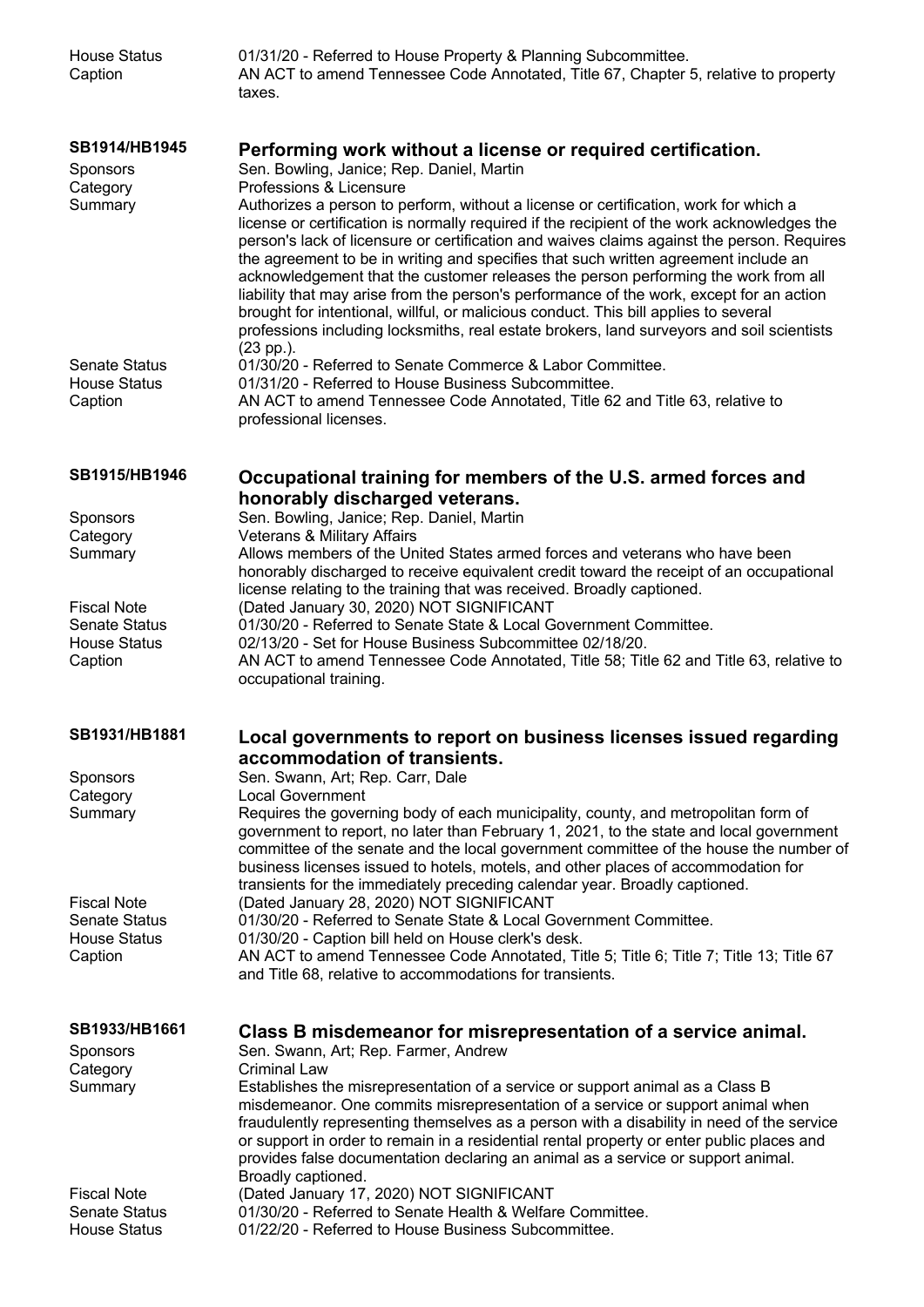| | |
|---|---|
| House Status | 01/31/20 - Referred to House Property & Planning Subcommittee. |
| Caption | AN ACT to amend Tennessee Code Annotated, Title 67, Chapter 5, relative to property taxes. |

## SB1914/HB1945 — Performing work without a license or required certification.

| | |
|---|---|
| Sponsors | Sen. Bowling, Janice; Rep. Daniel, Martin |
| Category | Professions & Licensure |
| Summary | Authorizes a person to perform, without a license or certification, work for which a license or certification is normally required if the recipient of the work acknowledges the person's lack of licensure or certification and waives claims against the person. Requires the agreement to be in writing and specifies that such written agreement include an acknowledgement that the customer releases the person performing the work from all liability that may arise from the person's performance of the work, except for an action brought for intentional, willful, or malicious conduct. This bill applies to several professions including locksmiths, real estate brokers, land surveyors and soil scientists (23 pp.). |
| Senate Status | 01/30/20 - Referred to Senate Commerce & Labor Committee. |
| House Status | 01/31/20 - Referred to House Business Subcommittee. |
| Caption | AN ACT to amend Tennessee Code Annotated, Title 62 and Title 63, relative to professional licenses. |

## SB1915/HB1946 — Occupational training for members of the U.S. armed forces and honorably discharged veterans.

| | |
|---|---|
| Sponsors | Sen. Bowling, Janice; Rep. Daniel, Martin |
| Category | Veterans & Military Affairs |
| Summary | Allows members of the United States armed forces and veterans who have been honorably discharged to receive equivalent credit toward the receipt of an occupational license relating to the training that was received. Broadly captioned. |
| Fiscal Note | (Dated January 30, 2020) NOT SIGNIFICANT |
| Senate Status | 01/30/20 - Referred to Senate State & Local Government Committee. |
| House Status | 02/13/20 - Set for House Business Subcommittee 02/18/20. |
| Caption | AN ACT to amend Tennessee Code Annotated, Title 58; Title 62 and Title 63, relative to occupational training. |

## SB1931/HB1881 — Local governments to report on business licenses issued regarding accommodation of transients.

| | |
|---|---|
| Sponsors | Sen. Swann, Art; Rep. Carr, Dale |
| Category | Local Government |
| Summary | Requires the governing body of each municipality, county, and metropolitan form of government to report, no later than February 1, 2021, to the state and local government committee of the senate and the local government committee of the house the number of business licenses issued to hotels, motels, and other places of accommodation for transients for the immediately preceding calendar year. Broadly captioned. |
| Fiscal Note | (Dated January 28, 2020) NOT SIGNIFICANT |
| Senate Status | 01/30/20 - Referred to Senate State & Local Government Committee. |
| House Status | 01/30/20 - Caption bill held on House clerk's desk. |
| Caption | AN ACT to amend Tennessee Code Annotated, Title 5; Title 6; Title 7; Title 13; Title 67 and Title 68, relative to accommodations for transients. |

## SB1933/HB1661 — Class B misdemeanor for misrepresentation of a service animal.

| | |
|---|---|
| Sponsors | Sen. Swann, Art; Rep. Farmer, Andrew |
| Category | Criminal Law |
| Summary | Establishes the misrepresentation of a service or support animal as a Class B misdemeanor. One commits misrepresentation of a service or support animal when fraudulently representing themselves as a person with a disability in need of the service or support in order to remain in a residential rental property or enter public places and provides false documentation declaring an animal as a service or support animal. Broadly captioned. |
| Fiscal Note | (Dated January 17, 2020) NOT SIGNIFICANT |
| Senate Status | 01/30/20 - Referred to Senate Health & Welfare Committee. |
| House Status | 01/22/20 - Referred to House Business Subcommittee. |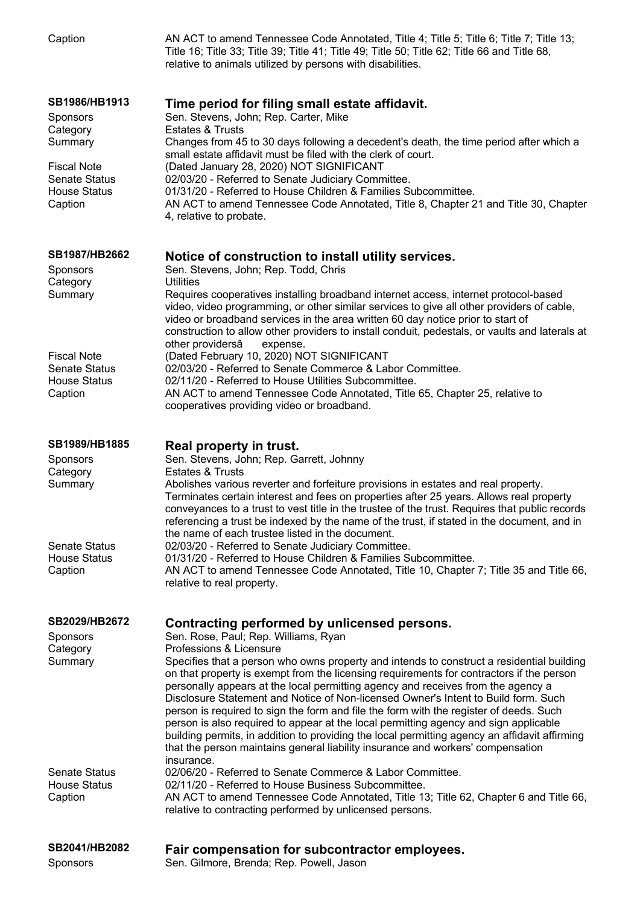Caption | AN ACT to amend Tennessee Code Annotated, Title 4; Title 5; Title 6; Title 7; Title 13; Title 16; Title 33; Title 39; Title 41; Title 49; Title 50; Title 62; Title 66 and Title 68, relative to animals utilized by persons with disabilities.

## SB1986/HB1913 — Time period for filing small estate affidavit.

| | |
|---|---|
| Sponsors | Sen. Stevens, John; Rep. Carter, Mike |
| Category | Estates & Trusts |
| Summary | Changes from 45 to 30 days following a decedent's death, the time period after which a small estate affidavit must be filed with the clerk of court. |
| Fiscal Note | (Dated January 28, 2020) NOT SIGNIFICANT |
| Senate Status | 02/03/20 - Referred to Senate Judiciary Committee. |
| House Status | 01/31/20 - Referred to House Children & Families Subcommittee. |
| Caption | AN ACT to amend Tennessee Code Annotated, Title 8, Chapter 21 and Title 30, Chapter 4, relative to probate. |

## SB1987/HB2662 — Notice of construction to install utility services.

| | |
|---|---|
| Sponsors | Sen. Stevens, John; Rep. Todd, Chris |
| Category | Utilities |
| Summary | Requires cooperatives installing broadband internet access, internet protocol-based video, video programming, or other similar services to give all other providers of cable, video or broadband services in the area written 60 day notice prior to start of construction to allow other providers to install conduit, pedestals, or vaults and laterals at other providersâ expense. |
| Fiscal Note | (Dated February 10, 2020) NOT SIGNIFICANT |
| Senate Status | 02/03/20 - Referred to Senate Commerce & Labor Committee. |
| House Status | 02/11/20 - Referred to House Utilities Subcommittee. |
| Caption | AN ACT to amend Tennessee Code Annotated, Title 65, Chapter 25, relative to cooperatives providing video or broadband. |

## SB1989/HB1885 — Real property in trust.

| | |
|---|---|
| Sponsors | Sen. Stevens, John; Rep. Garrett, Johnny |
| Category | Estates & Trusts |
| Summary | Abolishes various reverter and forfeiture provisions in estates and real property. Terminates certain interest and fees on properties after 25 years. Allows real property conveyances to a trust to vest title in the trustee of the trust. Requires that public records referencing a trust be indexed by the name of the trust, if stated in the document, and in the name of each trustee listed in the document. |
| Senate Status | 02/03/20 - Referred to Senate Judiciary Committee. |
| House Status | 01/31/20 - Referred to House Children & Families Subcommittee. |
| Caption | AN ACT to amend Tennessee Code Annotated, Title 10, Chapter 7; Title 35 and Title 66, relative to real property. |

## SB2029/HB2672 — Contracting performed by unlicensed persons.

| | |
|---|---|
| Sponsors | Sen. Rose, Paul; Rep. Williams, Ryan |
| Category | Professions & Licensure |
| Summary | Specifies that a person who owns property and intends to construct a residential building on that property is exempt from the licensing requirements for contractors if the person personally appears at the local permitting agency and receives from the agency a Disclosure Statement and Notice of Non-licensed Owner's Intent to Build form. Such person is required to sign the form and file the form with the register of deeds. Such person is also required to appear at the local permitting agency and sign applicable building permits, in addition to providing the local permitting agency an affidavit affirming that the person maintains general liability insurance and workers' compensation insurance. |
| Senate Status | 02/06/20 - Referred to Senate Commerce & Labor Committee. |
| House Status | 02/11/20 - Referred to House Business Subcommittee. |
| Caption | AN ACT to amend Tennessee Code Annotated, Title 13; Title 62, Chapter 6 and Title 66, relative to contracting performed by unlicensed persons. |

## SB2041/HB2082 — Fair compensation for subcontractor employees.

| | |
|---|---|
| Sponsors | Sen. Gilmore, Brenda; Rep. Powell, Jason |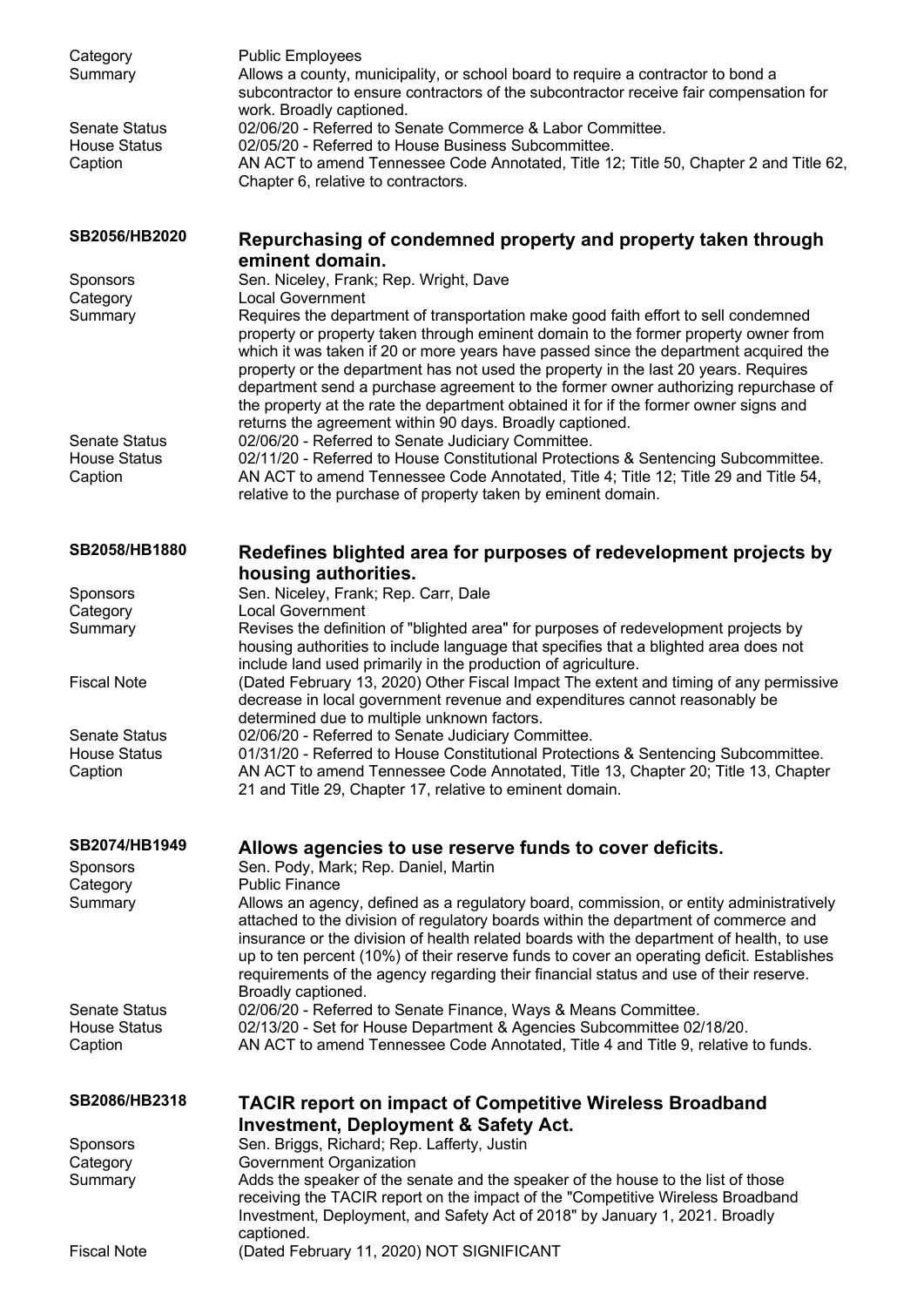Category
Public Employees

Summary
Allows a county, municipality, or school board to require a contractor to bond a subcontractor to ensure contractors of the subcontractor receive fair compensation for work. Broadly captioned.

Senate Status
02/06/20 - Referred to Senate Commerce & Labor Committee.

House Status
02/05/20 - Referred to House Business Subcommittee.

Caption
AN ACT to amend Tennessee Code Annotated, Title 12; Title 50, Chapter 2 and Title 62, Chapter 6, relative to contractors.

## SB2056/HB2020 — Repurchasing of condemned property and property taken through eminent domain.

Sponsors
Sen. Niceley, Frank; Rep. Wright, Dave

Category
Local Government

Summary
Requires the department of transportation make good faith effort to sell condemned property or property taken through eminent domain to the former property owner from which it was taken if 20 or more years have passed since the department acquired the property or the department has not used the property in the last 20 years. Requires department send a purchase agreement to the former owner authorizing repurchase of the property at the rate the department obtained it for if the former owner signs and returns the agreement within 90 days. Broadly captioned.

Senate Status
02/06/20 - Referred to Senate Judiciary Committee.

House Status
02/11/20 - Referred to House Constitutional Protections & Sentencing Subcommittee.

Caption
AN ACT to amend Tennessee Code Annotated, Title 4; Title 12; Title 29 and Title 54, relative to the purchase of property taken by eminent domain.

## SB2058/HB1880 — Redefines blighted area for purposes of redevelopment projects by housing authorities.

Sponsors
Sen. Niceley, Frank; Rep. Carr, Dale

Category
Local Government

Summary
Revises the definition of "blighted area" for purposes of redevelopment projects by housing authorities to include language that specifies that a blighted area does not include land used primarily in the production of agriculture.

Fiscal Note
(Dated February 13, 2020) Other Fiscal Impact The extent and timing of any permissive decrease in local government revenue and expenditures cannot reasonably be determined due to multiple unknown factors.

Senate Status
02/06/20 - Referred to Senate Judiciary Committee.

House Status
01/31/20 - Referred to House Constitutional Protections & Sentencing Subcommittee.

Caption
AN ACT to amend Tennessee Code Annotated, Title 13, Chapter 20; Title 13, Chapter 21 and Title 29, Chapter 17, relative to eminent domain.

## SB2074/HB1949 — Allows agencies to use reserve funds to cover deficits.

Sponsors
Sen. Pody, Mark; Rep. Daniel, Martin

Category
Public Finance

Summary
Allows an agency, defined as a regulatory board, commission, or entity administratively attached to the division of regulatory boards within the department of commerce and insurance or the division of health related boards with the department of health, to use up to ten percent (10%) of their reserve funds to cover an operating deficit. Establishes requirements of the agency regarding their financial status and use of their reserve. Broadly captioned.

Senate Status
02/06/20 - Referred to Senate Finance, Ways & Means Committee.

House Status
02/13/20 - Set for House Department & Agencies Subcommittee 02/18/20.

Caption
AN ACT to amend Tennessee Code Annotated, Title 4 and Title 9, relative to funds.

## SB2086/HB2318 — TACIR report on impact of Competitive Wireless Broadband Investment, Deployment & Safety Act.

Sponsors
Sen. Briggs, Richard; Rep. Lafferty, Justin

Category
Government Organization

Summary
Adds the speaker of the senate and the speaker of the house to the list of those receiving the TACIR report on the impact of the "Competitive Wireless Broadband Investment, Deployment, and Safety Act of 2018" by January 1, 2021. Broadly captioned.

Fiscal Note
(Dated February 11, 2020) NOT SIGNIFICANT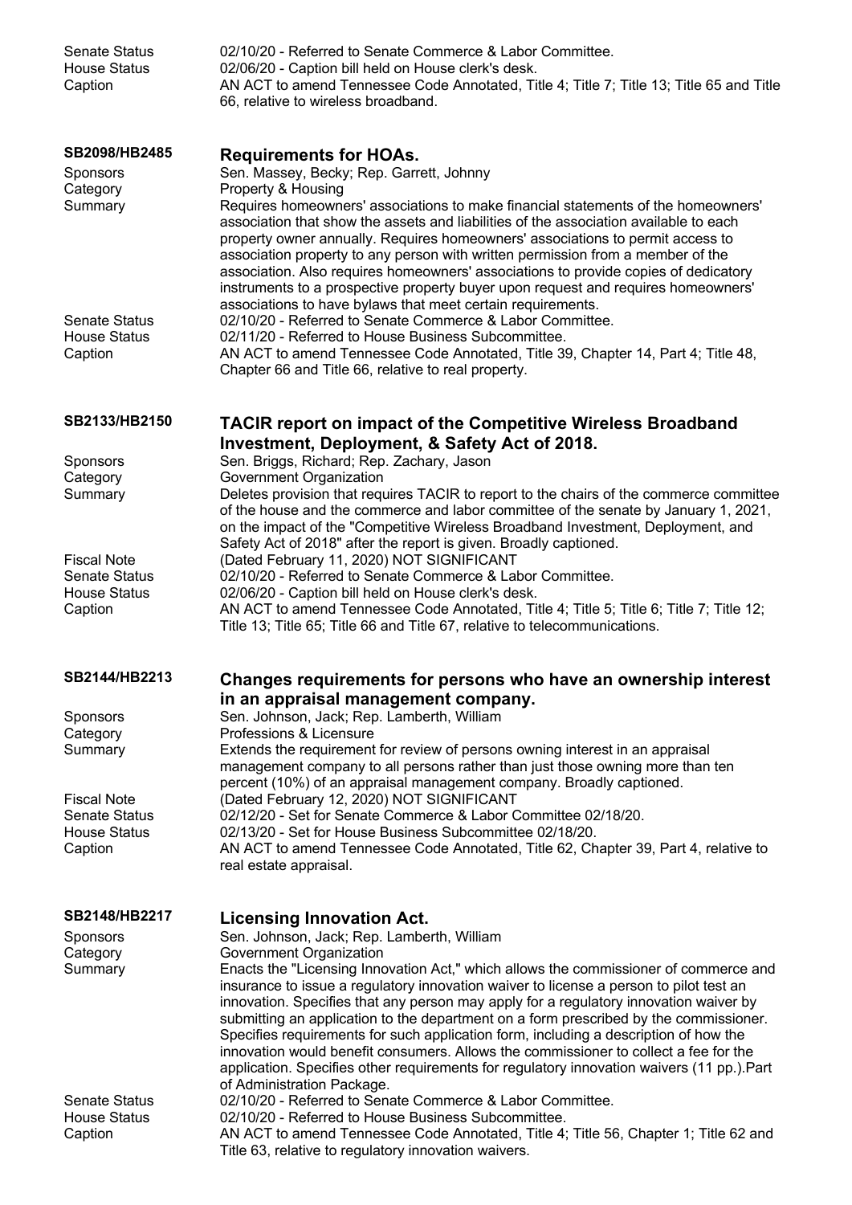| | |
|---|---|
| Senate Status | 02/10/20 - Referred to Senate Commerce & Labor Committee. |
| House Status | 02/06/20 - Caption bill held on House clerk's desk. |
| Caption | AN ACT to amend Tennessee Code Annotated, Title 4; Title 7; Title 13; Title 65 and Title 66, relative to wireless broadband. |

## SB2098/HB2485 — Requirements for HOAs.

| | |
|---|---|
| Sponsors | Sen. Massey, Becky; Rep. Garrett, Johnny |
| Category | Property & Housing |
| Summary | Requires homeowners' associations to make financial statements of the homeowners' association that show the assets and liabilities of the association available to each property owner annually. Requires homeowners' associations to permit access to association property to any person with written permission from a member of the association. Also requires homeowners' associations to provide copies of dedicatory instruments to a prospective property buyer upon request and requires homeowners' associations to have bylaws that meet certain requirements. |
| Senate Status | 02/10/20 - Referred to Senate Commerce & Labor Committee. |
| House Status | 02/11/20 - Referred to House Business Subcommittee. |
| Caption | AN ACT to amend Tennessee Code Annotated, Title 39, Chapter 14, Part 4; Title 48, Chapter 66 and Title 66, relative to real property. |

## SB2133/HB2150 — TACIR report on impact of the Competitive Wireless Broadband Investment, Deployment, & Safety Act of 2018.

| | |
|---|---|
| Sponsors | Sen. Briggs, Richard; Rep. Zachary, Jason |
| Category | Government Organization |
| Summary | Deletes provision that requires TACIR to report to the chairs of the commerce committee of the house and the commerce and labor committee of the senate by January 1, 2021, on the impact of the "Competitive Wireless Broadband Investment, Deployment, and Safety Act of 2018" after the report is given. Broadly captioned. |
| Fiscal Note | (Dated February 11, 2020) NOT SIGNIFICANT |
| Senate Status | 02/10/20 - Referred to Senate Commerce & Labor Committee. |
| House Status | 02/06/20 - Caption bill held on House clerk's desk. |
| Caption | AN ACT to amend Tennessee Code Annotated, Title 4; Title 5; Title 6; Title 7; Title 12; Title 13; Title 65; Title 66 and Title 67, relative to telecommunications. |

## SB2144/HB2213 — Changes requirements for persons who have an ownership interest in an appraisal management company.

| | |
|---|---|
| Sponsors | Sen. Johnson, Jack; Rep. Lamberth, William |
| Category | Professions & Licensure |
| Summary | Extends the requirement for review of persons owning interest in an appraisal management company to all persons rather than just those owning more than ten percent (10%) of an appraisal management company. Broadly captioned. |
| Fiscal Note | (Dated February 12, 2020) NOT SIGNIFICANT |
| Senate Status | 02/12/20 - Set for Senate Commerce & Labor Committee 02/18/20. |
| House Status | 02/13/20 - Set for House Business Subcommittee 02/18/20. |
| Caption | AN ACT to amend Tennessee Code Annotated, Title 62, Chapter 39, Part 4, relative to real estate appraisal. |

## SB2148/HB2217 — Licensing Innovation Act.

| | |
|---|---|
| Sponsors | Sen. Johnson, Jack; Rep. Lamberth, William |
| Category | Government Organization |
| Summary | Enacts the "Licensing Innovation Act," which allows the commissioner of commerce and insurance to issue a regulatory innovation waiver to license a person to pilot test an innovation. Specifies that any person may apply for a regulatory innovation waiver by submitting an application to the department on a form prescribed by the commissioner. Specifies requirements for such application form, including a description of how the innovation would benefit consumers. Allows the commissioner to collect a fee for the application. Specifies other requirements for regulatory innovation waivers (11 pp.).Part of Administration Package. |
| Senate Status | 02/10/20 - Referred to Senate Commerce & Labor Committee. |
| House Status | 02/10/20 - Referred to House Business Subcommittee. |
| Caption | AN ACT to amend Tennessee Code Annotated, Title 4; Title 56, Chapter 1; Title 62 and Title 63, relative to regulatory innovation waivers. |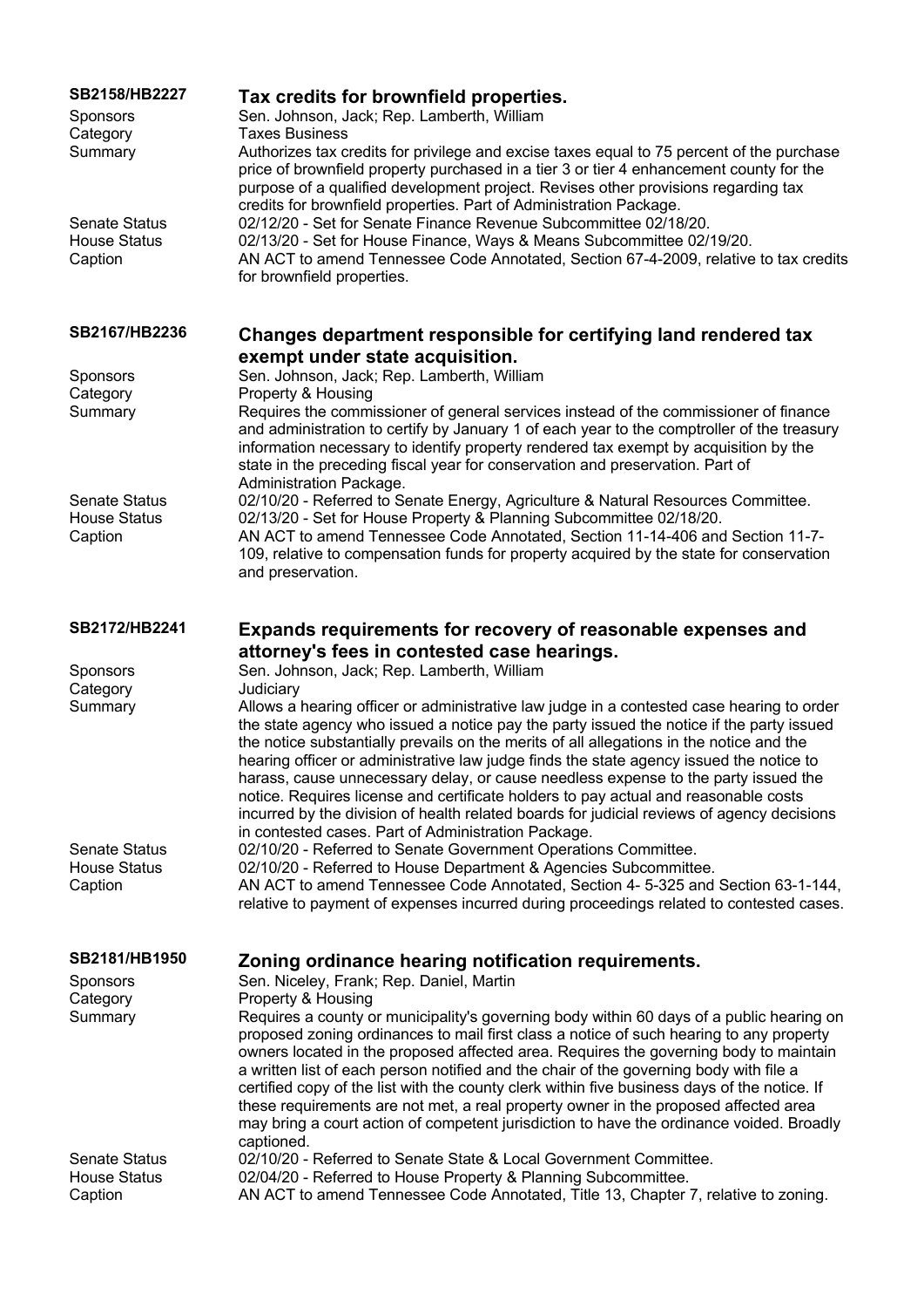## SB2158/HB2227 — Tax credits for brownfield properties.

**Sponsors**: Sen. Johnson, Jack; Rep. Lamberth, William

**Category**: Taxes Business

**Summary**: Authorizes tax credits for privilege and excise taxes equal to 75 percent of the purchase price of brownfield property purchased in a tier 3 or tier 4 enhancement county for the purpose of a qualified development project. Revises other provisions regarding tax credits for brownfield properties. Part of Administration Package.

**Senate Status**: 02/12/20 - Set for Senate Finance Revenue Subcommittee 02/18/20.

**House Status**: 02/13/20 - Set for House Finance, Ways & Means Subcommittee 02/19/20.

**Caption**: AN ACT to amend Tennessee Code Annotated, Section 67-4-2009, relative to tax credits for brownfield properties.

## SB2167/HB2236 — Changes department responsible for certifying land rendered tax exempt under state acquisition.

**Sponsors**: Sen. Johnson, Jack; Rep. Lamberth, William

**Category**: Property & Housing

**Summary**: Requires the commissioner of general services instead of the commissioner of finance and administration to certify by January 1 of each year to the comptroller of the treasury information necessary to identify property rendered tax exempt by acquisition by the state in the preceding fiscal year for conservation and preservation. Part of Administration Package.

**Senate Status**: 02/10/20 - Referred to Senate Energy, Agriculture & Natural Resources Committee.

**House Status**: 02/13/20 - Set for House Property & Planning Subcommittee 02/18/20.

**Caption**: AN ACT to amend Tennessee Code Annotated, Section 11-14-406 and Section 11-7-109, relative to compensation funds for property acquired by the state for conservation and preservation.

## SB2172/HB2241 — Expands requirements for recovery of reasonable expenses and attorney's fees in contested case hearings.

**Sponsors**: Sen. Johnson, Jack; Rep. Lamberth, William

**Category**: Judiciary

**Summary**: Allows a hearing officer or administrative law judge in a contested case hearing to order the state agency who issued a notice pay the party issued the notice if the party issued the notice substantially prevails on the merits of all allegations in the notice and the hearing officer or administrative law judge finds the state agency issued the notice to harass, cause unnecessary delay, or cause needless expense to the party issued the notice. Requires license and certificate holders to pay actual and reasonable costs incurred by the division of health related boards for judicial reviews of agency decisions in contested cases. Part of Administration Package.

**Senate Status**: 02/10/20 - Referred to Senate Government Operations Committee.

**House Status**: 02/10/20 - Referred to House Department & Agencies Subcommittee.

**Caption**: AN ACT to amend Tennessee Code Annotated, Section 4- 5-325 and Section 63-1-144, relative to payment of expenses incurred during proceedings related to contested cases.

## SB2181/HB1950 — Zoning ordinance hearing notification requirements.

**Sponsors**: Sen. Niceley, Frank; Rep. Daniel, Martin

**Category**: Property & Housing

**Summary**: Requires a county or municipality's governing body within 60 days of a public hearing on proposed zoning ordinances to mail first class a notice of such hearing to any property owners located in the proposed affected area. Requires the governing body to maintain a written list of each person notified and the chair of the governing body with file a certified copy of the list with the county clerk within five business days of the notice. If these requirements are not met, a real property owner in the proposed affected area may bring a court action of competent jurisdiction to have the ordinance voided. Broadly captioned.

**Senate Status**: 02/10/20 - Referred to Senate State & Local Government Committee.

**House Status**: 02/04/20 - Referred to House Property & Planning Subcommittee.

**Caption**: AN ACT to amend Tennessee Code Annotated, Title 13, Chapter 7, relative to zoning.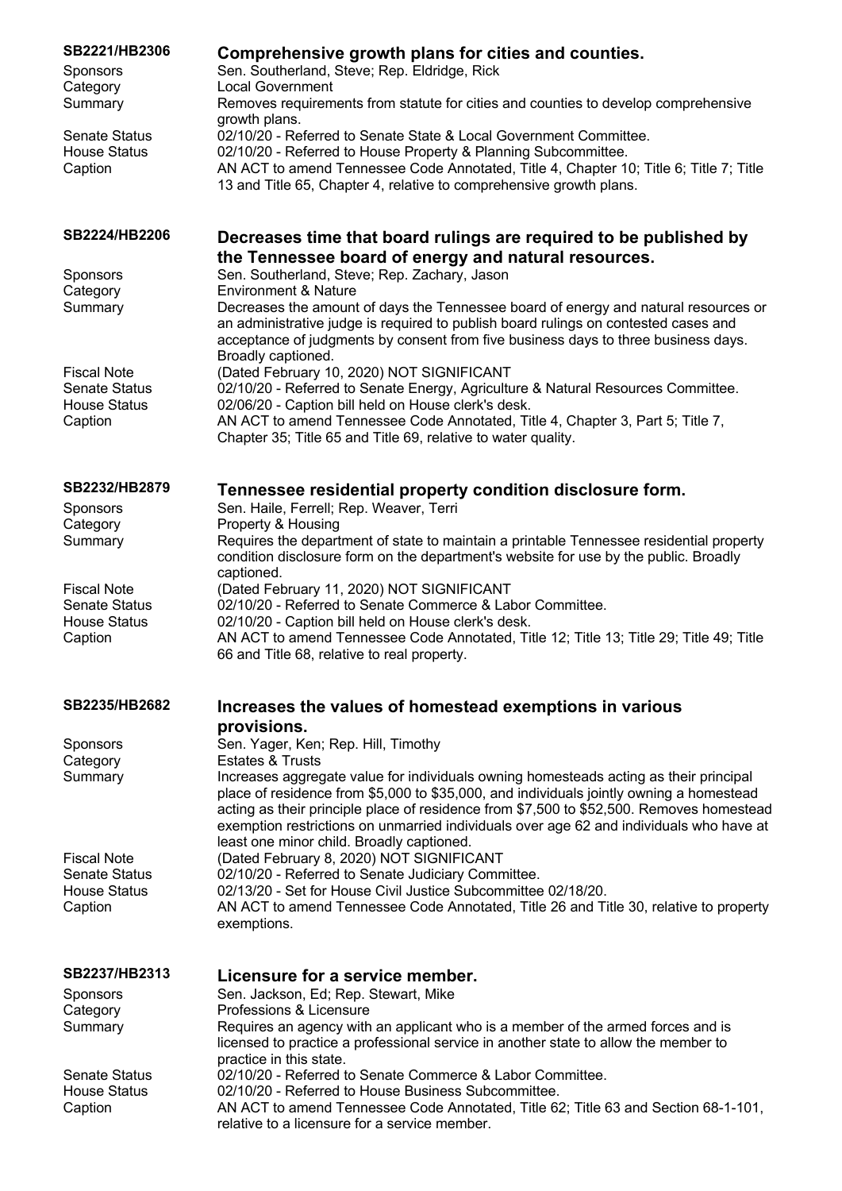**SB2221/HB2306** **Comprehensive growth plans for cities and counties.**

Sponsors: Sen. Southerland, Steve; Rep. Eldridge, Rick
Category: Local Government
Summary: Removes requirements from statute for cities and counties to develop comprehensive growth plans.
Senate Status: 02/10/20 - Referred to Senate State & Local Government Committee.
House Status: 02/10/20 - Referred to House Property & Planning Subcommittee.
Caption: AN ACT to amend Tennessee Code Annotated, Title 4, Chapter 10; Title 6; Title 7; Title 13 and Title 65, Chapter 4, relative to comprehensive growth plans.

**SB2224/HB2206** **Decreases time that board rulings are required to be published by the Tennessee board of energy and natural resources.**

Sponsors: Sen. Southerland, Steve; Rep. Zachary, Jason
Category: Environment & Nature
Summary: Decreases the amount of days the Tennessee board of energy and natural resources or an administrative judge is required to publish board rulings on contested cases and acceptance of judgments by consent from five business days to three business days. Broadly captioned.
Fiscal Note: (Dated February 10, 2020) NOT SIGNIFICANT
Senate Status: 02/10/20 - Referred to Senate Energy, Agriculture & Natural Resources Committee.
House Status: 02/06/20 - Caption bill held on House clerk's desk.
Caption: AN ACT to amend Tennessee Code Annotated, Title 4, Chapter 3, Part 5; Title 7, Chapter 35; Title 65 and Title 69, relative to water quality.

**SB2232/HB2879** **Tennessee residential property condition disclosure form.**

Sponsors: Sen. Haile, Ferrell; Rep. Weaver, Terri
Category: Property & Housing
Summary: Requires the department of state to maintain a printable Tennessee residential property condition disclosure form on the department's website for use by the public. Broadly captioned.
Fiscal Note: (Dated February 11, 2020) NOT SIGNIFICANT
Senate Status: 02/10/20 - Referred to Senate Commerce & Labor Committee.
House Status: 02/10/20 - Caption bill held on House clerk's desk.
Caption: AN ACT to amend Tennessee Code Annotated, Title 12; Title 13; Title 29; Title 49; Title 66 and Title 68, relative to real property.

**SB2235/HB2682** **Increases the values of homestead exemptions in various provisions.**

Sponsors: Sen. Yager, Ken; Rep. Hill, Timothy
Category: Estates & Trusts
Summary: Increases aggregate value for individuals owning homesteads acting as their principal place of residence from $5,000 to $35,000, and individuals jointly owning a homestead acting as their principle place of residence from $7,500 to $52,500. Removes homestead exemption restrictions on unmarried individuals over age 62 and individuals who have at least one minor child. Broadly captioned.
Fiscal Note: (Dated February 8, 2020) NOT SIGNIFICANT
Senate Status: 02/10/20 - Referred to Senate Judiciary Committee.
House Status: 02/13/20 - Set for House Civil Justice Subcommittee 02/18/20.
Caption: AN ACT to amend Tennessee Code Annotated, Title 26 and Title 30, relative to property exemptions.

**SB2237/HB2313** **Licensure for a service member.**

Sponsors: Sen. Jackson, Ed; Rep. Stewart, Mike
Category: Professions & Licensure
Summary: Requires an agency with an applicant who is a member of the armed forces and is licensed to practice a professional service in another state to allow the member to practice in this state.
Senate Status: 02/10/20 - Referred to Senate Commerce & Labor Committee.
House Status: 02/10/20 - Referred to House Business Subcommittee.
Caption: AN ACT to amend Tennessee Code Annotated, Title 62; Title 63 and Section 68-1-101, relative to a licensure for a service member.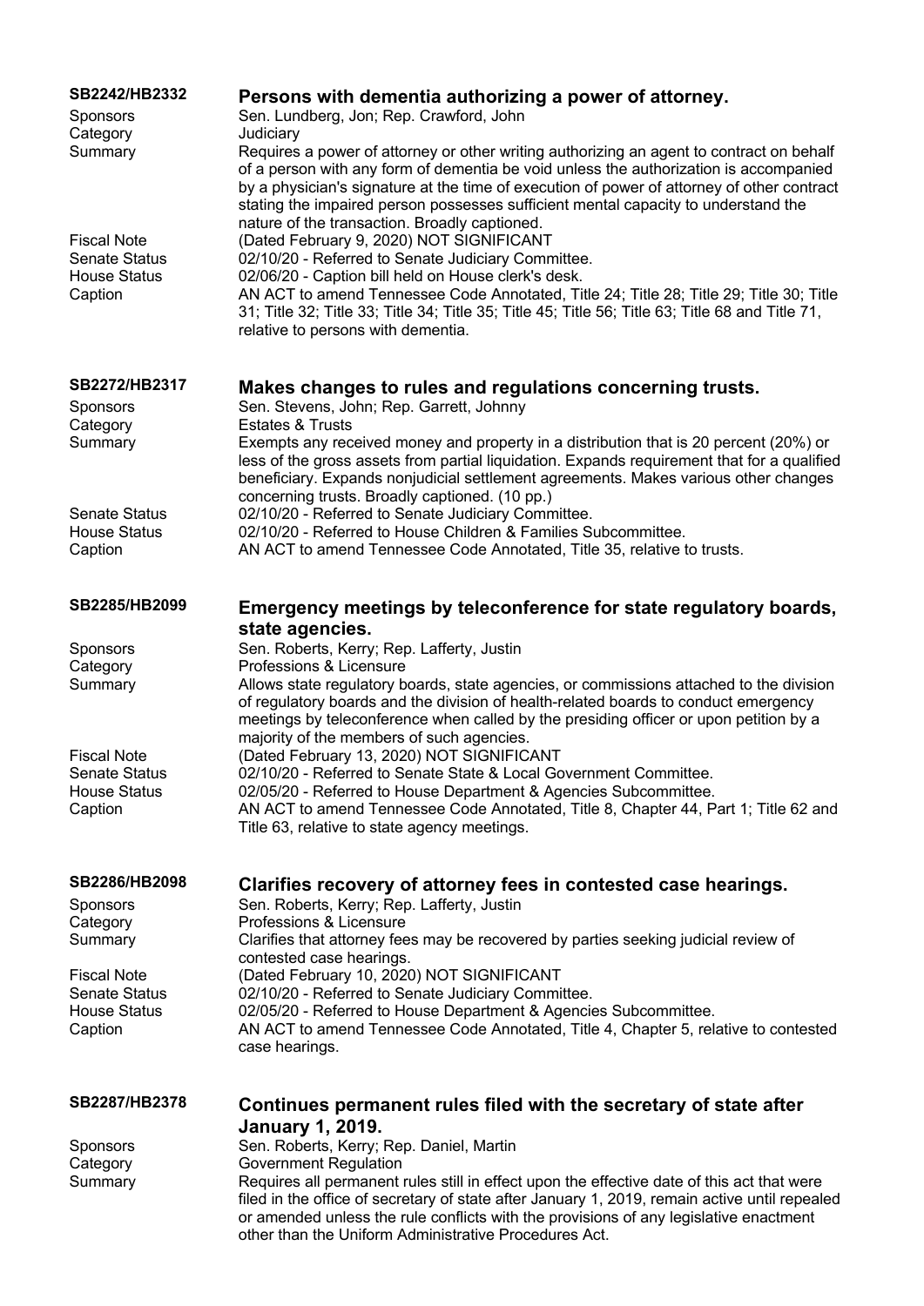**SB2242/HB2332** — **Persons with dementia authorizing a power of attorney.**

| | |
|---|---|
| Sponsors | Sen. Lundberg, Jon; Rep. Crawford, John |
| Category | Judiciary |
| Summary | Requires a power of attorney or other writing authorizing an agent to contract on behalf of a person with any form of dementia be void unless the authorization is accompanied by a physician's signature at the time of execution of power of attorney of other contract stating the impaired person possesses sufficient mental capacity to understand the nature of the transaction. Broadly captioned. |
| Fiscal Note | (Dated February 9, 2020) NOT SIGNIFICANT |
| Senate Status | 02/10/20 - Referred to Senate Judiciary Committee. |
| House Status | 02/06/20 - Caption bill held on House clerk's desk. |
| Caption | AN ACT to amend Tennessee Code Annotated, Title 24; Title 28; Title 29; Title 30; Title 31; Title 32; Title 33; Title 34; Title 35; Title 45; Title 56; Title 63; Title 68 and Title 71, relative to persons with dementia. |

**SB2272/HB2317** — **Makes changes to rules and regulations concerning trusts.**

| | |
|---|---|
| Sponsors | Sen. Stevens, John; Rep. Garrett, Johnny |
| Category | Estates & Trusts |
| Summary | Exempts any received money and property in a distribution that is 20 percent (20%) or less of the gross assets from partial liquidation. Expands requirement that for a qualified beneficiary. Expands nonjudicial settlement agreements. Makes various other changes concerning trusts. Broadly captioned. (10 pp.) |
| Senate Status | 02/10/20 - Referred to Senate Judiciary Committee. |
| House Status | 02/10/20 - Referred to House Children & Families Subcommittee. |
| Caption | AN ACT to amend Tennessee Code Annotated, Title 35, relative to trusts. |

**SB2285/HB2099** — **Emergency meetings by teleconference for state regulatory boards, state agencies.**

| | |
|---|---|
| Sponsors | Sen. Roberts, Kerry; Rep. Lafferty, Justin |
| Category | Professions & Licensure |
| Summary | Allows state regulatory boards, state agencies, or commissions attached to the division of regulatory boards and the division of health-related boards to conduct emergency meetings by teleconference when called by the presiding officer or upon petition by a majority of the members of such agencies. |
| Fiscal Note | (Dated February 13, 2020) NOT SIGNIFICANT |
| Senate Status | 02/10/20 - Referred to Senate State & Local Government Committee. |
| House Status | 02/05/20 - Referred to House Department & Agencies Subcommittee. |
| Caption | AN ACT to amend Tennessee Code Annotated, Title 8, Chapter 44, Part 1; Title 62 and Title 63, relative to state agency meetings. |

**SB2286/HB2098** — **Clarifies recovery of attorney fees in contested case hearings.**

| | |
|---|---|
| Sponsors | Sen. Roberts, Kerry; Rep. Lafferty, Justin |
| Category | Professions & Licensure |
| Summary | Clarifies that attorney fees may be recovered by parties seeking judicial review of contested case hearings. |
| Fiscal Note | (Dated February 10, 2020) NOT SIGNIFICANT |
| Senate Status | 02/10/20 - Referred to Senate Judiciary Committee. |
| House Status | 02/05/20 - Referred to House Department & Agencies Subcommittee. |
| Caption | AN ACT to amend Tennessee Code Annotated, Title 4, Chapter 5, relative to contested case hearings. |

**SB2287/HB2378** — **Continues permanent rules filed with the secretary of state after January 1, 2019.**

| | |
|---|---|
| Sponsors | Sen. Roberts, Kerry; Rep. Daniel, Martin |
| Category | Government Regulation |
| Summary | Requires all permanent rules still in effect upon the effective date of this act that were filed in the office of secretary of state after January 1, 2019, remain active until repealed or amended unless the rule conflicts with the provisions of any legislative enactment other than the Uniform Administrative Procedures Act. |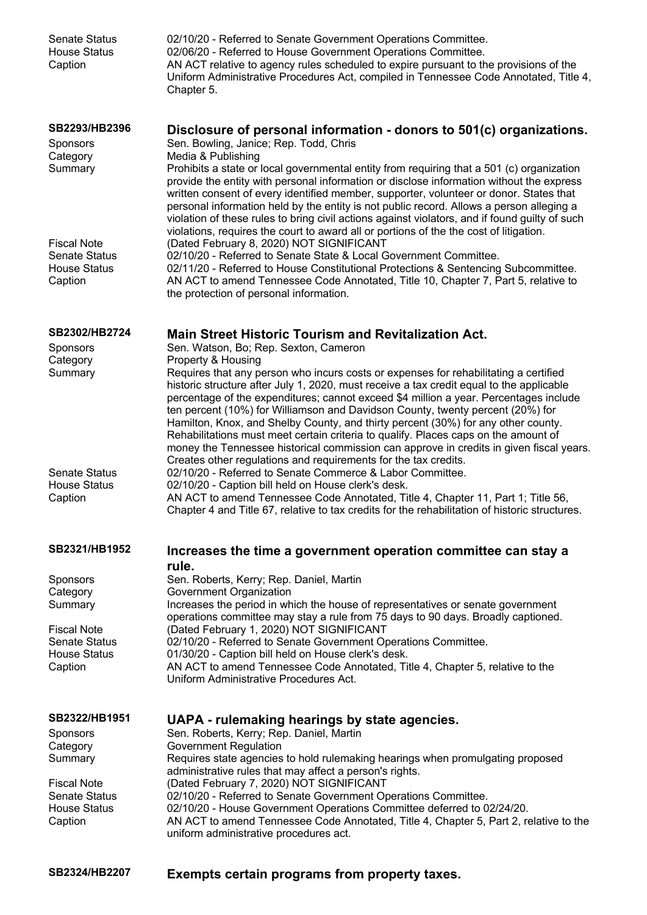Senate Status 02/10/20 - Referred to Senate Government Operations Committee.
House Status 02/06/20 - Referred to House Government Operations Committee.
Caption AN ACT relative to agency rules scheduled to expire pursuant to the provisions of the Uniform Administrative Procedures Act, compiled in Tennessee Code Annotated, Title 4, Chapter 5.

**SB2293/HB2396**

## Disclosure of personal information - donors to 501(c) organizations.

Sponsors Sen. Bowling, Janice; Rep. Todd, Chris
Category Media & Publishing
Summary Prohibits a state or local governmental entity from requiring that a 501 (c) organization provide the entity with personal information or disclose information without the express written consent of every identified member, supporter, volunteer or donor. States that personal information held by the entity is not public record. Allows a person alleging a violation of these rules to bring civil actions against violators, and if found guilty of such violations, requires the court to award all or portions of the the cost of litigation.
Fiscal Note (Dated February 8, 2020) NOT SIGNIFICANT
Senate Status 02/10/20 - Referred to Senate State & Local Government Committee.
House Status 02/11/20 - Referred to House Constitutional Protections & Sentencing Subcommittee.
Caption AN ACT to amend Tennessee Code Annotated, Title 10, Chapter 7, Part 5, relative to the protection of personal information.

**SB2302/HB2724**

## Main Street Historic Tourism and Revitalization Act.

Sponsors Sen. Watson, Bo; Rep. Sexton, Cameron
Category Property & Housing
Summary Requires that any person who incurs costs or expenses for rehabilitating a certified historic structure after July 1, 2020, must receive a tax credit equal to the applicable percentage of the expenditures; cannot exceed $4 million a year. Percentages include ten percent (10%) for Williamson and Davidson County, twenty percent (20%) for Hamilton, Knox, and Shelby County, and thirty percent (30%) for any other county. Rehabilitations must meet certain criteria to qualify. Places caps on the amount of money the Tennessee historical commission can approve in credits in given fiscal years. Creates other regulations and requirements for the tax credits.
Senate Status 02/10/20 - Referred to Senate Commerce & Labor Committee.
House Status 02/10/20 - Caption bill held on House clerk's desk.
Caption AN ACT to amend Tennessee Code Annotated, Title 4, Chapter 11, Part 1; Title 56, Chapter 4 and Title 67, relative to tax credits for the rehabilitation of historic structures.

**SB2321/HB1952**

## Increases the time a government operation committee can stay a rule.

Sponsors Sen. Roberts, Kerry; Rep. Daniel, Martin
Category Government Organization
Summary Increases the period in which the house of representatives or senate government operations committee may stay a rule from 75 days to 90 days. Broadly captioned.
Fiscal Note (Dated February 1, 2020) NOT SIGNIFICANT
Senate Status 02/10/20 - Referred to Senate Government Operations Committee.
House Status 01/30/20 - Caption bill held on House clerk's desk.
Caption AN ACT to amend Tennessee Code Annotated, Title 4, Chapter 5, relative to the Uniform Administrative Procedures Act.

**SB2322/HB1951**

## UAPA - rulemaking hearings by state agencies.

Sponsors Sen. Roberts, Kerry; Rep. Daniel, Martin
Category Government Regulation
Summary Requires state agencies to hold rulemaking hearings when promulgating proposed administrative rules that may affect a person's rights.
Fiscal Note (Dated February 7, 2020) NOT SIGNIFICANT
Senate Status 02/10/20 - Referred to Senate Government Operations Committee.
House Status 02/10/20 - House Government Operations Committee deferred to 02/24/20.
Caption AN ACT to amend Tennessee Code Annotated, Title 4, Chapter 5, Part 2, relative to the uniform administrative procedures act.

**SB2324/HB2207**

## Exempts certain programs from property taxes.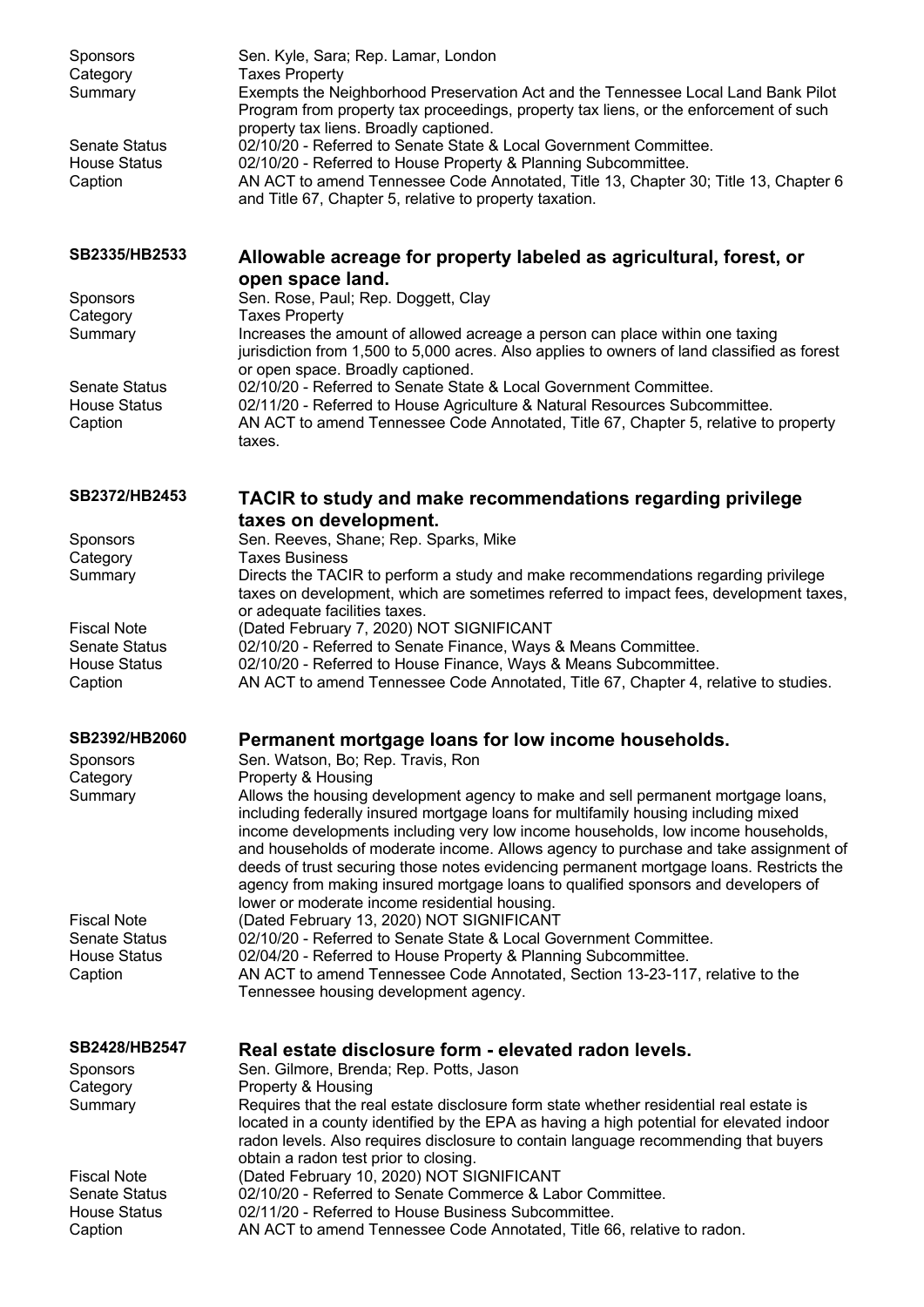| | |
|---|---|
| Sponsors | Sen. Kyle, Sara; Rep. Lamar, London |
| Category | Taxes Property |
| Summary | Exempts the Neighborhood Preservation Act and the Tennessee Local Land Bank Pilot Program from property tax proceedings, property tax liens, or the enforcement of such property tax liens. Broadly captioned. |
| Senate Status | 02/10/20 - Referred to Senate State & Local Government Committee. |
| House Status | 02/10/20 - Referred to House Property & Planning Subcommittee. |
| Caption | AN ACT to amend Tennessee Code Annotated, Title 13, Chapter 30; Title 13, Chapter 6 and Title 67, Chapter 5, relative to property taxation. |

### SB2335/HB2533 — Allowable acreage for property labeled as agricultural, forest, or open space land.

| | |
|---|---|
| Sponsors | Sen. Rose, Paul; Rep. Doggett, Clay |
| Category | Taxes Property |
| Summary | Increases the amount of allowed acreage a person can place within one taxing jurisdiction from 1,500 to 5,000 acres. Also applies to owners of land classified as forest or open space. Broadly captioned. |
| Senate Status | 02/10/20 - Referred to Senate State & Local Government Committee. |
| House Status | 02/11/20 - Referred to House Agriculture & Natural Resources Subcommittee. |
| Caption | AN ACT to amend Tennessee Code Annotated, Title 67, Chapter 5, relative to property taxes. |

### SB2372/HB2453 — TACIR to study and make recommendations regarding privilege taxes on development.

| | |
|---|---|
| Sponsors | Sen. Reeves, Shane; Rep. Sparks, Mike |
| Category | Taxes Business |
| Summary | Directs the TACIR to perform a study and make recommendations regarding privilege taxes on development, which are sometimes referred to impact fees, development taxes, or adequate facilities taxes. |
| Fiscal Note | (Dated February 7, 2020) NOT SIGNIFICANT |
| Senate Status | 02/10/20 - Referred to Senate Finance, Ways & Means Committee. |
| House Status | 02/10/20 - Referred to House Finance, Ways & Means Subcommittee. |
| Caption | AN ACT to amend Tennessee Code Annotated, Title 67, Chapter 4, relative to studies. |

### SB2392/HB2060 — Permanent mortgage loans for low income households.

| | |
|---|---|
| Sponsors | Sen. Watson, Bo; Rep. Travis, Ron |
| Category | Property & Housing |
| Summary | Allows the housing development agency to make and sell permanent mortgage loans, including federally insured mortgage loans for multifamily housing including mixed income developments including very low income households, low income households, and households of moderate income. Allows agency to purchase and take assignment of deeds of trust securing those notes evidencing permanent mortgage loans. Restricts the agency from making insured mortgage loans to qualified sponsors and developers of lower or moderate income residential housing. |
| Fiscal Note | (Dated February 13, 2020) NOT SIGNIFICANT |
| Senate Status | 02/10/20 - Referred to Senate State & Local Government Committee. |
| House Status | 02/04/20 - Referred to House Property & Planning Subcommittee. |
| Caption | AN ACT to amend Tennessee Code Annotated, Section 13-23-117, relative to the Tennessee housing development agency. |

### SB2428/HB2547 — Real estate disclosure form - elevated radon levels.

| | |
|---|---|
| Sponsors | Sen. Gilmore, Brenda; Rep. Potts, Jason |
| Category | Property & Housing |
| Summary | Requires that the real estate disclosure form state whether residential real estate is located in a county identified by the EPA as having a high potential for elevated indoor radon levels. Also requires disclosure to contain language recommending that buyers obtain a radon test prior to closing. |
| Fiscal Note | (Dated February 10, 2020) NOT SIGNIFICANT |
| Senate Status | 02/10/20 - Referred to Senate Commerce & Labor Committee. |
| House Status | 02/11/20 - Referred to House Business Subcommittee. |
| Caption | AN ACT to amend Tennessee Code Annotated, Title 66, relative to radon. |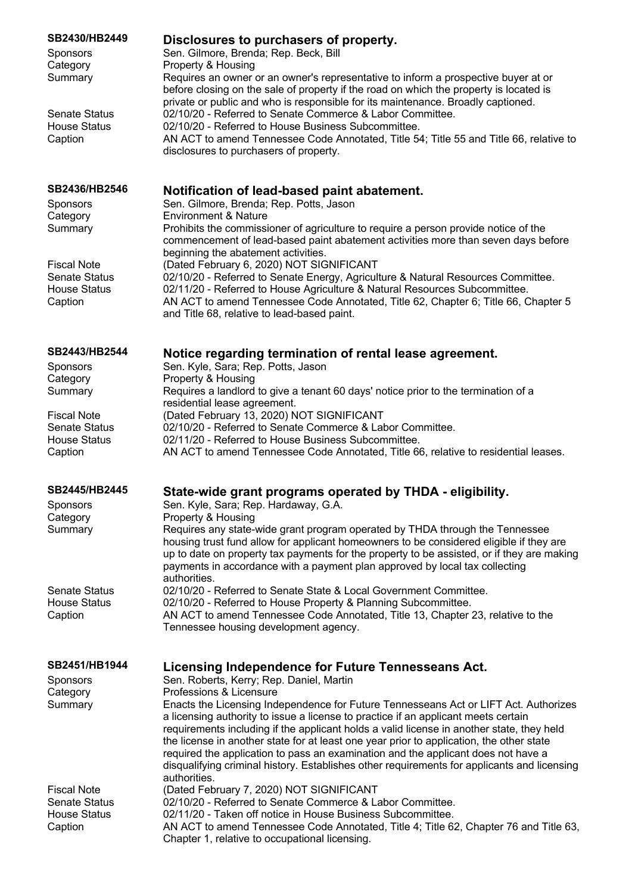## SB2430/HB2449 — Disclosures to purchasers of property.

| | |
|---|---|
| Sponsors | Sen. Gilmore, Brenda; Rep. Beck, Bill |
| Category | Property & Housing |
| Summary | Requires an owner or an owner's representative to inform a prospective buyer at or before closing on the sale of property if the road on which the property is located is private or public and who is responsible for its maintenance. Broadly captioned. |
| Senate Status | 02/10/20 - Referred to Senate Commerce & Labor Committee. |
| House Status | 02/10/20 - Referred to House Business Subcommittee. |
| Caption | AN ACT to amend Tennessee Code Annotated, Title 54; Title 55 and Title 66, relative to disclosures to purchasers of property. |

## SB2436/HB2546 — Notification of lead-based paint abatement.

| | |
|---|---|
| Sponsors | Sen. Gilmore, Brenda; Rep. Potts, Jason |
| Category | Environment & Nature |
| Summary | Prohibits the commissioner of agriculture to require a person provide notice of the commencement of lead-based paint abatement activities more than seven days before beginning the abatement activities. |
| Fiscal Note | (Dated February 6, 2020) NOT SIGNIFICANT |
| Senate Status | 02/10/20 - Referred to Senate Energy, Agriculture & Natural Resources Committee. |
| House Status | 02/11/20 - Referred to House Agriculture & Natural Resources Subcommittee. |
| Caption | AN ACT to amend Tennessee Code Annotated, Title 62, Chapter 6; Title 66, Chapter 5 and Title 68, relative to lead-based paint. |

## SB2443/HB2544 — Notice regarding termination of rental lease agreement.

| | |
|---|---|
| Sponsors | Sen. Kyle, Sara; Rep. Potts, Jason |
| Category | Property & Housing |
| Summary | Requires a landlord to give a tenant 60 days' notice prior to the termination of a residential lease agreement. |
| Fiscal Note | (Dated February 13, 2020) NOT SIGNIFICANT |
| Senate Status | 02/10/20 - Referred to Senate Commerce & Labor Committee. |
| House Status | 02/11/20 - Referred to House Business Subcommittee. |
| Caption | AN ACT to amend Tennessee Code Annotated, Title 66, relative to residential leases. |

## SB2445/HB2445 — State-wide grant programs operated by THDA - eligibility.

| | |
|---|---|
| Sponsors | Sen. Kyle, Sara; Rep. Hardaway, G.A. |
| Category | Property & Housing |
| Summary | Requires any state-wide grant program operated by THDA through the Tennessee housing trust fund allow for applicant homeowners to be considered eligible if they are up to date on property tax payments for the property to be assisted, or if they are making payments in accordance with a payment plan approved by local tax collecting authorities. |
| Senate Status | 02/10/20 - Referred to Senate State & Local Government Committee. |
| House Status | 02/10/20 - Referred to House Property & Planning Subcommittee. |
| Caption | AN ACT to amend Tennessee Code Annotated, Title 13, Chapter 23, relative to the Tennessee housing development agency. |

## SB2451/HB1944 — Licensing Independence for Future Tennesseans Act.

| | |
|---|---|
| Sponsors | Sen. Roberts, Kerry; Rep. Daniel, Martin |
| Category | Professions & Licensure |
| Summary | Enacts the Licensing Independence for Future Tennesseans Act or LIFT Act. Authorizes a licensing authority to issue a license to practice if an applicant meets certain requirements including if the applicant holds a valid license in another state, they held the license in another state for at least one year prior to application, the other state required the application to pass an examination and the applicant does not have a disqualifying criminal history. Establishes other requirements for applicants and licensing authorities. |
| Fiscal Note | (Dated February 7, 2020) NOT SIGNIFICANT |
| Senate Status | 02/10/20 - Referred to Senate Commerce & Labor Committee. |
| House Status | 02/11/20 - Taken off notice in House Business Subcommittee. |
| Caption | AN ACT to amend Tennessee Code Annotated, Title 4; Title 62, Chapter 76 and Title 63, Chapter 1, relative to occupational licensing. |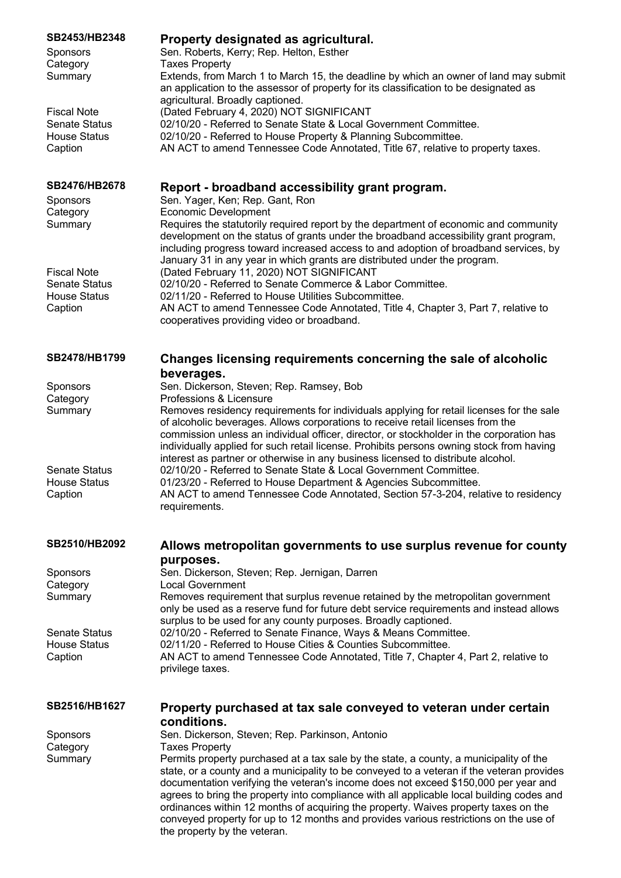## SB2453/HB2348 Property designated as agricultural.

| | |
|---|---|
| Sponsors | Sen. Roberts, Kerry; Rep. Helton, Esther |
| Category | Taxes Property |
| Summary | Extends, from March 1 to March 15, the deadline by which an owner of land may submit an application to the assessor of property for its classification to be designated as agricultural. Broadly captioned. |
| Fiscal Note | (Dated February 4, 2020) NOT SIGNIFICANT |
| Senate Status | 02/10/20 - Referred to Senate State & Local Government Committee. |
| House Status | 02/10/20 - Referred to House Property & Planning Subcommittee. |
| Caption | AN ACT to amend Tennessee Code Annotated, Title 67, relative to property taxes. |

## SB2476/HB2678 Report - broadband accessibility grant program.

| | |
|---|---|
| Sponsors | Sen. Yager, Ken; Rep. Gant, Ron |
| Category | Economic Development |
| Summary | Requires the statutorily required report by the department of economic and community development on the status of grants under the broadband accessibility grant program, including progress toward increased access to and adoption of broadband services, by January 31 in any year in which grants are distributed under the program. |
| Fiscal Note | (Dated February 11, 2020) NOT SIGNIFICANT |
| Senate Status | 02/10/20 - Referred to Senate Commerce & Labor Committee. |
| House Status | 02/11/20 - Referred to House Utilities Subcommittee. |
| Caption | AN ACT to amend Tennessee Code Annotated, Title 4, Chapter 3, Part 7, relative to cooperatives providing video or broadband. |

## SB2478/HB1799 Changes licensing requirements concerning the sale of alcoholic beverages.

| | |
|---|---|
| Sponsors | Sen. Dickerson, Steven; Rep. Ramsey, Bob |
| Category | Professions & Licensure |
| Summary | Removes residency requirements for individuals applying for retail licenses for the sale of alcoholic beverages. Allows corporations to receive retail licenses from the commission unless an individual officer, director, or stockholder in the corporation has individually applied for such retail license. Prohibits persons owning stock from having interest as partner or otherwise in any business licensed to distribute alcohol. |
| Senate Status | 02/10/20 - Referred to Senate State & Local Government Committee. |
| House Status | 01/23/20 - Referred to House Department & Agencies Subcommittee. |
| Caption | AN ACT to amend Tennessee Code Annotated, Section 57-3-204, relative to residency requirements. |

## SB2510/HB2092 Allows metropolitan governments to use surplus revenue for county purposes.

| | |
|---|---|
| Sponsors | Sen. Dickerson, Steven; Rep. Jernigan, Darren |
| Category | Local Government |
| Summary | Removes requirement that surplus revenue retained by the metropolitan government only be used as a reserve fund for future debt service requirements and instead allows surplus to be used for any county purposes. Broadly captioned. |
| Senate Status | 02/10/20 - Referred to Senate Finance, Ways & Means Committee. |
| House Status | 02/11/20 - Referred to House Cities & Counties Subcommittee. |
| Caption | AN ACT to amend Tennessee Code Annotated, Title 7, Chapter 4, Part 2, relative to privilege taxes. |

## SB2516/HB1627 Property purchased at tax sale conveyed to veteran under certain conditions.

| | |
|---|---|
| Sponsors | Sen. Dickerson, Steven; Rep. Parkinson, Antonio |
| Category | Taxes Property |
| Summary | Permits property purchased at a tax sale by the state, a county, a municipality of the state, or a county and a municipality to be conveyed to a veteran if the veteran provides documentation verifying the veteran's income does not exceed $150,000 per year and agrees to bring the property into compliance with all applicable local building codes and ordinances within 12 months of acquiring the property. Waives property taxes on the conveyed property for up to 12 months and provides various restrictions on the use of the property by the veteran. |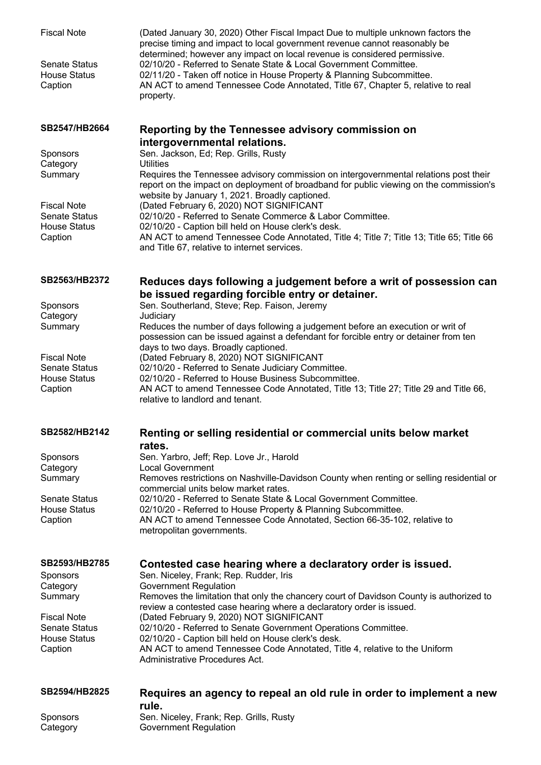Fiscal Note (Dated January 30, 2020) Other Fiscal Impact Due to multiple unknown factors the precise timing and impact to local government revenue cannot reasonably be determined; however any impact on local revenue is considered permissive.
Senate Status 02/10/20 - Referred to Senate State & Local Government Committee.
House Status 02/11/20 - Taken off notice in House Property & Planning Subcommittee.
Caption AN ACT to amend Tennessee Code Annotated, Title 67, Chapter 5, relative to real property.

## SB2547/HB2664 Reporting by the Tennessee advisory commission on intergovernmental relations.

Sponsors Sen. Jackson, Ed; Rep. Grills, Rusty
Category Utilities
Summary Requires the Tennessee advisory commission on intergovernmental relations post their report on the impact on deployment of broadband for public viewing on the commission's website by January 1, 2021. Broadly captioned.
Fiscal Note (Dated February 6, 2020) NOT SIGNIFICANT
Senate Status 02/10/20 - Referred to Senate Commerce & Labor Committee.
House Status 02/10/20 - Caption bill held on House clerk's desk.
Caption AN ACT to amend Tennessee Code Annotated, Title 4; Title 7; Title 13; Title 65; Title 66 and Title 67, relative to internet services.

## SB2563/HB2372 Reduces days following a judgement before a writ of possession can be issued regarding forcible entry or detainer.

Sponsors Sen. Southerland, Steve; Rep. Faison, Jeremy
Category Judiciary
Summary Reduces the number of days following a judgement before an execution or writ of possession can be issued against a defendant for forcible entry or detainer from ten days to two days. Broadly captioned.
Fiscal Note (Dated February 8, 2020) NOT SIGNIFICANT
Senate Status 02/10/20 - Referred to Senate Judiciary Committee.
House Status 02/10/20 - Referred to House Business Subcommittee.
Caption AN ACT to amend Tennessee Code Annotated, Title 13; Title 27; Title 29 and Title 66, relative to landlord and tenant.

## SB2582/HB2142 Renting or selling residential or commercial units below market rates.

Sponsors Sen. Yarbro, Jeff; Rep. Love Jr., Harold
Category Local Government
Summary Removes restrictions on Nashville-Davidson County when renting or selling residential or commercial units below market rates.
Senate Status 02/10/20 - Referred to Senate State & Local Government Committee.
House Status 02/10/20 - Referred to House Property & Planning Subcommittee.
Caption AN ACT to amend Tennessee Code Annotated, Section 66-35-102, relative to metropolitan governments.

## SB2593/HB2785 Contested case hearing where a declaratory order is issued.

Sponsors Sen. Niceley, Frank; Rep. Rudder, Iris
Category Government Regulation
Summary Removes the limitation that only the chancery court of Davidson County is authorized to review a contested case hearing where a declaratory order is issued.
Fiscal Note (Dated February 9, 2020) NOT SIGNIFICANT
Senate Status 02/10/20 - Referred to Senate Government Operations Committee.
House Status 02/10/20 - Caption bill held on House clerk's desk.
Caption AN ACT to amend Tennessee Code Annotated, Title 4, relative to the Uniform Administrative Procedures Act.

## SB2594/HB2825 Requires an agency to repeal an old rule in order to implement a new rule.

Sponsors Sen. Niceley, Frank; Rep. Grills, Rusty
Category Government Regulation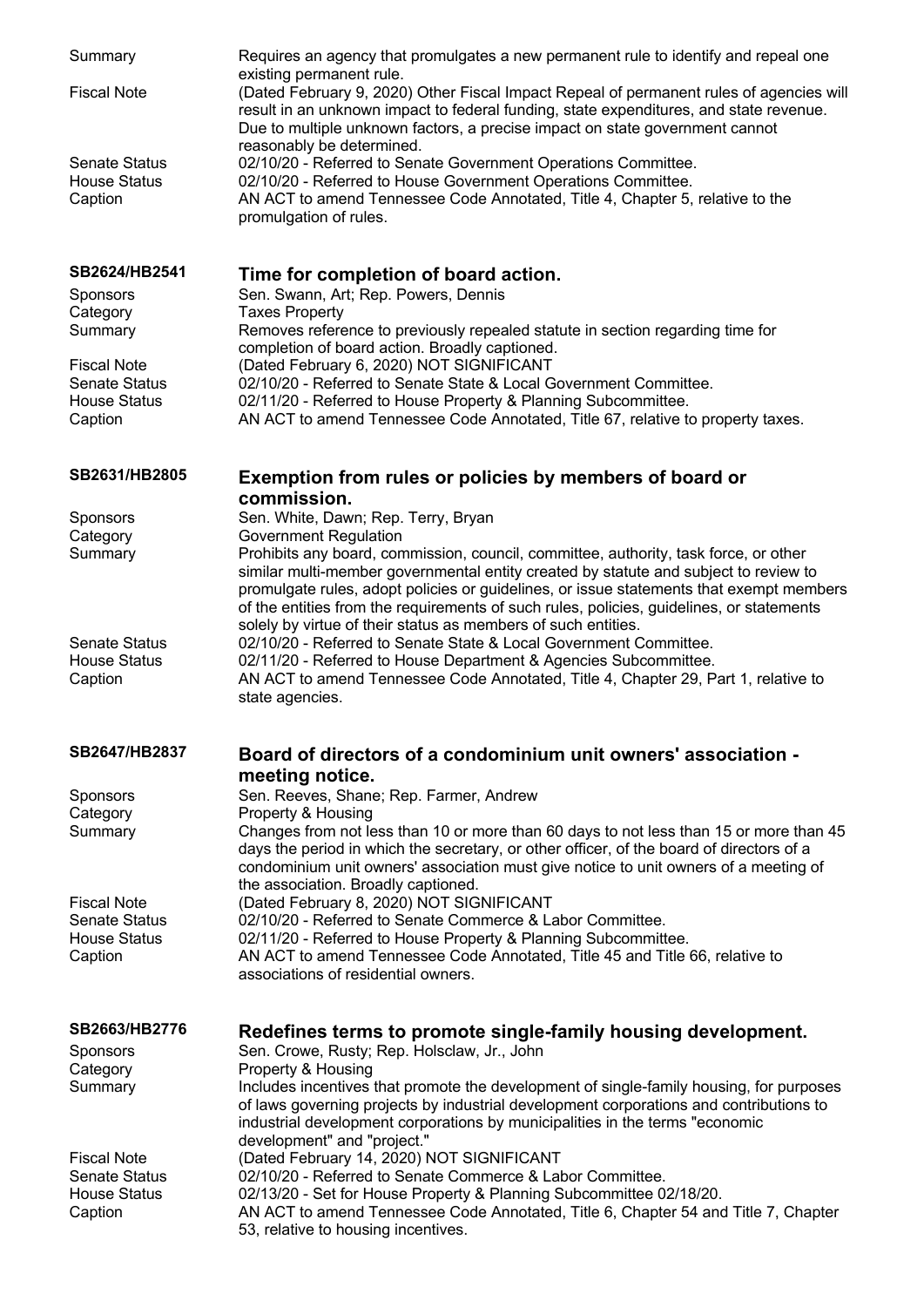| | |
|---|---|
| Summary | Requires an agency that promulgates a new permanent rule to identify and repeal one existing permanent rule. |
| Fiscal Note | (Dated February 9, 2020) Other Fiscal Impact Repeal of permanent rules of agencies will result in an unknown impact to federal funding, state expenditures, and state revenue. Due to multiple unknown factors, a precise impact on state government cannot reasonably be determined. |
| Senate Status | 02/10/20 - Referred to Senate Government Operations Committee. |
| House Status | 02/10/20 - Referred to House Government Operations Committee. |
| Caption | AN ACT to amend Tennessee Code Annotated, Title 4, Chapter 5, relative to the promulgation of rules. |

## SB2624/HB2541 — Time for completion of board action.

| | |
|---|---|
| Sponsors | Sen. Swann, Art; Rep. Powers, Dennis |
| Category | Taxes Property |
| Summary | Removes reference to previously repealed statute in section regarding time for completion of board action. Broadly captioned. |
| Fiscal Note | (Dated February 6, 2020) NOT SIGNIFICANT |
| Senate Status | 02/10/20 - Referred to Senate State & Local Government Committee. |
| House Status | 02/11/20 - Referred to House Property & Planning Subcommittee. |
| Caption | AN ACT to amend Tennessee Code Annotated, Title 67, relative to property taxes. |

## SB2631/HB2805 — Exemption from rules or policies by members of board or commission.

| | |
|---|---|
| Sponsors | Sen. White, Dawn; Rep. Terry, Bryan |
| Category | Government Regulation |
| Summary | Prohibits any board, commission, council, committee, authority, task force, or other similar multi-member governmental entity created by statute and subject to review to promulgate rules, adopt policies or guidelines, or issue statements that exempt members of the entities from the requirements of such rules, policies, guidelines, or statements solely by virtue of their status as members of such entities. |
| Senate Status | 02/10/20 - Referred to Senate State & Local Government Committee. |
| House Status | 02/11/20 - Referred to House Department & Agencies Subcommittee. |
| Caption | AN ACT to amend Tennessee Code Annotated, Title 4, Chapter 29, Part 1, relative to state agencies. |

## SB2647/HB2837 — Board of directors of a condominium unit owners' association - meeting notice.

| | |
|---|---|
| Sponsors | Sen. Reeves, Shane; Rep. Farmer, Andrew |
| Category | Property & Housing |
| Summary | Changes from not less than 10 or more than 60 days to not less than 15 or more than 45 days the period in which the secretary, or other officer, of the board of directors of a condominium unit owners' association must give notice to unit owners of a meeting of the association. Broadly captioned. |
| Fiscal Note | (Dated February 8, 2020) NOT SIGNIFICANT |
| Senate Status | 02/10/20 - Referred to Senate Commerce & Labor Committee. |
| House Status | 02/11/20 - Referred to House Property & Planning Subcommittee. |
| Caption | AN ACT to amend Tennessee Code Annotated, Title 45 and Title 66, relative to associations of residential owners. |

## SB2663/HB2776 — Redefines terms to promote single-family housing development.

| | |
|---|---|
| Sponsors | Sen. Crowe, Rusty; Rep. Holsclaw, Jr., John |
| Category | Property & Housing |
| Summary | Includes incentives that promote the development of single-family housing, for purposes of laws governing projects by industrial development corporations and contributions to industrial development corporations by municipalities in the terms "economic development" and "project." |
| Fiscal Note | (Dated February 14, 2020) NOT SIGNIFICANT |
| Senate Status | 02/10/20 - Referred to Senate Commerce & Labor Committee. |
| House Status | 02/13/20 - Set for House Property & Planning Subcommittee 02/18/20. |
| Caption | AN ACT to amend Tennessee Code Annotated, Title 6, Chapter 54 and Title 7, Chapter 53, relative to housing incentives. |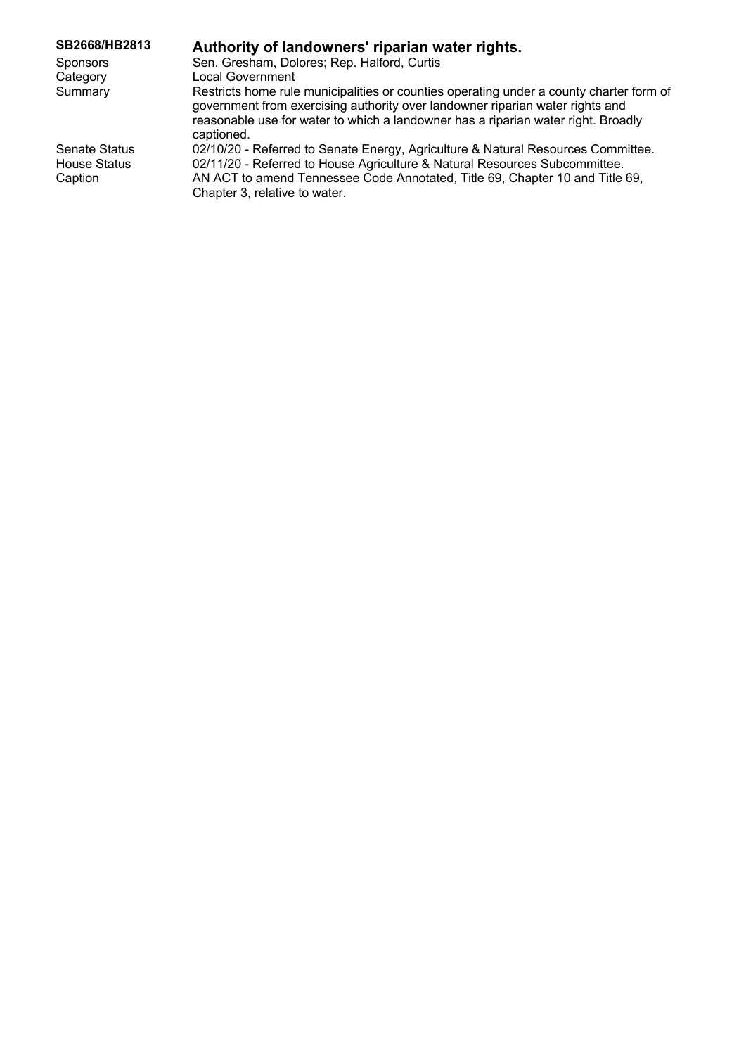**SB2668/HB2813** **Authority of landowners' riparian water rights.**

| | |
|---|---|
| Sponsors | Sen. Gresham, Dolores; Rep. Halford, Curtis |
| Category | Local Government |
| Summary | Restricts home rule municipalities or counties operating under a county charter form of government from exercising authority over landowner riparian water rights and reasonable use for water to which a landowner has a riparian water right. Broadly captioned. |
| Senate Status | 02/10/20 - Referred to Senate Energy, Agriculture & Natural Resources Committee. |
| House Status | 02/11/20 - Referred to House Agriculture & Natural Resources Subcommittee. |
| Caption | AN ACT to amend Tennessee Code Annotated, Title 69, Chapter 10 and Title 69, Chapter 3, relative to water. |